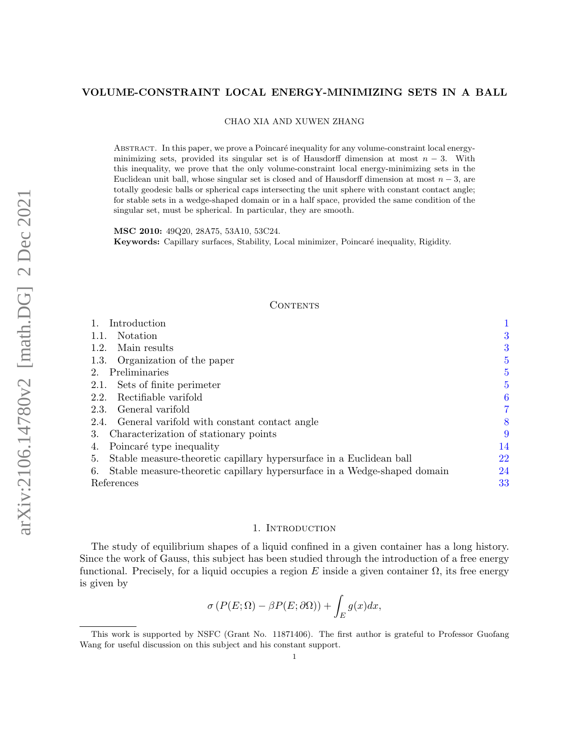# VOLUME-CONSTRAINT LOCAL ENERGY-MINIMIZING SETS IN A BALL

CHAO XIA AND XUWEN ZHANG

Abstract. In this paper, we prove a Poincaré inequality for any volume-constraint local energy-minimizing sets, provided its singular set is of Hausdorff dimension at most $n-3$. With this inequality, we prove that the only volume-constraint local energy-minimizing sets in the Euclidean unit ball, whose singular set is closed and of Hausdorff dimension at most $n-3$, are totally geodesic balls or spherical caps intersecting the unit sphere with constant contact angle; for stable sets in a wedge-shaped domain or in a half space, provided the same condition of the singular set, must be spherical. In particular, they are smooth.

**MSC 2010:** 49Q20, 28A75, 53A10, 53C24.

**Keywords:** Capillary surfaces, Stability, Local minimizer, Poincaré inequality, Rigidity.

## Contents

| | |
|---|---|
| 1. Introduction | 1 |
| 1.1. Notation | 3 |
| 1.2. Main results | 3 |
| 1.3. Organization of the paper | 5 |
| 2. Preliminaries | 5 |
| 2.1. Sets of finite perimeter | 5 |
| 2.2. Rectifiable varifold | 6 |
| 2.3. General varifold | 7 |
| 2.4. General varifold with constant contact angle | 8 |
| 3. Characterization of stationary points | 9 |
| 4. Poincaré type inequality | 14 |
| 5. Stable measure-theoretic capillary hypersurface in a Euclidean ball | 22 |
| 6. Stable measure-theoretic capillary hypersurface in a Wedge-shaped domain | 24 |
| References | 33 |

## 1. Introduction

The study of equilibrium shapes of a liquid confined in a given container has a long history. Since the work of Gauss, this subject has been studied through the introduction of a free energy functional. Precisely, for a liquid occupies a region $E$ inside a given container $\Omega$, its free energy is given by

$$\sigma\left(P(E;\Omega)-\beta P(E;\partial\Omega)\right)+\int_E g(x)dx,$$

This work is supported by NSFC (Grant No. 11871406). The first author is grateful to Professor Guofang Wang for useful discussion on this subject and his constant support.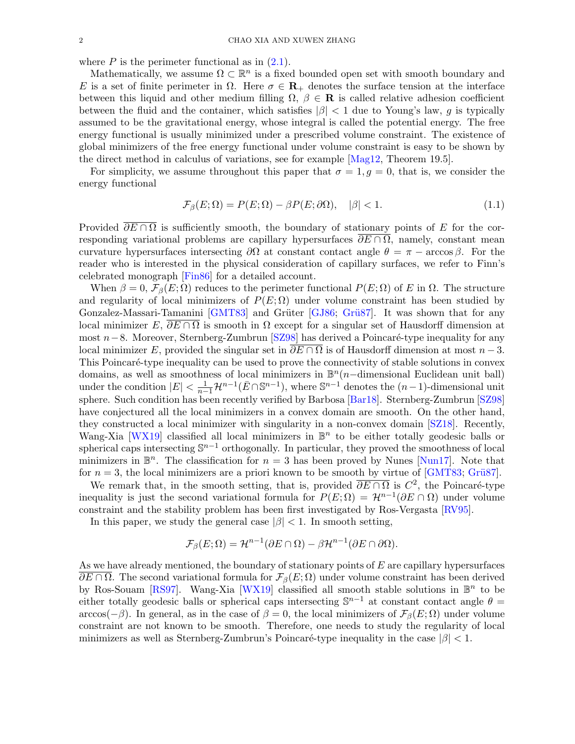where $P$ is the perimeter functional as in (2.1).

Mathematically, we assume $\Omega \subset \mathbb{R}^n$ is a fixed bounded open set with smooth boundary and $E$ is a set of finite perimeter in $\Omega$. Here $\sigma \in \mathbf{R}_+$ denotes the surface tension at the interface between this liquid and other medium filling $\Omega$, $\beta \in \mathbf{R}$ is called relative adhesion coefficient between the fluid and the container, which satisfies $|\beta| < 1$ due to Young's law, $g$ is typically assumed to be the gravitational energy, whose integral is called the potential energy. The free energy functional is usually minimized under a prescribed volume constraint. The existence of global minimizers of the free energy functional under volume constraint is easy to be shown by the direct method in calculus of variations, see for example [Mag12, Theorem 19.5].

For simplicity, we assume throughout this paper that $\sigma = 1, g = 0$, that is, we consider the energy functional

$$\mathcal{F}_\beta(E;\Omega) = P(E;\Omega) - \beta P(E;\partial\Omega), \quad |\beta| < 1. \tag{1.1}$$

Provided $\overline{\partial E \cap \Omega}$ is sufficiently smooth, the boundary of stationary points of $E$ for the corresponding variational problems are capillary hypersurfaces $\overline{\partial E \cap \Omega}$, namely, constant mean curvature hypersurfaces intersecting $\partial\Omega$ at constant contact angle $\theta = \pi - \arccos\beta$. For the reader who is interested in the physical consideration of capillary surfaces, we refer to Finn's celebrated monograph [Fin86] for a detailed account.

When $\beta = 0$, $\mathcal{F}_\beta(E;\Omega)$ reduces to the perimeter functional $P(E;\Omega)$ of $E$ in $\Omega$. The structure and regularity of local minimizers of $P(E;\Omega)$ under volume constraint has been studied by Gonzalez-Massari-Tamanini [GMT83] and Grüter [GJ86; Grü87]. It was shown that for any local minimizer $E$, $\overline{\partial E \cap \Omega}$ is smooth in $\Omega$ except for a singular set of Hausdorff dimension at most $n-8$. Moreover, Sternberg-Zumbrun [SZ98] has derived a Poincaré-type inequality for any local minimizer $E$, provided the singular set in $\overline{\partial E \cap \Omega}$ is of Hausdorff dimension at most $n-3$. This Poincaré-type inequality can be used to prove the connectivity of stable solutions in convex domains, as well as smoothness of local minimizers in $\mathbb{B}^n$($n-$dimensional Euclidean unit ball) under the condition $|E| < \frac{1}{n-1}\mathcal{H}^{n-1}(\bar{E} \cap \mathbb{S}^{n-1})$, where $\mathbb{S}^{n-1}$ denotes the $(n-1)$-dimensional unit sphere. Such condition has been recently verified by Barbosa [Bar18]. Sternberg-Zumbrun [SZ98] have conjectured all the local minimizers in a convex domain are smooth. On the other hand, they constructed a local minimizer with singularity in a non-convex domain [SZ18]. Recently, Wang-Xia [WX19] classified all local minimizers in $\mathbb{B}^n$ to be either totally geodesic balls or spherical caps intersecting $\mathbb{S}^{n-1}$ orthogonally. In particular, they proved the smoothness of local minimizers in $\mathbb{B}^n$. The classification for $n = 3$ has been proved by Nunes [Nun17]. Note that for $n = 3$, the local minimizers are a priori known to be smooth by virtue of [GMT83; Grü87].

We remark that, in the smooth setting, that is, provided $\overline{\partial E \cap \Omega}$ is $C^2$, the Poincaré-type inequality is just the second variational formula for $P(E;\Omega) = \mathcal{H}^{n-1}(\partial E \cap \Omega)$ under volume constraint and the stability problem has been first investigated by Ros-Vergasta [RV95].

In this paper, we study the general case $|\beta| < 1$. In smooth setting,

$$\mathcal{F}_\beta(E;\Omega) = \mathcal{H}^{n-1}(\partial E \cap \Omega) - \beta\mathcal{H}^{n-1}(\partial E \cap \partial\Omega).$$

As we have already mentioned, the boundary of stationary points of $E$ are capillary hypersurfaces $\overline{\partial E \cap \Omega}$. The second variational formula for $\mathcal{F}_\beta(E;\Omega)$ under volume constraint has been derived by Ros-Souam [RS97]. Wang-Xia [WX19] classified all smooth stable solutions in $\mathbb{B}^n$ to be either totally geodesic balls or spherical caps intersecting $\mathbb{S}^{n-1}$ at constant contact angle $\theta = \arccos(-\beta)$. In general, as in the case of $\beta = 0$, the local minimizers of $\mathcal{F}_\beta(E;\Omega)$ under volume constraint are not known to be smooth. Therefore, one needs to study the regularity of local minimizers as well as Sternberg-Zumbrun's Poincaré-type inequality in the case $|\beta| < 1$.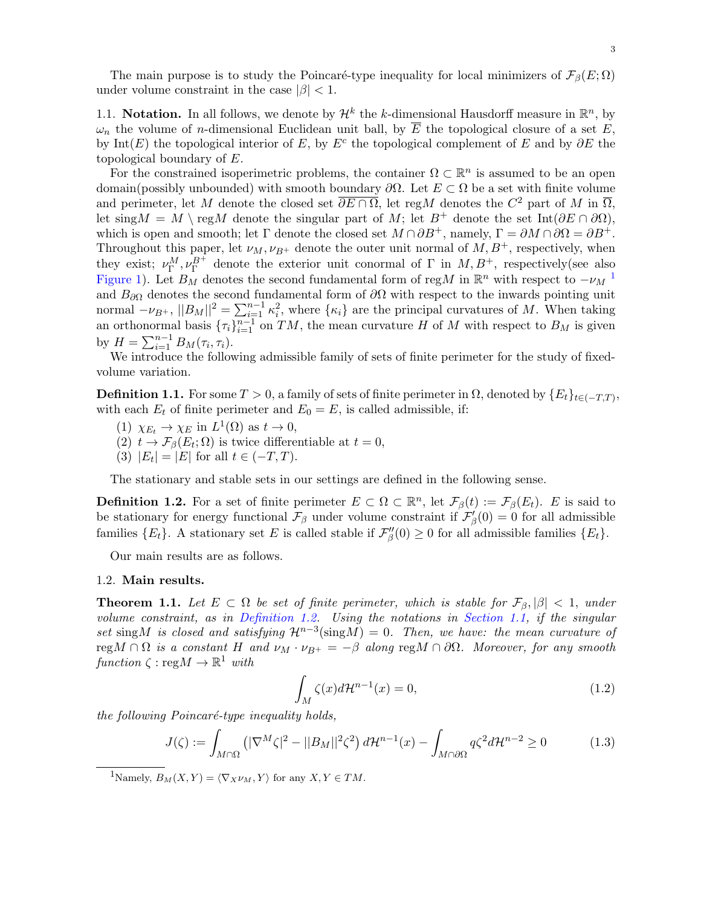The main purpose is to study the Poincaré-type inequality for local minimizers of $\mathcal{F}_\beta(E;\Omega)$ under volume constraint in the case $|\beta|<1$.

### 1.1. Notation.

In all follows, we denote by $\mathcal{H}^k$ the $k$-dimensional Hausdorff measure in $\mathbb{R}^n$, by $\omega_n$ the volume of $n$-dimensional Euclidean unit ball, by $\overline{E}$ the topological closure of a set $E$, by $\mathrm{Int}(E)$ the topological interior of $E$, by $E^c$ the topological complement of $E$ and by $\partial E$ the topological boundary of $E$.

For the constrained isoperimetric problems, the container $\Omega \subset \mathbb{R}^n$ is assumed to be an open domain(possibly unbounded) with smooth boundary $\partial\Omega$. Let $E \subset \Omega$ be a set with finite volume and perimeter, let $M$ denote the closed set $\overline{\partial E \cap \Omega}$, let $\mathrm{reg}M$ denotes the $C^2$ part of $M$ in $\overline{\Omega}$, let $\mathrm{sing}M = M \setminus \mathrm{reg}M$ denote the singular part of $M$; let $B^+$ denote the set $\mathrm{Int}(\partial E \cap \partial\Omega)$, which is open and smooth; let $\Gamma$ denote the closed set $M \cap \partial B^+$, namely, $\Gamma = \partial M \cap \partial\Omega = \partial B^+$. Throughout this paper, let $\nu_M, \nu_{B^+}$ denote the outer unit normal of $M, B^+$, respectively, when they exist; $\nu_\Gamma^M, \nu_\Gamma^{B^+}$ denote the exterior unit conormal of $\Gamma$ in $M, B^+$, respectively(see also Figure 1). Let $B_M$ denotes the second fundamental form of $\mathrm{reg}M$ in $\mathbb{R}^n$ with respect to $-\nu_M$ [1] and $B_{\partial\Omega}$ denotes the second fundamental form of $\partial\Omega$ with respect to the inwards pointing unit normal $-\nu_{B^+}$, $||B_M||^2 = \sum_{i=1}^{n-1}\kappa_i^2$, where $\{\kappa_i\}$ are the principal curvatures of $M$. When taking an orthonormal basis $\{\tau_i\}_{i=1}^{n-1}$ on $TM$, the mean curvature $H$ of $M$ with respect to $B_M$ is given by $H = \sum_{i=1}^{n-1} B_M(\tau_i,\tau_i)$.

We introduce the following admissible family of sets of finite perimeter for the study of fixed-volume variation.

**Definition 1.1.** For some $T>0$, a family of sets of finite perimeter in $\Omega$, denoted by $\{E_t\}_{t\in(-T,T)}$, with each $E_t$ of finite perimeter and $E_0 = E$, is called admissible, if:

1. $\chi_{E_t} \to \chi_E$ in $L^1(\Omega)$ as $t \to 0$,
2. $t \to \mathcal{F}_\beta(E_t;\Omega)$ is twice differentiable at $t=0$,
3. $|E_t| = |E|$ for all $t \in (-T,T)$.

The stationary and stable sets in our settings are defined in the following sense.

**Definition 1.2.** For a set of finite perimeter $E \subset \Omega \subset \mathbb{R}^n$, let $\mathcal{F}_\beta(t) := \mathcal{F}_\beta(E_t)$. $E$ is said to be stationary for energy functional $\mathcal{F}_\beta$ under volume constraint if $\mathcal{F}_\beta'(0) = 0$ for all admissible families $\{E_t\}$. A stationary set $E$ is called stable if $\mathcal{F}_\beta''(0) \geq 0$ for all admissible families $\{E_t\}$.

Our main results are as follows.

### 1.2. Main results.

**Theorem 1.1.** *Let $E \subset \Omega$ be set of finite perimeter, which is stable for $\mathcal{F}_\beta, |\beta|<1$, under volume constraint, as in Definition 1.2. Using the notations in Section 1.1, if the singular set $\mathrm{sing}M$ is closed and satisfying $\mathcal{H}^{n-3}(\mathrm{sing}M) = 0$. Then, we have: the mean curvature of $\mathrm{reg}M \cap \Omega$ is a constant $H$ and $\nu_M \cdot \nu_{B^+} = -\beta$ along $\mathrm{reg}M \cap \partial\Omega$. Moreover, for any smooth function $\zeta : \mathrm{reg}M \to \mathbb{R}^1$ with*

$$\int_M \zeta(x)\, d\mathcal{H}^{n-1}(x) = 0, \tag{1.2}$$

*the following Poincaré-type inequality holds,*

$$J(\zeta) := \int_{M\cap\Omega} \left(|\nabla^M \zeta|^2 - ||B_M||^2\zeta^2\right) d\mathcal{H}^{n-1}(x) - \int_{M\cap\partial\Omega} q\zeta^2 d\mathcal{H}^{n-2} \geq 0 \tag{1.3}$$

[1] Namely, $B_M(X,Y) = \langle \nabla_X \nu_M, Y\rangle$ for any $X, Y \in TM$.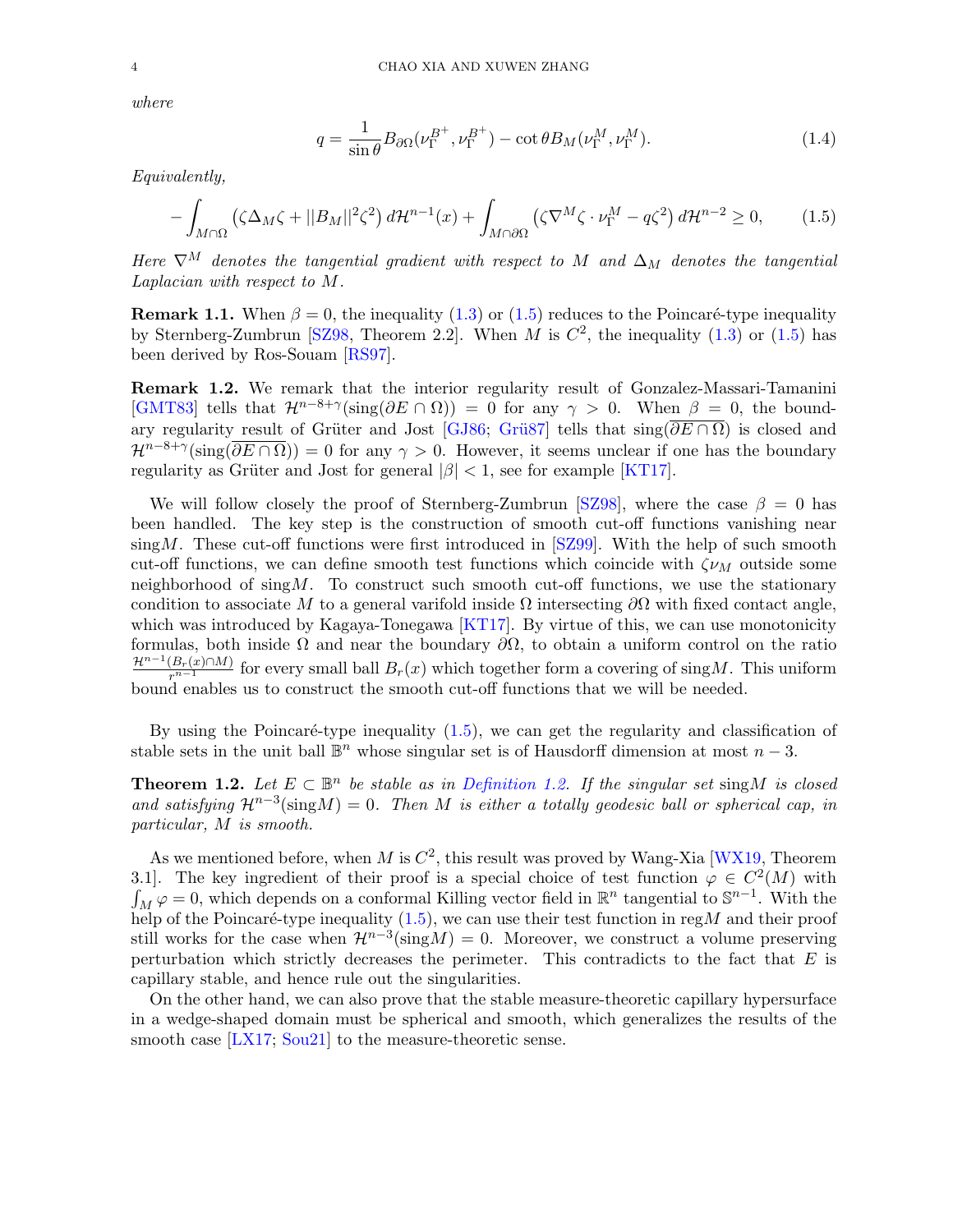*where*

$$q = \frac{1}{\sin\theta} B_{\partial\Omega}(\nu_\Gamma^{B^+}, \nu_\Gamma^{B^+}) - \cot\theta B_M(\nu_\Gamma^M, \nu_\Gamma^M). \tag{1.4}$$

*Equivalently,*

$$-\int_{M\cap\Omega} \left(\zeta\Delta_M\zeta + ||B_M||^2\zeta^2\right) d\mathcal{H}^{n-1}(x) + \int_{M\cap\partial\Omega} \left(\zeta\nabla^M\zeta \cdot \nu_\Gamma^M - q\zeta^2\right) d\mathcal{H}^{n-2} \geq 0, \tag{1.5}$$

*Here $\nabla^M$ denotes the tangential gradient with respect to $M$ and $\Delta_M$ denotes the tangential Laplacian with respect to $M$.*

**Remark 1.1.** When $\beta = 0$, the inequality (1.3) or (1.5) reduces to the Poincaré-type inequality by Sternberg-Zumbrun [SZ98, Theorem 2.2]. When $M$ is $C^2$, the inequality (1.3) or (1.5) has been derived by Ros-Souam [RS97].

**Remark 1.2.** We remark that the interior regularity result of Gonzalez-Massari-Tamanini [GMT83] tells that $\mathcal{H}^{n-8+\gamma}(\mathrm{sing}(\partial E \cap \Omega)) = 0$ for any $\gamma > 0$. When $\beta = 0$, the boundary regularity result of Grüter and Jost [GJ86; Grü87] tells that $\mathrm{sing}(\overline{\partial E \cap \Omega})$ is closed and $\mathcal{H}^{n-8+\gamma}(\mathrm{sing}(\overline{\partial E \cap \Omega})) = 0$ for any $\gamma > 0$. However, it seems unclear if one has the boundary regularity as Grüter and Jost for general $|\beta| < 1$, see for example [KT17].

We will follow closely the proof of Sternberg-Zumbrun [SZ98], where the case $\beta = 0$ has been handled. The key step is the construction of smooth cut-off functions vanishing near $\mathrm{sing}M$. These cut-off functions were first introduced in [SZ99]. With the help of such smooth cut-off functions, we can define smooth test functions which coincide with $\zeta\nu_M$ outside some neighborhood of $\mathrm{sing}M$. To construct such smooth cut-off functions, we use the stationary condition to associate $M$ to a general varifold inside $\Omega$ intersecting $\partial\Omega$ with fixed contact angle, which was introduced by Kagaya-Tonegawa [KT17]. By virtue of this, we can use monotonicity formulas, both inside $\Omega$ and near the boundary $\partial\Omega$, to obtain a uniform control on the ratio $\frac{\mathcal{H}^{n-1}(B_r(x)\cap M)}{r^{n-1}}$ for every small ball $B_r(x)$ which together form a covering of $\mathrm{sing}M$. This uniform bound enables us to construct the smooth cut-off functions that we will be needed.

By using the Poincaré-type inequality (1.5), we can get the regularity and classification of stable sets in the unit ball $\mathbb{B}^n$ whose singular set is of Hausdorff dimension at most $n-3$.

**Theorem 1.2.** *Let $E \subset \mathbb{B}^n$ be stable as in Definition 1.2. If the singular set $\mathrm{sing}M$ is closed and satisfying $\mathcal{H}^{n-3}(\mathrm{sing}M) = 0$. Then $M$ is either a totally geodesic ball or spherical cap, in particular, $M$ is smooth.*

As we mentioned before, when $M$ is $C^2$, this result was proved by Wang-Xia [WX19, Theorem 3.1]. The key ingredient of their proof is a special choice of test function $\varphi \in C^2(M)$ with $\int_M \varphi = 0$, which depends on a conformal Killing vector field in $\mathbb{R}^n$ tangential to $\mathbb{S}^{n-1}$. With the help of the Poincaré-type inequality (1.5), we can use their test function in $\mathrm{reg}M$ and their proof still works for the case when $\mathcal{H}^{n-3}(\mathrm{sing}M) = 0$. Moreover, we construct a volume preserving perturbation which strictly decreases the perimeter. This contradicts to the fact that $E$ is capillary stable, and hence rule out the singularities.

On the other hand, we can also prove that the stable measure-theoretic capillary hypersurface in a wedge-shaped domain must be spherical and smooth, which generalizes the results of the smooth case [LX17; Sou21] to the measure-theoretic sense.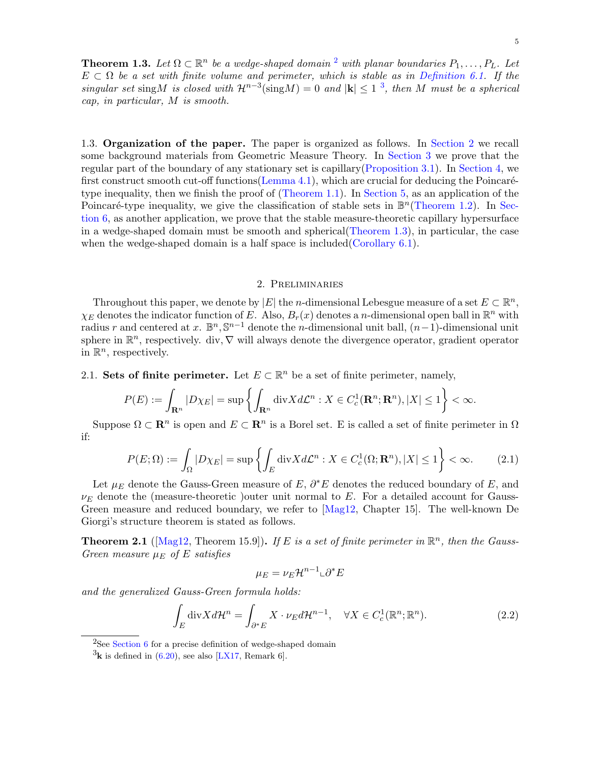**Theorem 1.3.** *Let $\Omega \subset \mathbb{R}^n$ be a wedge-shaped domain [2] with planar boundaries $P_1, \ldots, P_L$. Let $E \subset \Omega$ be a set with finite volume and perimeter, which is stable as in Definition 6.1. If the singular set* $\text{sing}M$ *is closed with* $\mathcal{H}^{n-3}(\text{sing}M) = 0$ *and* $|\mathbf{k}| \leq 1$ [3], *then $M$ must be a spherical cap, in particular, $M$ is smooth.*

1.3. **Organization of the paper.** The paper is organized as follows. In Section 2 we recall some background materials from Geometric Measure Theory. In Section 3 we prove that the regular part of the boundary of any stationary set is capillary(Proposition 3.1). In Section 4, we first construct smooth cut-off functions(Lemma 4.1), which are crucial for deducing the Poincaré-type inequality, then we finish the proof of (Theorem 1.1). In Section 5, as an application of the Poincaré-type inequality, we give the classification of stable sets in $\mathbb{B}^n$(Theorem 1.2). In Section 6, as another application, we prove that the stable measure-theoretic capillary hypersurface in a wedge-shaped domain must be smooth and spherical(Theorem 1.3), in particular, the case when the wedge-shaped domain is a half space is included(Corollary 6.1).

## 2. Preliminaries

Throughout this paper, we denote by $|E|$ the $n$-dimensional Lebesgue measure of a set $E \subset \mathbb{R}^n$, $\chi_E$ denotes the indicator function of $E$. Also, $B_r(x)$ denotes a $n$-dimensional open ball in $\mathbb{R}^n$ with radius $r$ and centered at $x$. $\mathbb{B}^n, \mathbb{S}^{n-1}$ denote the $n$-dimensional unit ball, $(n-1)$-dimensional unit sphere in $\mathbb{R}^n$, respectively. div, $\nabla$ will always denote the divergence operator, gradient operator in $\mathbb{R}^n$, respectively.

2.1. **Sets of finite perimeter.** Let $E \subset \mathbb{R}^n$ be a set of finite perimeter, namely,

$$P(E) := \int_{\mathbf{R}^n} |D\chi_E| = \sup\left\{\int_{\mathbf{R}^n} \text{div} X d\mathcal{L}^n : X \in C^1_c(\mathbf{R}^n; \mathbf{R}^n), |X| \leq 1\right\} < \infty.$$

Suppose $\Omega \subset \mathbf{R}^n$ is open and $E \subset \mathbf{R}^n$ is a Borel set. E is called a set of finite perimeter in $\Omega$ if:

$$P(E; \Omega) := \int_{\Omega} |D\chi_E| = \sup\left\{\int_{E} \text{div} X d\mathcal{L}^n : X \in C^1_c(\Omega; \mathbf{R}^n), |X| \leq 1\right\} < \infty. \tag{2.1}$$

Let $\mu_E$ denote the Gauss-Green measure of $E$, $\partial^* E$ denotes the reduced boundary of $E$, and $\nu_E$ denote the (measure-theoretic )outer unit normal to $E$. For a detailed account for Gauss-Green measure and reduced boundary, we refer to [Mag12, Chapter 15]. The well-known De Giorgi's structure theorem is stated as follows.

**Theorem 2.1** ([Mag12, Theorem 15.9])**.** *If $E$ is a set of finite perimeter in $\mathbb{R}^n$, then the Gauss-Green measure $\mu_E$ of $E$ satisfies*

$$\mu_E = \nu_E \mathcal{H}^{n-1} \llcorner \partial^* E$$

*and the generalized Gauss-Green formula holds:*

$$\int_E \text{div} X d\mathcal{H}^n = \int_{\partial^* E} X \cdot \nu_E d\mathcal{H}^{n-1}, \quad \forall X \in C^1_c(\mathbb{R}^n; \mathbb{R}^n). \tag{2.2}$$

[2] See Section 6 for a precise definition of wedge-shaped domain

[3] $\mathbf{k}$ is defined in (6.20), see also [LX17, Remark 6].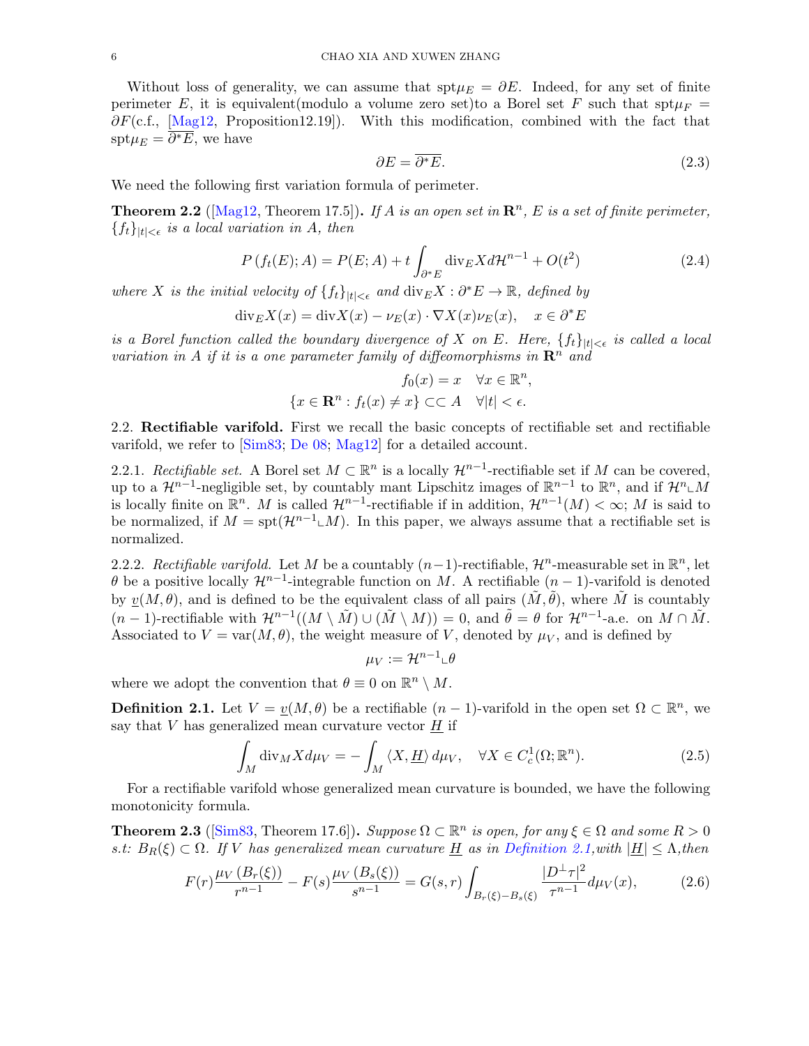Without loss of generality, we can assume that $\mathrm{spt}\mu_E = \partial E$. Indeed, for any set of finite perimeter $E$, it is equivalent(modulo a volume zero set)to a Borel set $F$ such that $\mathrm{spt}\mu_F = \partial F$(c.f., [Mag12, Proposition12.19]). With this modification, combined with the fact that $\mathrm{spt}\mu_E = \overline{\partial^* E}$, we have

$$\partial E = \overline{\partial^* E}. \tag{2.3}$$

We need the following first variation formula of perimeter.

**Theorem 2.2** ([Mag12, Theorem 17.5])**.** *If $A$ is an open set in $\mathbf{R}^n$, $E$ is a set of finite perimeter, $\{f_t\}_{|t|<\epsilon}$ is a local variation in $A$, then*

$$P\left(f_t(E); A\right) = P(E; A) + t \int_{\partial^* E} \mathrm{div}_E X d\mathcal{H}^{n-1} + O(t^2) \tag{2.4}$$

*where $X$ is the initial velocity of $\{f_t\}_{|t|<\epsilon}$ and $\mathrm{div}_E X : \partial^* E \to \mathbb{R}$, defined by*

$$\mathrm{div}_E X(x) = \mathrm{div} X(x) - \nu_E(x) \cdot \nabla X(x) \nu_E(x), \quad x \in \partial^* E$$

*is a Borel function called the boundary divergence of $X$ on $E$. Here, $\{f_t\}_{|t|<\epsilon}$ is called a local variation in $A$ if it is a one parameter family of diffeomorphisms in $\mathbf{R}^n$ and*

$$f_0(x) = x \quad \forall x \in \mathbb{R}^n,$$
$$\{x \in \mathbf{R}^n : f_t(x) \neq x\} \subset\subset A \quad \forall |t| < \epsilon.$$

2.2. **Rectifiable varifold.** First we recall the basic concepts of rectifiable set and rectifiable varifold, we refer to [Sim83; De 08; Mag12] for a detailed account.

2.2.1. *Rectifiable set.* A Borel set $M \subset \mathbb{R}^n$ is a locally $\mathcal{H}^{n-1}$-rectifiable set if $M$ can be covered, up to a $\mathcal{H}^{n-1}$-negligible set, by countably mant Lipschitz images of $\mathbb{R}^{n-1}$ to $\mathbb{R}^n$, and if $\mathcal{H}^n \llcorner M$ is locally finite on $\mathbb{R}^n$. $M$ is called $\mathcal{H}^{n-1}$-rectifiable if in addition, $\mathcal{H}^{n-1}(M) < \infty$; $M$ is said to be normalized, if $M = \mathrm{spt}(\mathcal{H}^{n-1} \llcorner M)$. In this paper, we always assume that a rectifiable set is normalized.

2.2.2. *Rectifiable varifold.* Let $M$ be a countably $(n-1)$-rectifiable, $\mathcal{H}^n$-measurable set in $\mathbb{R}^n$, let $\theta$ be a positive locally $\mathcal{H}^{n-1}$-integrable function on $M$. A rectifiable $(n-1)$-varifold is denoted by $\underline{v}(M, \theta)$, and is defined to be the equivalent class of all pairs $(\tilde{M}, \tilde{\theta})$, where $\tilde{M}$ is countably $(n-1)$-rectifiable with $\mathcal{H}^{n-1}((M \setminus \tilde{M}) \cup (\tilde{M} \setminus M)) = 0$, and $\tilde{\theta} = \theta$ for $\mathcal{H}^{n-1}$-a.e. on $M \cap \tilde{M}$. Associated to $V = \mathrm{var}(M, \theta)$, the weight measure of $V$, denoted by $\mu_V$, and is defined by

$$\mu_V := \mathcal{H}^{n-1} \llcorner \theta$$

where we adopt the convention that $\theta \equiv 0$ on $\mathbb{R}^n \setminus M$.

**Definition 2.1.** Let $V = \underline{v}(M, \theta)$ be a rectifiable $(n-1)$-varifold in the open set $\Omega \subset \mathbb{R}^n$, we say that $V$ has generalized mean curvature vector $\underline{H}$ if

$$\int_M \mathrm{div}_M X d\mu_V = -\int_M \langle X, \underline{H} \rangle \, d\mu_V, \quad \forall X \in C^1_c(\Omega; \mathbb{R}^n). \tag{2.5}$$

For a rectifiable varifold whose generalized mean curvature is bounded, we have the following monotonicity formula.

**Theorem 2.3** ([Sim83, Theorem 17.6])**.** *Suppose $\Omega \subset \mathbb{R}^n$ is open, for any $\xi \in \Omega$ and some $R > 0$ s.t: $B_R(\xi) \subset \Omega$. If $V$ has generalized mean curvature $\underline{H}$ as in Definition 2.1, with $|\underline{H}| \leq \Lambda$, then*

$$F(r) \frac{\mu_V\left(B_r(\xi)\right)}{r^{n-1}} - F(s) \frac{\mu_V\left(B_s(\xi)\right)}{s^{n-1}} = G(s, r) \int_{B_r(\xi) - B_s(\xi)} \frac{|D^\perp \tau|^2}{\tau^{n-1}} d\mu_V(x), \tag{2.6}$$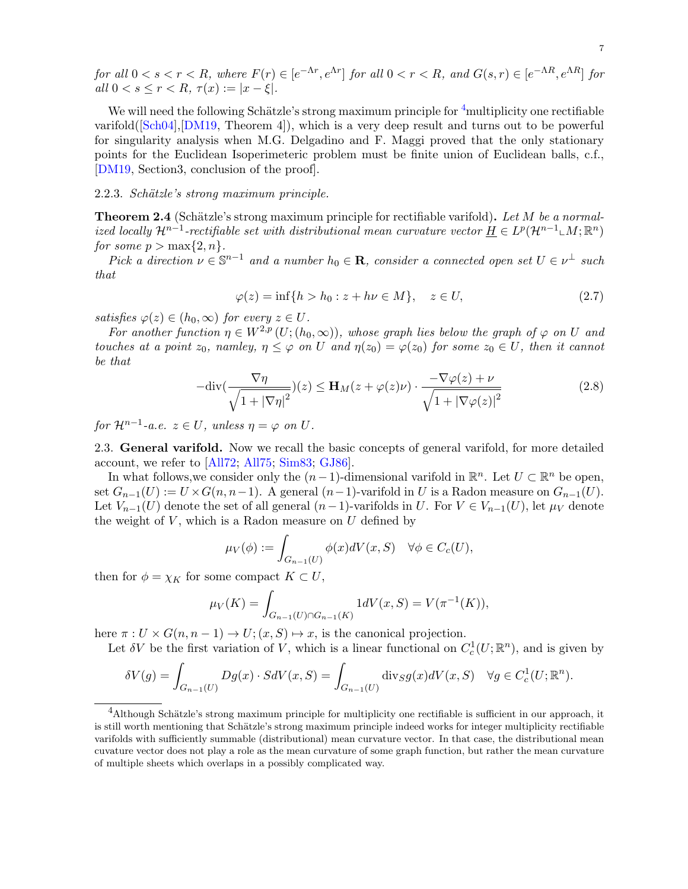*for all* $0 < s < r < R$*, where* $F(r) \in [e^{-\Lambda r}, e^{\Lambda r}]$ *for all* $0 < r < R$*, and* $G(s,r) \in [e^{-\Lambda R}, e^{\Lambda R}]$ *for all* $0 < s \leq r < R$*,* $\tau(x) := |x - \xi|$*.*

We will need the following Schätzle's strong maximum principle for [4]multiplicity one rectifiable varifold([Sch04],[DM19, Theorem 4]), which is a very deep result and turns out to be powerful for singularity analysis when M.G. Delgadino and F. Maggi proved that the only stationary points for the Euclidean Isoperimeteric problem must be finite union of Euclidean balls, c.f., [DM19, Section3, conclusion of the proof].

2.2.3. *Schätzle's strong maximum principle.*

**Theorem 2.4** (Schätzle's strong maximum principle for rectifiable varifold)**.** *Let* $M$ *be a normalized locally* $\mathcal{H}^{n-1}$*-rectifiable set with distributional mean curvature vector* $\underline{H} \in L^p(\mathcal{H}^{n-1} \llcorner M; \mathbb{R}^n)$ *for some* $p > \max\{2, n\}$*.*

*Pick a direction* $\nu \in \mathbb{S}^{n-1}$ *and a number* $h_0 \in \mathbf{R}$*, consider a connected open set* $U \in \nu^{\perp}$ *such that*

$$\varphi(z) = \inf\{h > h_0 : z + h\nu \in M\}, \quad z \in U, \tag{2.7}$$

*satisfies* $\varphi(z) \in (h_0, \infty)$ *for every* $z \in U$*.*

*For another function* $\eta \in W^{2,p}(U; (h_0, \infty))$*, whose graph lies below the graph of* $\varphi$ *on* $U$ *and touches at a point* $z_0$*, namley,* $\eta \leq \varphi$ *on* $U$ *and* $\eta(z_0) = \varphi(z_0)$ *for some* $z_0 \in U$*, then it cannot be that*

$$-\mathrm{div}\left(\frac{\nabla \eta}{\sqrt{1 + |\nabla \eta|^2}}\right)(z) \leq \mathbf{H}_M(z + \varphi(z)\nu) \cdot \frac{-\nabla \varphi(z) + \nu}{\sqrt{1 + |\nabla \varphi(z)|^2}} \tag{2.8}$$

*for* $\mathcal{H}^{n-1}$*-a.e.* $z \in U$*, unless* $\eta = \varphi$ *on* $U$*.*

2.3. **General varifold.** Now we recall the basic concepts of general varifold, for more detailed account, we refer to [All72; All75; Sim83; GJ86].

In what follows,we consider only the $(n-1)$-dimensional varifold in $\mathbb{R}^n$. Let $U \subset \mathbb{R}^n$ be open, set $G_{n-1}(U) := U \times G(n, n-1)$. A general $(n-1)$-varifold in $U$ is a Radon measure on $G_{n-1}(U)$. Let $V_{n-1}(U)$ denote the set of all general $(n-1)$-varifolds in $U$. For $V \in V_{n-1}(U)$, let $\mu_V$ denote the weight of $V$, which is a Radon measure on $U$ defined by

$$\mu_V(\phi) := \int_{G_{n-1}(U)} \phi(x) dV(x, S) \quad \forall \phi \in C_c(U),$$

then for $\phi = \chi_K$ for some compact $K \subset U$,

$$\mu_V(K) = \int_{G_{n-1}(U) \cap G_{n-1}(K)} 1 dV(x, S) = V(\pi^{-1}(K)),$$

here $\pi : U \times G(n, n-1) \to U; (x, S) \mapsto x$, is the canonical projection.

Let $\delta V$ be the first variation of $V$, which is a linear functional on $C_c^1(U; \mathbb{R}^n)$, and is given by

$$\delta V(g) = \int_{G_{n-1}(U)} Dg(x) \cdot S dV(x, S) = \int_{G_{n-1}(U)} \mathrm{div}_S g(x) dV(x, S) \quad \forall g \in C_c^1(U; \mathbb{R}^n).$$

---

[4]Although Schätzle's strong maximum principle for multiplicity one rectifiable is sufficient in our approach, it is still worth mentioning that Schätzle's strong maximum principle indeed works for integer multiplicity rectifiable varifolds with sufficiently summable (distributional) mean curvature vector. In that case, the distributional mean cuvature vector does not play a role as the mean curvature of some graph function, but rather the mean curvature of multiple sheets which overlaps in a possibly complicated way.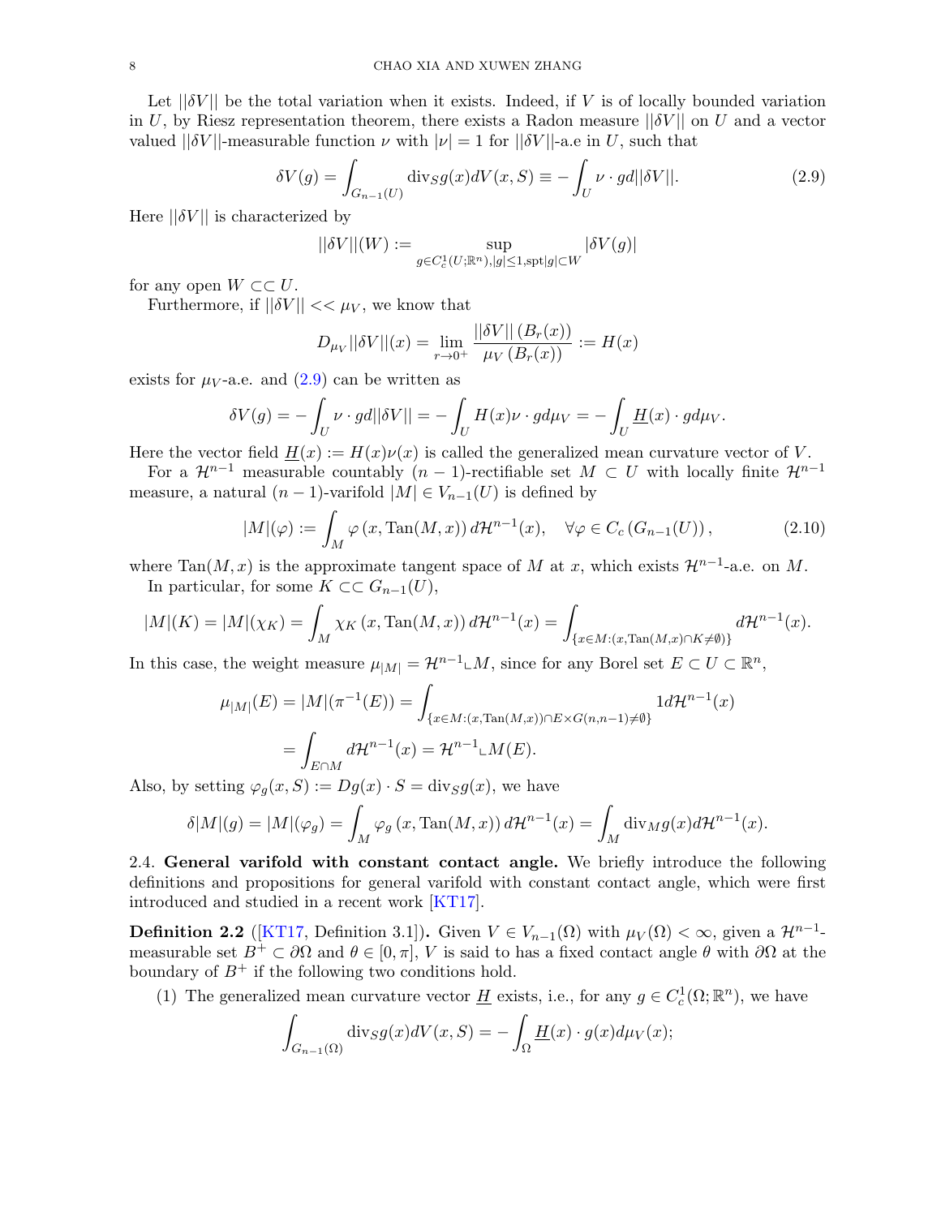Let $||\delta V||$ be the total variation when it exists. Indeed, if $V$ is of locally bounded variation in $U$, by Riesz representation theorem, there exists a Radon measure $||\delta V||$ on $U$ and a vector valued $||\delta V||$-measurable function $\nu$ with $|\nu| = 1$ for $||\delta V||$-a.e in $U$, such that

$$\delta V(g) = \int_{G_{n-1}(U)} \mathrm{div}_S g(x) dV(x,S) \equiv -\int_U \nu \cdot g d||\delta V||. \tag{2.9}$$

Here $||\delta V||$ is characterized by

$$||\delta V||(W) := \sup_{g \in C_c^1(U;\mathbb{R}^n), |g| \leq 1, \mathrm{spt}|g| \subset W} |\delta V(g)|$$

for any open $W \subset\subset U$.

Furthermore, if $||\delta V|| << \mu_V$, we know that

$$D_{\mu_V}||\delta V||(x) = \lim_{r \to 0^+} \frac{||\delta V|| \left(B_r(x)\right)}{\mu_V\left(B_r(x)\right)} := H(x)$$

exists for $\mu_V$-a.e. and (2.9) can be written as

$$\delta V(g) = -\int_U \nu \cdot g d||\delta V|| = -\int_U H(x) \nu \cdot g d\mu_V = -\int_U \underline{H}(x) \cdot g d\mu_V.$$

Here the vector field $\underline{H}(x) := H(x)\nu(x)$ is called the generalized mean curvature vector of $V$.

For a $\mathcal{H}^{n-1}$ measurable countably $(n-1)$-rectifiable set $M \subset U$ with locally finite $\mathcal{H}^{n-1}$ measure, a natural $(n-1)$-varifold $|M| \in V_{n-1}(U)$ is defined by

$$|M|(\varphi) := \int_M \varphi\left(x, \mathrm{Tan}(M,x)\right) d\mathcal{H}^{n-1}(x), \quad \forall \varphi \in C_c\left(G_{n-1}(U)\right), \tag{2.10}$$

where $\mathrm{Tan}(M,x)$ is the approximate tangent space of $M$ at $x$, which exists $\mathcal{H}^{n-1}$-a.e. on $M$.

In particular, for some $K \subset\subset G_{n-1}(U)$,

$$|M|(K) = |M|(\chi_K) = \int_M \chi_K\left(x, \mathrm{Tan}(M,x)\right) d\mathcal{H}^{n-1}(x) = \int_{\{x \in M : (x, \mathrm{Tan}(M,x) \cap K \neq \emptyset)\}} d\mathcal{H}^{n-1}(x).$$

In this case, the weight measure $\mu_{|M|} = \mathcal{H}^{n-1} \llcorner M$, since for any Borel set $E \subset U \subset \mathbb{R}^n$,

$$\begin{aligned}
\mu_{|M|}(E) = |M|(\pi^{-1}(E)) &= \int_{\{x \in M : (x, \mathrm{Tan}(M,x)) \cap E \times G(n,n-1) \neq \emptyset\}} 1 d\mathcal{H}^{n-1}(x) \\
&= \int_{E \cap M} d\mathcal{H}^{n-1}(x) = \mathcal{H}^{n-1} \llcorner M(E).
\end{aligned}$$

Also, by setting $\varphi_g(x,S) := Dg(x) \cdot S = \mathrm{div}_S g(x)$, we have

$$\delta|M|(g) = |M|(\varphi_g) = \int_M \varphi_g\left(x, \mathrm{Tan}(M,x)\right) d\mathcal{H}^{n-1}(x) = \int_M \mathrm{div}_M g(x) d\mathcal{H}^{n-1}(x).$$

2.4. **General varifold with constant contact angle.** We briefly introduce the following definitions and propositions for general varifold with constant contact angle, which were first introduced and studied in a recent work [KT17].

**Definition 2.2** ([KT17, Definition 3.1]). Given $V \in V_{n-1}(\Omega)$ with $\mu_V(\Omega) < \infty$, given a $\mathcal{H}^{n-1}$-measurable set $B^+ \subset \partial\Omega$ and $\theta \in [0, \pi]$, $V$ is said to has a fixed contact angle $\theta$ with $\partial\Omega$ at the boundary of $B^+$ if the following two conditions hold.

(1) The generalized mean curvature vector $\underline{H}$ exists, i.e., for any $g \in C_c^1(\Omega;\mathbb{R}^n)$, we have

$$\int_{G_{n-1}(\Omega)} \mathrm{div}_S g(x) dV(x,S) = -\int_\Omega \underline{H}(x) \cdot g(x) d\mu_V(x);$$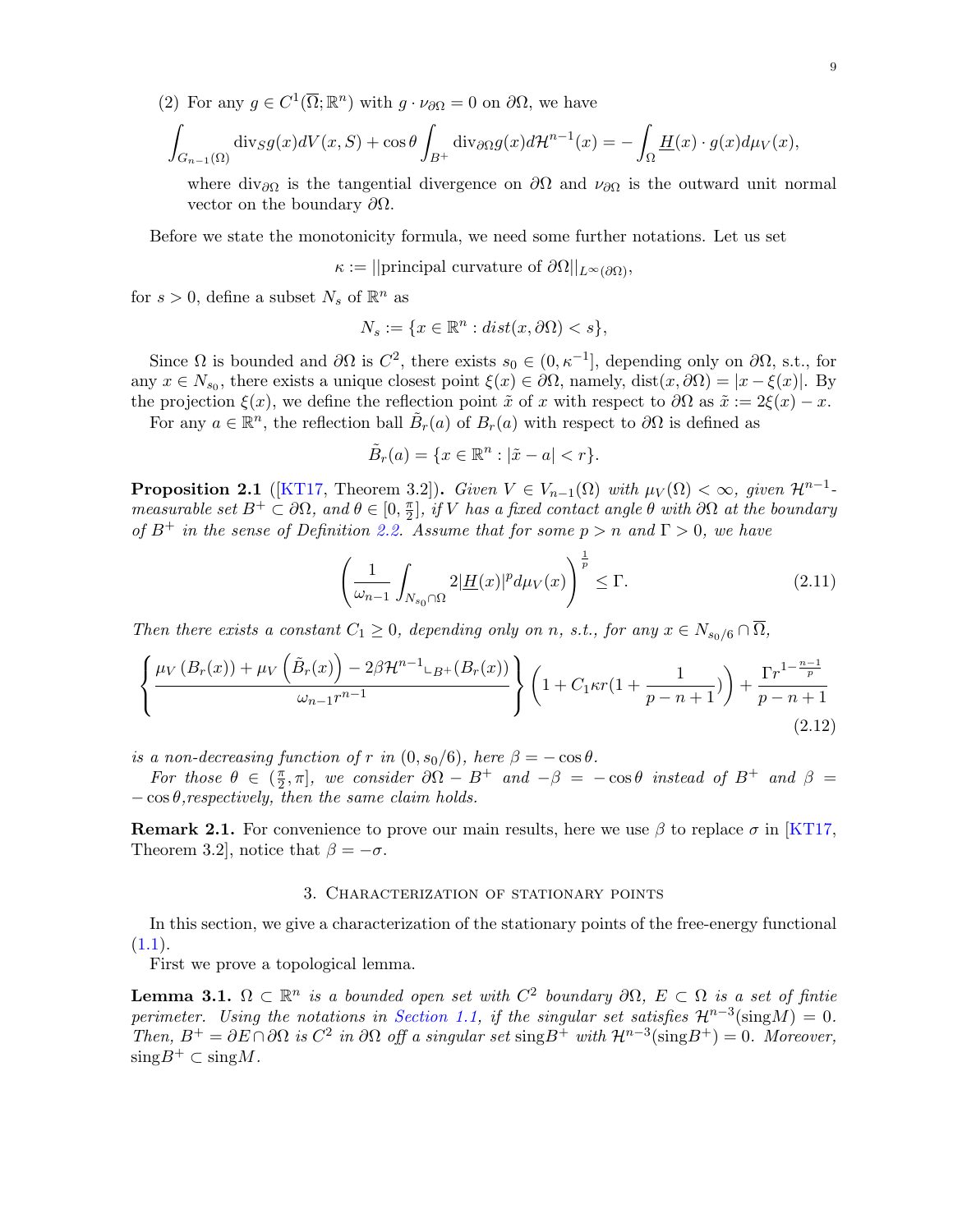(2) For any $g \in C^1(\overline{\Omega}; \mathbb{R}^n)$ with $g \cdot \nu_{\partial\Omega} = 0$ on $\partial\Omega$, we have

$$\int_{G_{n-1}(\Omega)} \mathrm{div}_S g(x) dV(x,S) + \cos\theta \int_{B^+} \mathrm{div}_{\partial\Omega} g(x) d\mathcal{H}^{n-1}(x) = -\int_\Omega \underline{H}(x) \cdot g(x) d\mu_V(x),$$

where $\mathrm{div}_{\partial\Omega}$ is the tangential divergence on $\partial\Omega$ and $\nu_{\partial\Omega}$ is the outward unit normal vector on the boundary $\partial\Omega$.

Before we state the monotonicity formula, we need some further notations. Let us set

$$\kappa := ||\text{principal curvature of } \partial\Omega||_{L^\infty(\partial\Omega)},$$

for $s > 0$, define a subset $N_s$ of $\mathbb{R}^n$ as

$$N_s := \{x \in \mathbb{R}^n : dist(x, \partial\Omega) < s\},$$

Since $\Omega$ is bounded and $\partial\Omega$ is $C^2$, there exists $s_0 \in (0, \kappa^{-1}]$, depending only on $\partial\Omega$, s.t., for any $x \in N_{s_0}$, there exists a unique closest point $\xi(x) \in \partial\Omega$, namely, $\mathrm{dist}(x, \partial\Omega) = |x - \xi(x)|$. By the projection $\xi(x)$, we define the reflection point $\tilde{x}$ of $x$ with respect to $\partial\Omega$ as $\tilde{x} := 2\xi(x) - x$.

For any $a \in \mathbb{R}^n$, the reflection ball $\tilde{B}_r(a)$ of $B_r(a)$ with respect to $\partial\Omega$ is defined as

$$\tilde{B}_r(a) = \{x \in \mathbb{R}^n : |\tilde{x} - a| < r\}.$$

**Proposition 2.1** ([KT17, Theorem 3.2])**.** *Given $V \in V_{n-1}(\Omega)$ with $\mu_V(\Omega) < \infty$, given $\mathcal{H}^{n-1}$-measurable set $B^+ \subset \partial\Omega$, and $\theta \in [0, \frac{\pi}{2}]$, if $V$ has a fixed contact angle $\theta$ with $\partial\Omega$ at the boundary of $B^+$ in the sense of Definition 2.2. Assume that for some $p > n$ and $\Gamma > 0$, we have*

$$\left( \frac{1}{\omega_{n-1}} \int_{N_{s_0} \cap \Omega} 2|\underline{H}(x)|^p d\mu_V(x) \right)^{\frac{1}{p}} \leq \Gamma. \tag{2.11}$$

*Then there exists a constant $C_1 \geq 0$, depending only on $n$, s.t., for any $x \in N_{s_0/6} \cap \overline{\Omega}$,*

$$\left\{ \frac{\mu_V(B_r(x)) + \mu_V\left(\tilde{B}_r(x)\right) - 2\beta\mathcal{H}^{n-1}\llcorner_{B^+}(B_r(x))}{\omega_{n-1} r^{n-1}} \right\} \left(1 + C_1 \kappa r (1 + \frac{1}{p - n + 1})\right) + \frac{\Gamma r^{1 - \frac{n-1}{p}}}{p - n + 1} \tag{2.12}$$

*is a non-decreasing function of $r$ in $(0, s_0/6)$, here $\beta = -\cos\theta$.*

*For those $\theta \in (\frac{\pi}{2}, \pi]$, we consider $\partial\Omega - B^+$ and $-\beta = -\cos\theta$ instead of $B^+$ and $\beta = -\cos\theta$, respectively, then the same claim holds.*

**Remark 2.1.** For convenience to prove our main results, here we use $\beta$ to replace $\sigma$ in [KT17, Theorem 3.2], notice that $\beta = -\sigma$.

## 3. Characterization of stationary points

In this section, we give a characterization of the stationary points of the free-energy functional (1.1).

First we prove a topological lemma.

**Lemma 3.1.** *$\Omega \subset \mathbb{R}^n$ is a bounded open set with $C^2$ boundary $\partial\Omega$, $E \subset \Omega$ is a set of fintie perimeter. Using the notations in Section 1.1, if the singular set satisfies $\mathcal{H}^{n-3}(\mathrm{sing}M) = 0$. Then, $B^+ = \partial E \cap \partial\Omega$ is $C^2$ in $\partial\Omega$ off a singular set $\mathrm{sing}B^+$ with $\mathcal{H}^{n-3}(\mathrm{sing}B^+) = 0$. Moreover, $\mathrm{sing}B^+ \subset \mathrm{sing}M$.*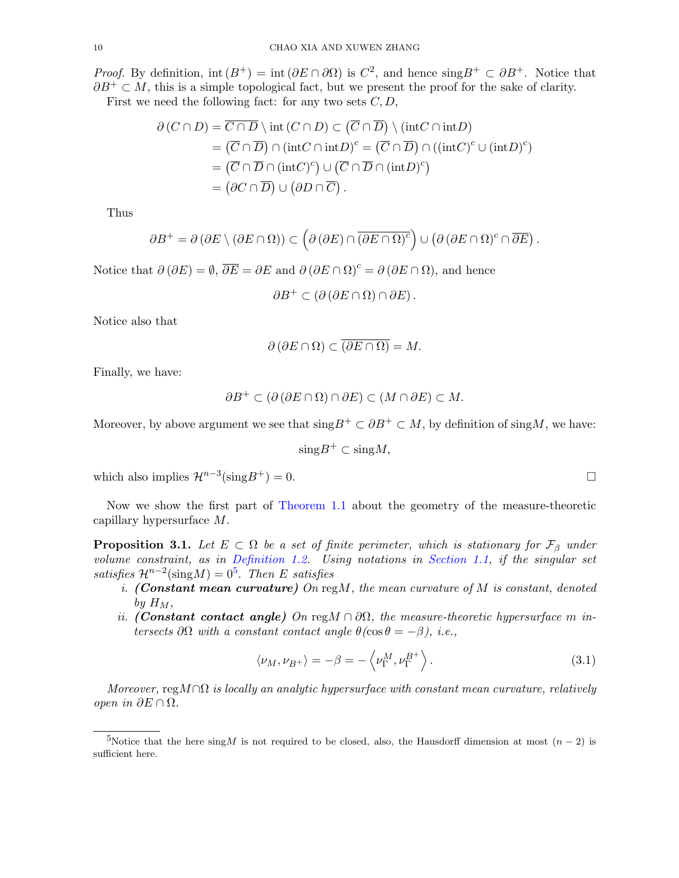*Proof.* By definition, $\operatorname{int}(B^+) = \operatorname{int}(\partial E \cap \partial\Omega)$ is $C^2$, and hence $\operatorname{sing}B^+ \subset \partial B^+$. Notice that $\partial B^+ \subset M$, this is a simple topological fact, but we present the proof for the sake of clarity.

First we need the following fact: for any two sets $C, D$,

$$\begin{aligned}
\partial(C \cap D) &= \overline{C \cap D} \setminus \operatorname{int}(C \cap D) \subset \left(\overline{C} \cap \overline{D}\right) \setminus (\operatorname{int}C \cap \operatorname{int}D) \\
&= \left(\overline{C} \cap \overline{D}\right) \cap (\operatorname{int}C \cap \operatorname{int}D)^c = \left(\overline{C} \cap \overline{D}\right) \cap \left((\operatorname{int}C)^c \cup (\operatorname{int}D)^c\right) \\
&= \left(\overline{C} \cap \overline{D} \cap (\operatorname{int}C)^c\right) \cup \left(\overline{C} \cap \overline{D} \cap (\operatorname{int}D)^c\right) \\
&= \left(\partial C \cap \overline{D}\right) \cup \left(\partial D \cap \overline{C}\right).
\end{aligned}$$

Thus

$$\partial B^+ = \partial\left(\partial E \setminus (\partial E \cap \Omega)\right) \subset \left(\partial(\partial E) \cap \overline{(\partial E \cap \Omega)^c}\right) \cup \left(\partial(\partial E \cap \Omega)^c \cap \overline{\partial E}\right).$$

Notice that $\partial(\partial E) = \emptyset$, $\overline{\partial E} = \partial E$ and $\partial(\partial E \cap \Omega)^c = \partial(\partial E \cap \Omega)$, and hence

$$\partial B^+ \subset \left(\partial(\partial E \cap \Omega) \cap \partial E\right).$$

Notice also that

$$\partial(\partial E \cap \Omega) \subset \overline{(\partial E \cap \Omega)} = M.$$

Finally, we have:

$$\partial B^+ \subset \left(\partial(\partial E \cap \Omega) \cap \partial E\right) \subset (M \cap \partial E) \subset M.$$

Moreover, by above argument we see that $\operatorname{sing}B^+ \subset \partial B^+ \subset M$, by definition of $\operatorname{sing}M$, we have:

$$\operatorname{sing}B^+ \subset \operatorname{sing}M,$$

which also implies $\mathcal{H}^{n-3}(\operatorname{sing}B^+) = 0$. $\square$

Now we show the first part of Theorem 1.1 about the geometry of the measure-theoretic capillary hypersurface $M$.

**Proposition 3.1.** *Let $E \subset \Omega$ be a set of finite perimeter, which is stationary for $\mathcal{F}_\beta$ under volume constraint, as in Definition 1.2. Using notations in Section 1.1, if the singular set satisfies $\mathcal{H}^{n-2}(\operatorname{sing}M) = 0$[5]. Then $E$ satisfies*

*i.* ***(Constant mean curvature)*** *On $\operatorname{reg}M$, the mean curvature of $M$ is constant, denoted by $H_M$,*

*ii.* ***(Constant contact angle)*** *On $\operatorname{reg}M \cap \partial\Omega$, the measure-theoretic hypersurface $m$ intersects $\partial\Omega$ with a constant contact angle $\theta(\cos\theta = -\beta)$, i.e.,*

$$\langle \nu_M, \nu_{B^+} \rangle = -\beta = -\left\langle \nu_\Gamma^M, \nu_\Gamma^{B^+} \right\rangle. \tag{3.1}$$

*Moreover, $\operatorname{reg}M \cap \Omega$ is locally an analytic hypersurface with constant mean curvature, relatively open in $\partial E \cap \Omega$.*

---

[5] Notice that the here $\operatorname{sing}M$ is not required to be closed, also, the Hausdorff dimension at most $(n-2)$ is sufficient here.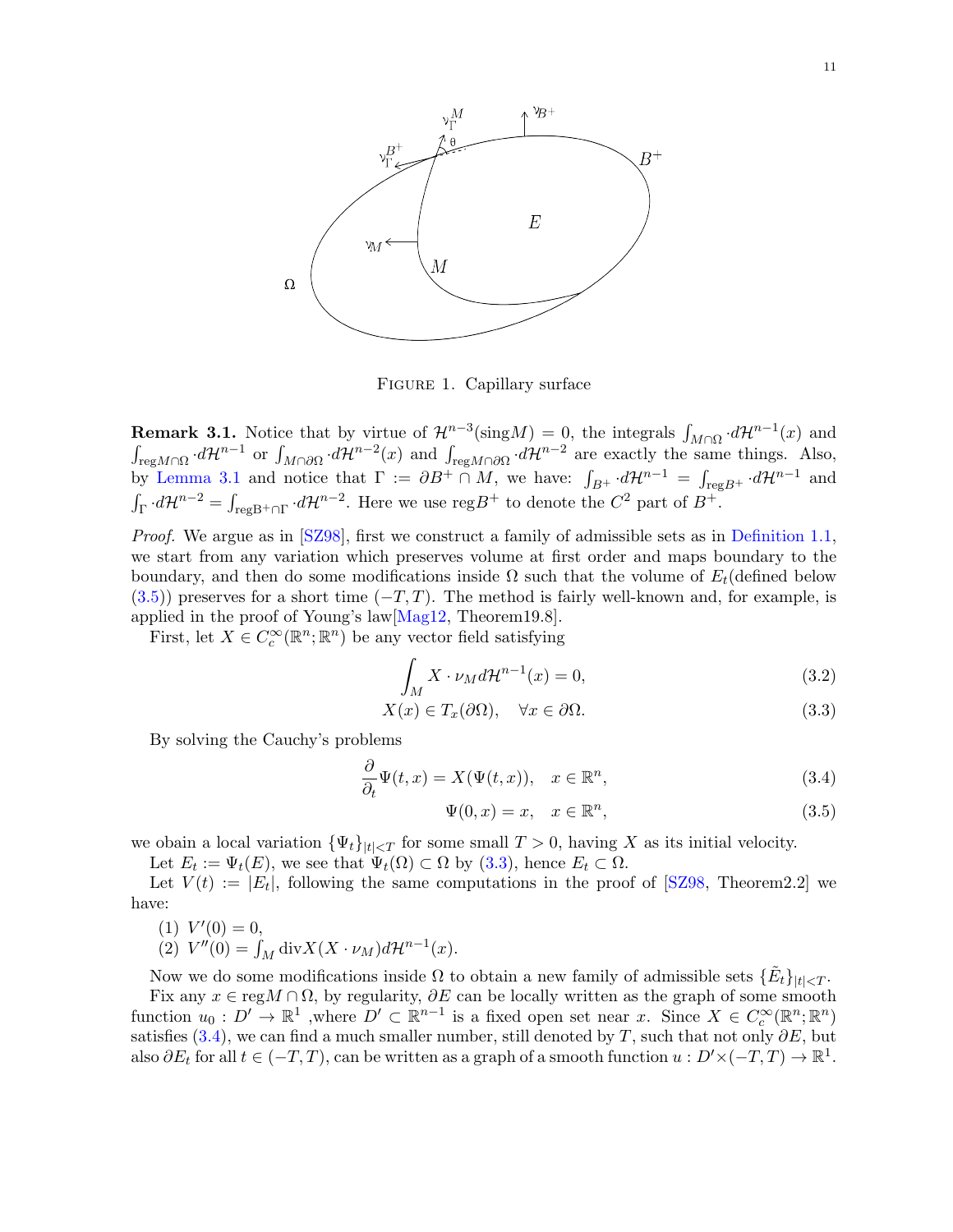FIGURE 1. Capillary surface

**Remark 3.1.** Notice that by virtue of $\mathcal{H}^{n-3}(\text{sing}M) = 0$, the integrals $\int_{M\cap\Omega} \cdot d\mathcal{H}^{n-1}(x)$ and $\int_{\text{reg}M\cap\Omega} \cdot d\mathcal{H}^{n-1}$ or $\int_{M\cap\partial\Omega} \cdot d\mathcal{H}^{n-2}(x)$ and $\int_{\text{reg}M\cap\partial\Omega} \cdot d\mathcal{H}^{n-2}$ are exactly the same things. Also, by Lemma 3.1 and notice that $\Gamma := \partial B^+ \cap M$, we have: $\int_{B^+} \cdot d\mathcal{H}^{n-1} = \int_{\text{reg}B^+} \cdot d\mathcal{H}^{n-1}$ and $\int_\Gamma \cdot d\mathcal{H}^{n-2} = \int_{\text{regB}^+\cap\Gamma} \cdot d\mathcal{H}^{n-2}$. Here we use $\text{reg}B^+$ to denote the $C^2$ part of $B^+$.

*Proof.* We argue as in [SZ98], first we construct a family of admissible sets as in Definition 1.1, we start from any variation which preserves volume at first order and maps boundary to the boundary, and then do some modifications inside $\Omega$ such that the volume of $E_t$(defined below (3.5)) preserves for a short time $(-T, T)$. The method is fairly well-known and, for example, is applied in the proof of Young's law[Mag12, Theorem19.8].

First, let $X \in C_c^\infty(\mathbb{R}^n; \mathbb{R}^n)$ be any vector field satisfying

$$\int_M X \cdot \nu_M d\mathcal{H}^{n-1}(x) = 0, \tag{3.2}$$

$$X(x) \in T_x(\partial\Omega), \quad \forall x \in \partial\Omega. \tag{3.3}$$

By solving the Cauchy's problems

$$\frac{\partial}{\partial_t}\Psi(t,x) = X(\Psi(t,x)), \quad x \in \mathbb{R}^n, \tag{3.4}$$

$$\Psi(0,x) = x, \quad x \in \mathbb{R}^n, \tag{3.5}$$

we obain a local variation $\{\Psi_t\}_{|t|<T}$ for some small $T > 0$, having $X$ as its initial velocity.

Let $E_t := \Psi_t(E)$, we see that $\Psi_t(\Omega) \subset \Omega$ by (3.3), hence $E_t \subset \Omega$.

Let $V(t) := |E_t|$, following the same computations in the proof of [SZ98, Theorem2.2] we have:

(1) $V'(0) = 0$,
(2) $V''(0) = \int_M \text{div}X(X \cdot \nu_M) d\mathcal{H}^{n-1}(x)$.

Now we do some modifications inside $\Omega$ to obtain a new family of admissible sets $\{\tilde{E}_t\}_{|t|<T}$.

Fix any $x \in \text{reg}M \cap \Omega$, by regularity, $\partial E$ can be locally written as the graph of some smooth function $u_0 : D' \to \mathbb{R}^1$ ,where $D' \subset \mathbb{R}^{n-1}$ is a fixed open set near $x$. Since $X \in C_c^\infty(\mathbb{R}^n; \mathbb{R}^n)$ satisfies (3.4), we can find a much smaller number, still denoted by $T$, such that not only $\partial E$, but also $\partial E_t$ for all $t \in (-T, T)$, can be written as a graph of a smooth function $u : D' \times (-T, T) \to \mathbb{R}^1$.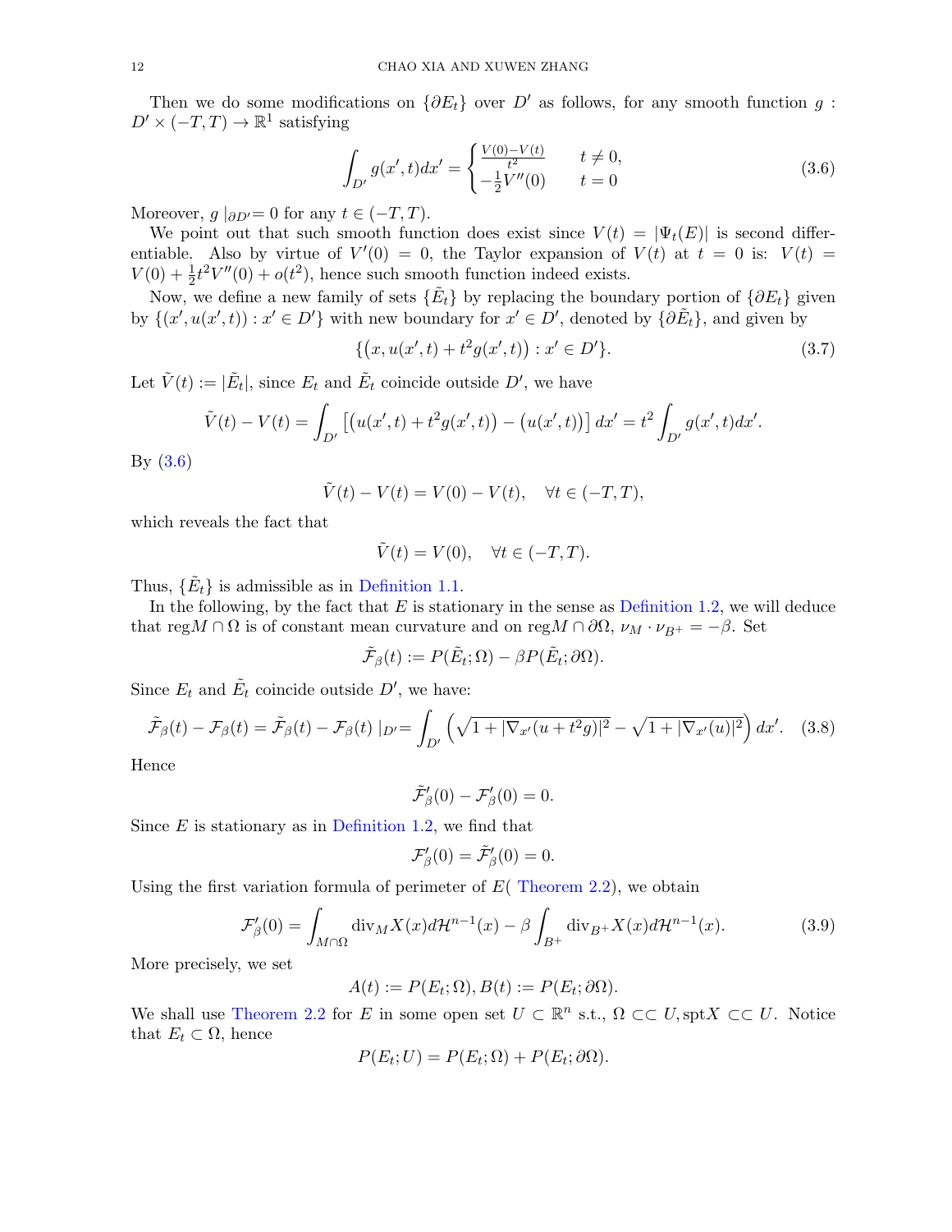Then we do some modifications on $\{\partial E_t\}$ over $D'$ as follows, for any smooth function $g : D' \times (-T, T) \to \mathbb{R}^1$ satisfying

$$\int_{D'} g(x', t) dx' = \begin{cases} \frac{V(0)-V(t)}{t^2} & t \neq 0, \\ -\frac{1}{2}V''(0) & t = 0 \end{cases} \tag{3.6}$$

Moreover, $g\mid_{\partial D'} = 0$ for any $t \in (-T, T)$.

We point out that such smooth function does exist since $V(t) = |\Psi_t(E)|$ is second differentiable. Also by virtue of $V'(0) = 0$, the Taylor expansion of $V(t)$ at $t = 0$ is: $V(t) = V(0) + \frac{1}{2}t^2 V''(0) + o(t^2)$, hence such smooth function indeed exists.

Now, we define a new family of sets $\{\tilde{E}_t\}$ by replacing the boundary portion of $\{\partial E_t\}$ given by $\{(x', u(x', t)) : x' \in D'\}$ with new boundary for $x' \in D'$, denoted by $\{\partial \tilde{E}_t\}$, and given by

$$\{\big(x, u(x', t) + t^2 g(x', t)\big) : x' \in D'\}. \tag{3.7}$$

Let $\tilde{V}(t) := |\tilde{E}_t|$, since $E_t$ and $\tilde{E}_t$ coincide outside $D'$, we have

$$\tilde{V}(t) - V(t) = \int_{D'} \left[\big(u(x', t) + t^2 g(x', t)\big) - \big(u(x', t)\big)\right] dx' = t^2 \int_{D'} g(x', t) dx'.$$

By (3.6)

$$\tilde{V}(t) - V(t) = V(0) - V(t), \quad \forall t \in (-T, T),$$

which reveals the fact that

$$\tilde{V}(t) = V(0), \quad \forall t \in (-T, T).$$

Thus, $\{\tilde{E}_t\}$ is admissible as in Definition 1.1.

In the following, by the fact that $E$ is stationary in the sense as Definition 1.2, we will deduce that $\mathrm{reg}M \cap \Omega$ is of constant mean curvature and on $\mathrm{reg}M \cap \partial\Omega$, $\nu_M \cdot \nu_{B^+} = -\beta$. Set

$$\tilde{\mathcal{F}}_\beta(t) := P(\tilde{E}_t; \Omega) - \beta P(\tilde{E}_t; \partial\Omega).$$

Since $E_t$ and $\tilde{E}_t$ coincide outside $D'$, we have:

$$\tilde{\mathcal{F}}_\beta(t) - \mathcal{F}_\beta(t) = \tilde{\mathcal{F}}_\beta(t) - \mathcal{F}_\beta(t)\mid_{D'} = \int_{D'} \left(\sqrt{1 + |\nabla_{x'}(u + t^2 g)|^2} - \sqrt{1 + |\nabla_{x'}(u)|^2}\right) dx'. \tag{3.8}$$

Hence

$$\tilde{\mathcal{F}}'_\beta(0) - \mathcal{F}'_\beta(0) = 0.$$

Since $E$ is stationary as in Definition 1.2, we find that

$$\mathcal{F}'_\beta(0) = \tilde{\mathcal{F}}'_\beta(0) = 0.$$

Using the first variation formula of perimeter of $E$( Theorem 2.2), we obtain

$$\mathcal{F}'_\beta(0) = \int_{M \cap \Omega} \mathrm{div}_M X(x) d\mathcal{H}^{n-1}(x) - \beta \int_{B^+} \mathrm{div}_{B^+} X(x) d\mathcal{H}^{n-1}(x). \tag{3.9}$$

More precisely, we set

$$A(t) := P(E_t; \Omega), B(t) := P(E_t; \partial\Omega).$$

We shall use Theorem 2.2 for $E$ in some open set $U \subset \mathbb{R}^n$ s.t., $\Omega \subset\subset U, \mathrm{spt}X \subset\subset U$. Notice that $E_t \subset \Omega$, hence

$$P(E_t; U) = P(E_t; \Omega) + P(E_t; \partial\Omega).$$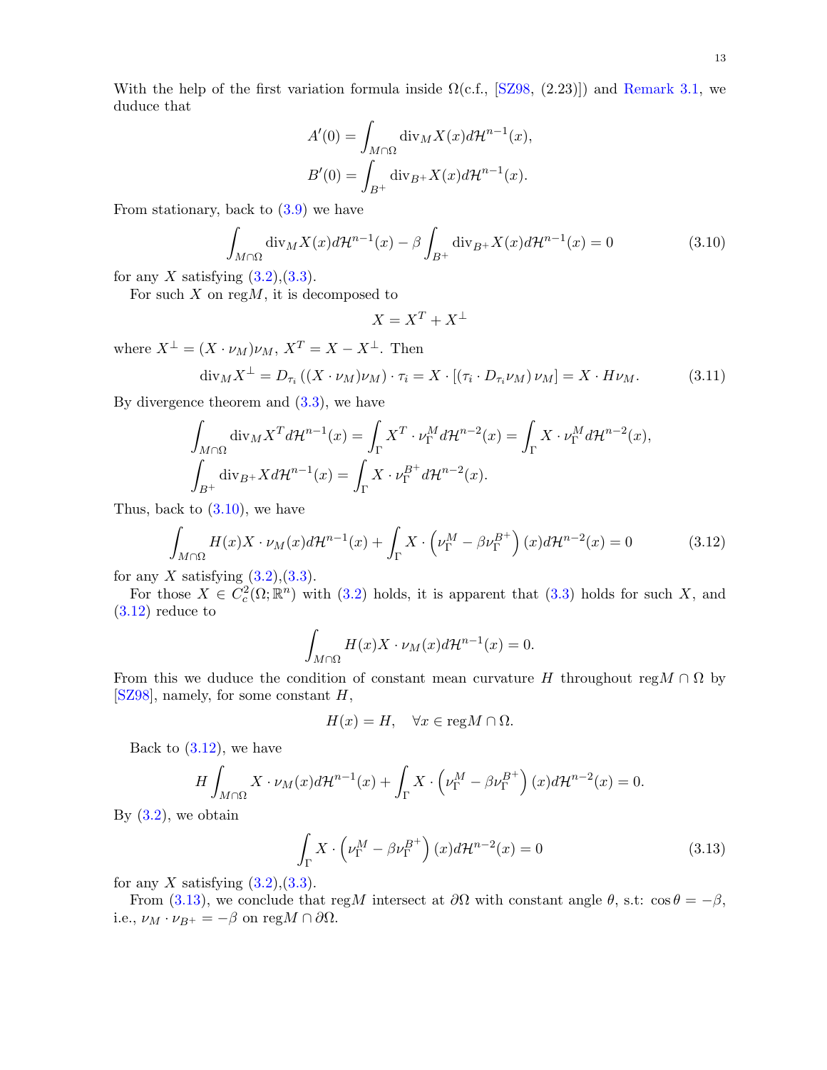With the help of the first variation formula inside $\Omega$(c.f., [SZ98, (2.23)]) and Remark 3.1, we duduce that

$$
A'(0) = \int_{M\cap\Omega} \operatorname{div}_M X(x) d\mathcal{H}^{n-1}(x),
$$

$$
B'(0) = \int_{B^+} \operatorname{div}_{B^+} X(x) d\mathcal{H}^{n-1}(x).
$$

From stationary, back to (3.9) we have

$$
\int_{M\cap\Omega} \operatorname{div}_M X(x) d\mathcal{H}^{n-1}(x) - \beta \int_{B^+} \operatorname{div}_{B^+} X(x) d\mathcal{H}^{n-1}(x) = 0 \tag{3.10}
$$

for any $X$ satisfying (3.2),(3.3).

For such $X$ on $\operatorname{reg}M$, it is decomposed to

$$
X = X^T + X^\perp
$$

where $X^\perp = (X\cdot\nu_M)\nu_M$, $X^T = X - X^\perp$. Then

$$
\operatorname{div}_M X^\perp = D_{\tau_i}\left((X\cdot\nu_M)\nu_M\right)\cdot\tau_i = X\cdot\left[\left(\tau_i\cdot D_{\tau_i}\nu_M\right)\nu_M\right] = X\cdot H\nu_M. \tag{3.11}
$$

By divergence theorem and (3.3), we have

$$
\int_{M\cap\Omega} \operatorname{div}_M X^T d\mathcal{H}^{n-1}(x) = \int_\Gamma X^T\cdot\nu_\Gamma^M d\mathcal{H}^{n-2}(x) = \int_\Gamma X\cdot\nu_\Gamma^M d\mathcal{H}^{n-2}(x),
$$

$$
\int_{B^+} \operatorname{div}_{B^+} X d\mathcal{H}^{n-1}(x) = \int_\Gamma X\cdot\nu_\Gamma^{B^+} d\mathcal{H}^{n-2}(x).
$$

Thus, back to (3.10), we have

$$
\int_{M\cap\Omega} H(x) X\cdot\nu_M(x) d\mathcal{H}^{n-1}(x) + \int_\Gamma X\cdot\left(\nu_\Gamma^M - \beta\nu_\Gamma^{B^+}\right)(x) d\mathcal{H}^{n-2}(x) = 0 \tag{3.12}
$$

for any $X$ satisfying (3.2),(3.3).

For those $X \in C_c^2(\Omega;\mathbb{R}^n)$ with (3.2) holds, it is apparent that (3.3) holds for such $X$, and (3.12) reduce to

$$
\int_{M\cap\Omega} H(x) X\cdot\nu_M(x) d\mathcal{H}^{n-1}(x) = 0.
$$

From this we duduce the condition of constant mean curvature $H$ throughout $\operatorname{reg}M\cap\Omega$ by [SZ98], namely, for some constant $H$,

$$
H(x) = H, \quad \forall x \in \operatorname{reg}M\cap\Omega.
$$

Back to (3.12), we have

$$
H\int_{M\cap\Omega} X\cdot\nu_M(x) d\mathcal{H}^{n-1}(x) + \int_\Gamma X\cdot\left(\nu_\Gamma^M - \beta\nu_\Gamma^{B^+}\right)(x) d\mathcal{H}^{n-2}(x) = 0.
$$

By (3.2), we obtain

$$
\int_\Gamma X\cdot\left(\nu_\Gamma^M - \beta\nu_\Gamma^{B^+}\right)(x) d\mathcal{H}^{n-2}(x) = 0 \tag{3.13}
$$

for any $X$ satisfying (3.2),(3.3).

From (3.13), we conclude that $\operatorname{reg}M$ intersect at $\partial\Omega$ with constant angle $\theta$, s.t: $\cos\theta = -\beta$, i.e., $\nu_M\cdot\nu_{B^+} = -\beta$ on $\operatorname{reg}M\cap\partial\Omega$.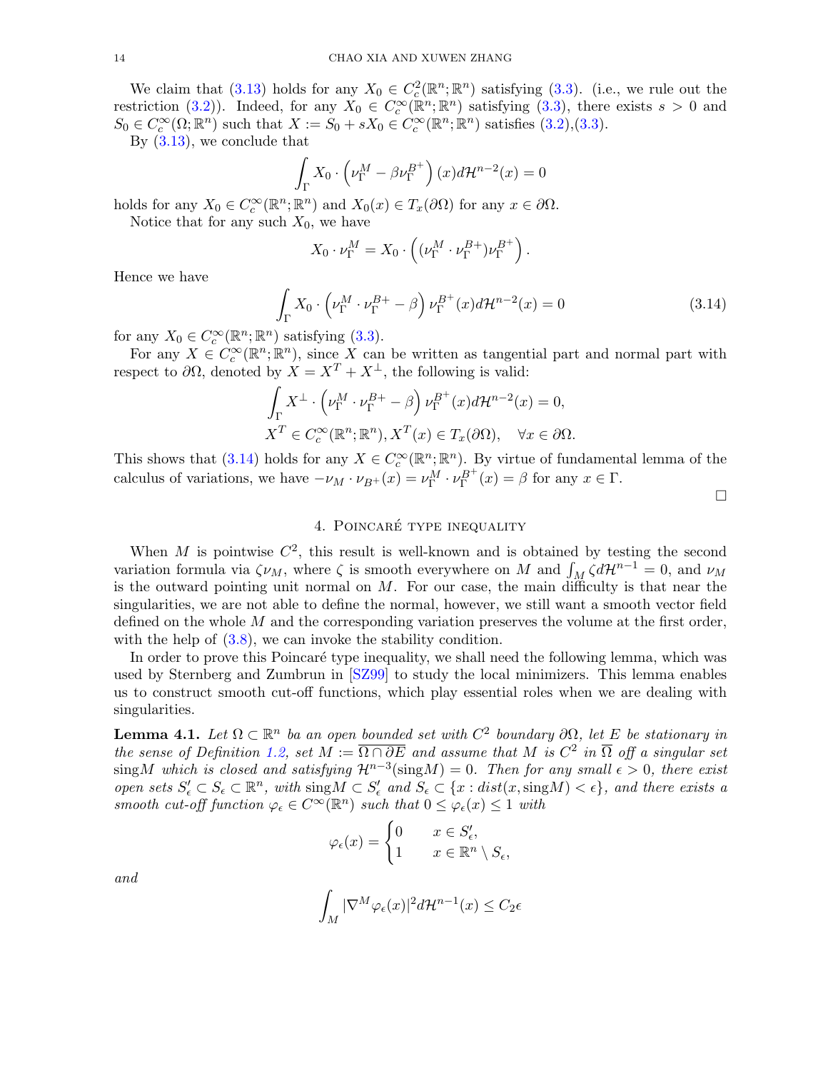We claim that (3.13) holds for any $X_0 \in C_c^2(\mathbb{R}^n;\mathbb{R}^n)$ satisfying (3.3). (i.e., we rule out the restriction (3.2)). Indeed, for any $X_0 \in C_c^\infty(\mathbb{R}^n;\mathbb{R}^n)$ satisfying (3.3), there exists $s > 0$ and $S_0 \in C_c^\infty(\Omega;\mathbb{R}^n)$ such that $X := S_0 + sX_0 \in C_c^\infty(\mathbb{R}^n;\mathbb{R}^n)$ satisfies (3.2),(3.3).

By (3.13), we conclude that

$$\int_\Gamma X_0 \cdot \left(\nu_\Gamma^M - \beta\nu_\Gamma^{B^+}\right)(x) d\mathcal{H}^{n-2}(x) = 0$$

holds for any $X_0 \in C_c^\infty(\mathbb{R}^n;\mathbb{R}^n)$ and $X_0(x) \in T_x(\partial\Omega)$ for any $x \in \partial\Omega$.

Notice that for any such $X_0$, we have

$$X_0 \cdot \nu_\Gamma^M = X_0 \cdot \left((\nu_\Gamma^M \cdot \nu_\Gamma^{B+})\nu_\Gamma^{B^+}\right).$$

Hence we have

$$\int_\Gamma X_0 \cdot \left(\nu_\Gamma^M \cdot \nu_\Gamma^{B+} - \beta\right)\nu_\Gamma^{B^+}(x) d\mathcal{H}^{n-2}(x) = 0 \tag{3.14}$$

for any $X_0 \in C_c^\infty(\mathbb{R}^n;\mathbb{R}^n)$ satisfying (3.3).

For any $X \in C_c^\infty(\mathbb{R}^n;\mathbb{R}^n)$, since $X$ can be written as tangential part and normal part with respect to $\partial\Omega$, denoted by $X = X^T + X^\perp$, the following is valid:

$$\int_\Gamma X^\perp \cdot \left(\nu_\Gamma^M \cdot \nu_\Gamma^{B+} - \beta\right)\nu_\Gamma^{B^+}(x) d\mathcal{H}^{n-2}(x) = 0,$$
$$X^T \in C_c^\infty(\mathbb{R}^n;\mathbb{R}^n), X^T(x) \in T_x(\partial\Omega), \quad \forall x \in \partial\Omega.$$

This shows that (3.14) holds for any $X \in C_c^\infty(\mathbb{R}^n;\mathbb{R}^n)$. By virtue of fundamental lemma of the calculus of variations, we have $-\nu_M \cdot \nu_{B^+}(x) = \nu_\Gamma^M \cdot \nu_\Gamma^{B^+}(x) = \beta$ for any $x \in \Gamma$. □

## 4. Poincaré type inequality

When $M$ is pointwise $C^2$, this result is well-known and is obtained by testing the second variation formula via $\zeta\nu_M$, where $\zeta$ is smooth everywhere on $M$ and $\int_M \zeta d\mathcal{H}^{n-1} = 0$, and $\nu_M$ is the outward pointing unit normal on $M$. For our case, the main difficulty is that near the singularities, we are not able to define the normal, however, we still want a smooth vector field defined on the whole $M$ and the corresponding variation preserves the volume at the first order, with the help of (3.8), we can invoke the stability condition.

In order to prove this Poincaré type inequality, we shall need the following lemma, which was used by Sternberg and Zumbrun in [SZ99] to study the local minimizers. This lemma enables us to construct smooth cut-off functions, which play essential roles when we are dealing with singularities.

**Lemma 4.1.** *Let $\Omega \subset \mathbb{R}^n$ ba an open bounded set with $C^2$ boundary $\partial\Omega$, let $E$ be stationary in the sense of Definition 1.2, set $M := \overline{\Omega \cap \partial E}$ and assume that $M$ is $C^2$ in $\overline{\Omega}$ off a singular set* sing$M$ *which is closed and satisfying $\mathcal{H}^{n-3}(\text{sing}M) = 0$. Then for any small $\epsilon > 0$, there exist open sets $S'_\epsilon \subset S_\epsilon \subset \mathbb{R}^n$, with* sing$M \subset S'_\epsilon$ *and $S_\epsilon \subset \{x : dist(x, \text{sing}M) < \epsilon\}$, and there exists a smooth cut-off function $\varphi_\epsilon \in C^\infty(\mathbb{R}^n)$ such that $0 \le \varphi_\epsilon(x) \le 1$ with*

$$\varphi_\epsilon(x) = \begin{cases} 0 & x \in S'_\epsilon, \\ 1 & x \in \mathbb{R}^n \setminus S_\epsilon, \end{cases}$$

*and*

$$\int_M |\nabla^M \varphi_\epsilon(x)|^2 d\mathcal{H}^{n-1}(x) \le C_2\epsilon$$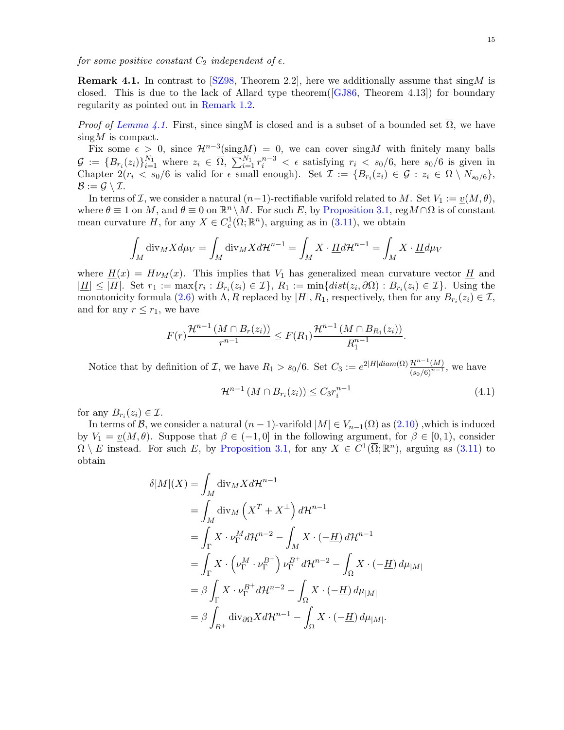*for some positive constant $C_2$ independent of $\epsilon$.*

**Remark 4.1.** In contrast to [SZ98, Theorem 2.2], here we additionally assume that sing$M$ is closed. This is due to the lack of Allard type theorem([GJ86, Theorem 4.13]) for boundary regularity as pointed out in Remark 1.2.

*Proof of Lemma 4.1.* First, since singM is closed and is a subset of a bounded set $\overline{\Omega}$, we have sing$M$ is compact.

Fix some $\epsilon > 0$, since $\mathcal{H}^{n-3}(\text{sing}M) = 0$, we can cover sing$M$ with finitely many balls $\mathcal{G} := \{B_{r_i}(z_i)\}_{i=1}^{N_1}$ where $z_i \in \overline{\Omega}$, $\sum_{i=1}^{N_1} r_i^{n-3} < \epsilon$ satisfying $r_i < s_0/6$, here $s_0/6$ is given in Chapter 2($r_i < s_0/6$ is valid for $\epsilon$ small enough). Set $\mathcal{I} := \{B_{r_i}(z_i) \in \mathcal{G} : z_i \in \Omega \setminus N_{s_0/6}\}$, $\mathcal{B} := \mathcal{G} \setminus \mathcal{I}$.

In terms of $\mathcal{I}$, we consider a natural $(n-1)$-rectifiable varifold related to $M$. Set $V_1 := \underline{v}(M, \theta)$, where $\theta \equiv 1$ on $M$, and $\theta \equiv 0$ on $\mathbb{R}^n \setminus M$. For such $E$, by Proposition 3.1, reg$M \cap \Omega$ is of constant mean curvature $H$, for any $X \in C_c^1(\Omega; \mathbb{R}^n)$, arguing as in (3.11), we obtain

$$\int_M \text{div}_M X d\mu_V = \int_M \text{div}_M X d\mathcal{H}^{n-1} = \int_M X \cdot \underline{H} d\mathcal{H}^{n-1} = \int_M X \cdot \underline{H} d\mu_V$$

where $\underline{H}(x) = H\nu_M(x)$. This implies that $V_1$ has generalized mean curvature vector $\underline{H}$ and $|\underline{H}| \le |H|$. Set $\overline{r}_1 := \max\{r_i : B_{r_i}(z_i) \in \mathcal{I}\}$, $R_1 := \min\{dist(z_i, \partial\Omega) : B_{r_i}(z_i) \in \mathcal{I}\}$. Using the monotonicity formula (2.6) with $\Lambda, R$ replaced by $|H|, R_1$, respectively, then for any $B_{r_i}(z_i) \in \mathcal{I}$, and for any $r \le r_1$, we have

$$F(r)\frac{\mathcal{H}^{n-1}(M \cap B_r(z_i))}{r^{n-1}} \le F(R_1)\frac{\mathcal{H}^{n-1}(M \cap B_{R_1}(z_i))}{R_1^{n-1}}.$$

Notice that by definition of $\mathcal{I}$, we have $R_1 > s_0/6$. Set $C_3 := e^{2|H|diam(\Omega)}\frac{\mathcal{H}^{n-1}(M)}{(s_0/6)^{n-1}}$, we have

$$\mathcal{H}^{n-1}(M \cap B_{r_i}(z_i)) \le C_3 r_i^{n-1} \tag{4.1}$$

for any $B_{r_i}(z_i) \in \mathcal{I}$.

In terms of $\mathcal{B}$, we consider a natural $(n-1)$-varifold $|M| \in V_{n-1}(\Omega)$ as (2.10) ,which is induced by $V_1 = \underline{v}(M, \theta)$. Suppose that $\beta \in (-1, 0]$ in the following argument, for $\beta \in [0, 1)$, consider $\Omega \setminus E$ instead. For such $E$, by Proposition 3.1, for any $X \in C^1(\overline{\Omega}; \mathbb{R}^n)$, arguing as (3.11) to obtain

$$\begin{aligned}
\delta|M|(X) &= \int_M \text{div}_M X d\mathcal{H}^{n-1} \\
&= \int_M \text{div}_M \left(X^T + X^\perp\right) d\mathcal{H}^{n-1} \\
&= \int_\Gamma X \cdot \nu_\Gamma^M d\mathcal{H}^{n-2} - \int_M X \cdot (-\underline{H})\, d\mathcal{H}^{n-1} \\
&= \int_\Gamma X \cdot \left(\nu_\Gamma^M \cdot \nu_\Gamma^{B^+}\right) \nu_\Gamma^{B^+} d\mathcal{H}^{n-2} - \int_\Omega X \cdot (-\underline{H})\, d\mu_{|M|} \\
&= \beta \int_\Gamma X \cdot \nu_\Gamma^{B^+} d\mathcal{H}^{n-2} - \int_\Omega X \cdot (-\underline{H})\, d\mu_{|M|} \\
&= \beta \int_{B^+} \text{div}_{\partial\Omega} X d\mathcal{H}^{n-1} - \int_\Omega X \cdot (-\underline{H})\, d\mu_{|M|}.
\end{aligned}$$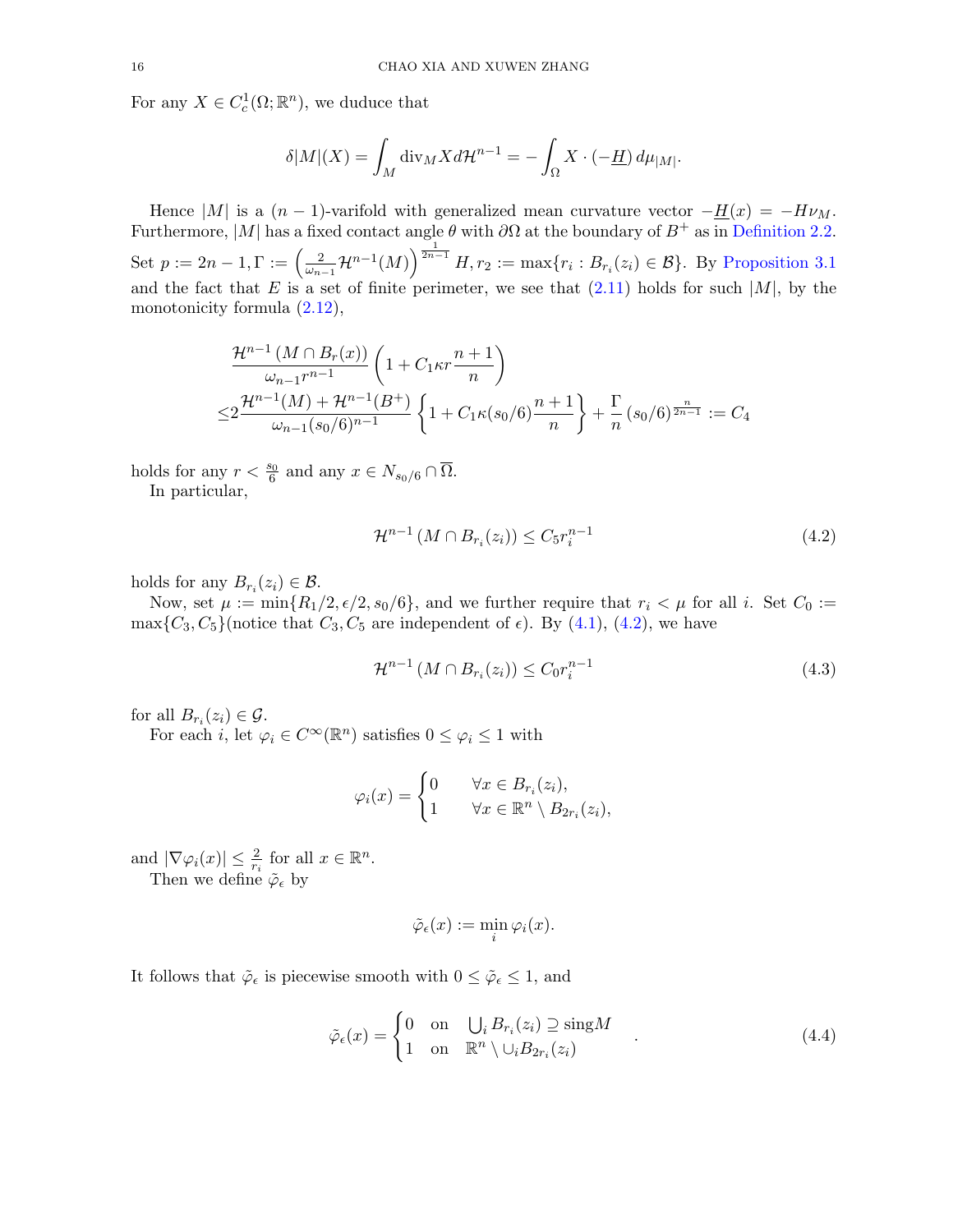For any $X \in C_c^1(\Omega; \mathbb{R}^n)$, we duduce that

$$\delta|M|(X) = \int_M \operatorname{div}_M X d\mathcal{H}^{n-1} = -\int_\Omega X \cdot (-\underline{H})\, d\mu_{|M|}.$$

Hence $|M|$ is a $(n-1)$-varifold with generalized mean curvature vector $-\underline{H}(x) = -H\nu_M$. Furthermore, $|M|$ has a fixed contact angle $\theta$ with $\partial\Omega$ at the boundary of $B^+$ as in Definition 2.2. Set $p := 2n-1, \Gamma := \left(\frac{2}{\omega_{n-1}}\mathcal{H}^{n-1}(M)\right)^{\frac{1}{2n-1}} H, r_2 := \max\{r_i : B_{r_i}(z_i) \in \mathcal{B}\}$. By Proposition 3.1 and the fact that $E$ is a set of finite perimeter, we see that (2.11) holds for such $|M|$, by the monotonicity formula (2.12),

$$\begin{aligned}
&\frac{\mathcal{H}^{n-1}\left(M \cap B_r(x)\right)}{\omega_{n-1} r^{n-1}}\left(1 + C_1\kappa r \frac{n+1}{n}\right) \\
\leq &2\frac{\mathcal{H}^{n-1}(M) + \mathcal{H}^{n-1}(B^+)}{\omega_{n-1}(s_0/6)^{n-1}}\left\{1 + C_1\kappa(s_0/6)\frac{n+1}{n}\right\} + \frac{\Gamma}{n}\left(s_0/6\right)^{\frac{n}{2n-1}} := C_4
\end{aligned}$$

holds for any $r < \frac{s_0}{6}$ and any $x \in N_{s_0/6} \cap \overline{\Omega}$.

In particular,

$$\mathcal{H}^{n-1}\left(M \cap B_{r_i}(z_i)\right) \leq C_5 r_i^{n-1} \tag{4.2}$$

holds for any $B_{r_i}(z_i) \in \mathcal{B}$.

Now, set $\mu := \min\{R_1/2, \epsilon/2, s_0/6\}$, and we further require that $r_i < \mu$ for all $i$. Set $C_0 := \max\{C_3, C_5\}$(notice that $C_3, C_5$ are independent of $\epsilon$). By (4.1), (4.2), we have

$$\mathcal{H}^{n-1}\left(M \cap B_{r_i}(z_i)\right) \leq C_0 r_i^{n-1} \tag{4.3}$$

for all $B_{r_i}(z_i) \in \mathcal{G}$.

For each $i$, let $\varphi_i \in C^\infty(\mathbb{R}^n)$ satisfies $0 \leq \varphi_i \leq 1$ with

$$\varphi_i(x) = \begin{cases} 0 & \forall x \in B_{r_i}(z_i), \\ 1 & \forall x \in \mathbb{R}^n \setminus B_{2r_i}(z_i), \end{cases}$$

and $|\nabla\varphi_i(x)| \leq \frac{2}{r_i}$ for all $x \in \mathbb{R}^n$.

Then we define $\tilde{\varphi}_\epsilon$ by

$$\tilde{\varphi}_\epsilon(x) := \min_i \varphi_i(x).$$

It follows that $\tilde{\varphi}_\epsilon$ is piecewise smooth with $0 \leq \tilde{\varphi}_\epsilon \leq 1$, and

$$\tilde{\varphi}_\epsilon(x) = \begin{cases} 0 & \text{on} \quad \bigcup_i B_{r_i}(z_i) \supseteq \operatorname{sing} M \\ 1 & \text{on} \quad \mathbb{R}^n \setminus \cup_i B_{2r_i}(z_i) \end{cases}. \tag{4.4}$$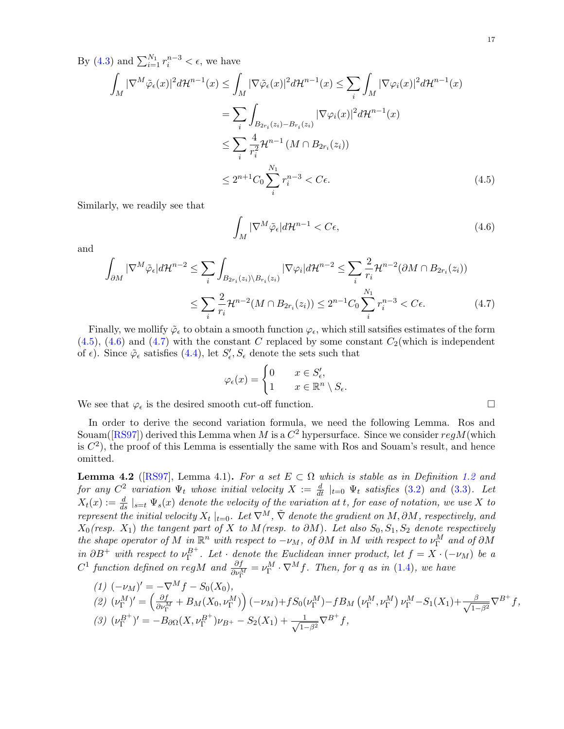By (4.3) and $\sum_{i=1}^{N_1} r_i^{n-3} < \epsilon$, we have

$$
\begin{aligned}
\int_M |\nabla^M \tilde{\varphi}_\epsilon(x)|^2 d\mathcal{H}^{n-1}(x) &\leq \int_M |\nabla \tilde{\varphi}_\epsilon(x)|^2 d\mathcal{H}^{n-1}(x) \leq \sum_i \int_M |\nabla \varphi_i(x)|^2 d\mathcal{H}^{n-1}(x) \\
&= \sum_i \int_{B_{2r_i}(z_i) - B_{r_i}(z_i)} |\nabla \varphi_i(x)|^2 d\mathcal{H}^{n-1}(x) \\
&\leq \sum_i \frac{4}{r_i^2} \mathcal{H}^{n-1}\left(M \cap B_{2r_i}(z_i)\right) \\
&\leq 2^{n+1} C_0 \sum_i^{N_1} r_i^{n-3} < C\epsilon. \qquad (4.5)
\end{aligned}
$$

Similarly, we readily see that

$$
\int_M |\nabla^M \tilde{\varphi}_\epsilon| d\mathcal{H}^{n-1} < C\epsilon, \qquad (4.6)
$$

and

$$
\begin{aligned}
\int_{\partial M} |\nabla^M \tilde{\varphi}_\epsilon| d\mathcal{H}^{n-2} &\leq \sum_i \int_{B_{2r_i}(z_i) \setminus B_{r_i}(z_i)} |\nabla \varphi_i| d\mathcal{H}^{n-2} \leq \sum_i \frac{2}{r_i} \mathcal{H}^{n-2}(\partial M \cap B_{2r_i}(z_i)) \\
&\leq \sum_i \frac{2}{r_i} \mathcal{H}^{n-2}(M \cap B_{2r_i}(z_i)) \leq 2^{n-1} C_0 \sum_i^{N_1} r_i^{n-3} < C\epsilon. \qquad (4.7)
\end{aligned}
$$

Finally, we mollify $\tilde{\varphi}_\epsilon$ to obtain a smooth function $\varphi_\epsilon$, which still satsifies estimates of the form (4.5), (4.6) and (4.7) with the constant $C$ replaced by some constant $C_2$(which is independent of $\epsilon$). Since $\tilde{\varphi}_\epsilon$ satisfies (4.4), let $S'_\epsilon, S_\epsilon$ denote the sets such that

$$
\varphi_\epsilon(x) = \begin{cases} 0 & x \in S'_\epsilon, \\ 1 & x \in \mathbb{R}^n \setminus S_\epsilon. \end{cases}
$$

We see that $\varphi_\epsilon$ is the desired smooth cut-off function. □

In order to derive the second variation formula, we need the following Lemma. Ros and Souam([RS97]) derived this Lemma when $M$ is a $C^2$ hypersurface. Since we consider $regM$(which is $C^2$), the proof of this Lemma is essentially the same with Ros and Souam's result, and hence omitted.

**Lemma 4.2** ([RS97], Lemma 4.1)**.** *For a set $E \subset \Omega$ which is stable as in Definition 1.2 and for any $C^2$ variation $\Psi_t$ whose initial velocity $X := \frac{d}{dt}\mid_{t=0} \Psi_t$ satisfies (3.2) and (3.3). Let $X_t(x) := \frac{d}{ds}\mid_{s=t} \Psi_s(x)$ denote the velocity of the variation at $t$, for ease of notation, we use $X$ to represent the initial velocity $X_t\mid_{t=0}$. Let $\nabla^M, \tilde{\nabla}$ denote the gradient on $M, \partial M$, respectively, and $X_0$(resp. $X_1$) the tangent part of $X$ to $M$(resp. to $\partial M$). Let also $S_0, S_1, S_2$ denote respectively the shape operator of $M$ in $\mathbb{R}^n$ with respect to $-\nu_M$, of $\partial M$ in $M$ with respect to $\nu_\Gamma^M$ and of $\partial M$ in $\partial B^+$ with respect to $\nu_\Gamma^{B^+}$. Let $\cdot$ denote the Euclidean inner product, let $f = X \cdot (-\nu_M)$ be a $C^1$ function defined on $regM$ and $\frac{\partial f}{\partial \nu_\Gamma^M} = \nu_\Gamma^M \cdot \nabla^M f$. Then, for $q$ as in (1.4), we have*

*(1)* $(-\nu_M)' = -\nabla^M f - S_0(X_0)$,

*(2)* $(\nu_\Gamma^M)' = \left(\frac{\partial f}{\partial \nu_\Gamma^M} + B_M(X_0, \nu_\Gamma^M)\right)(-\nu_M) + fS_0(\nu_\Gamma^M) - fB_M\left(\nu_\Gamma^M, \nu_\Gamma^M\right)\nu_\Gamma^M - S_1(X_1) + \frac{\beta}{\sqrt{1-\beta^2}} \nabla^{B^+} f$,

*(3)* $(\nu_\Gamma^{B^+})' = -B_{\partial\Omega}(X, \nu_\Gamma^{B^+})\nu_{B^+} - S_2(X_1) + \frac{1}{\sqrt{1-\beta^2}} \nabla^{B^+} f$,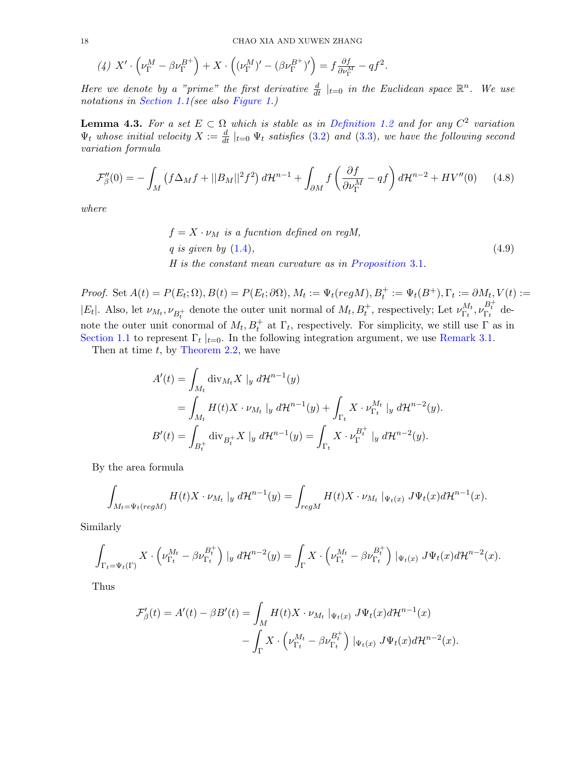*(4)* $X' \cdot \left(\nu_\Gamma^M - \beta\nu_\Gamma^{B^+}\right) + X \cdot \left((\nu_\Gamma^M)' - (\beta\nu_\Gamma^{B^+})'\right) = f\frac{\partial f}{\partial \nu_\Gamma^M} - qf^2.$

*Here we denote by a "prime" the first derivative $\frac{d}{dt}\mid_{t=0}$ in the Euclidean space $\mathbb{R}^n$. We use notations in Section 1.1(see also Figure 1.)*

**Lemma 4.3.** *For a set $E \subset \Omega$ which is stable as in Definition 1.2 and for any $C^2$ variation $\Psi_t$ whose initial velocity $X := \frac{d}{dt}\mid_{t=0} \Psi_t$ satisfies (3.2) and (3.3), we have the following second variation formula*

$$\mathcal{F}_\beta''(0) = -\int_M \left(f\Delta_M f + ||B_M||^2 f^2\right) d\mathcal{H}^{n-1} + \int_{\partial M} f\left(\frac{\partial f}{\partial \nu_\Gamma^M} - qf\right) d\mathcal{H}^{n-2} + HV''(0) \tag{4.8}$$

*where*

$$\begin{aligned} &f = X \cdot \nu_M \text{ is a fucntion defined on } regM,\\ &q \text{ is given by (1.4)},\\ &H \text{ is the constant mean curvature as in Proposition 3.1.} \end{aligned} \tag{4.9}$$

*Proof.* Set $A(t) = P(E_t;\Omega), B(t) = P(E_t;\partial\Omega), M_t := \Psi_t(regM), B_t^+ := \Psi_t(B^+), \Gamma_t := \partial M_t, V(t) := |E_t|$. Also, let $\nu_{M_t}, \nu_{B_t^+}$ denote the outer unit normal of $M_t, B_t^+$, respectively; Let $\nu_{\Gamma_t}^{M_t}, \nu_{\Gamma_t}^{B_t^+}$ denote the outer unit conormal of $M_t, B_t^+$ at $\Gamma_t$, respectively. For simplicity, we still use $\Gamma$ as in Section 1.1 to represent $\Gamma_t\mid_{t=0}$. In the following integration argument, we use Remark 3.1.

Then at time $t$, by Theorem 2.2, we have

$$\begin{aligned} A'(t) &= \int_{M_t} \mathrm{div}_{M_t} X \mid_y d\mathcal{H}^{n-1}(y)\\ &= \int_{M_t} H(t) X \cdot \nu_{M_t} \mid_y d\mathcal{H}^{n-1}(y) + \int_{\Gamma_t} X \cdot \nu_{\Gamma_t}^{M_t} \mid_y d\mathcal{H}^{n-2}(y).\\ B'(t) &= \int_{B_t^+} \mathrm{div}_{B_t^+} X \mid_y d\mathcal{H}^{n-1}(y) = \int_{\Gamma_t} X \cdot \nu_{\Gamma}^{B_t^+} \mid_y d\mathcal{H}^{n-2}(y). \end{aligned}$$

By the area formula

$$\int_{M_t = \Psi_t(regM)} H(t) X \cdot \nu_{M_t} \mid_y d\mathcal{H}^{n-1}(y) = \int_{regM} H(t) X \cdot \nu_{M_t} \mid_{\Psi_t(x)} J\Psi_t(x) d\mathcal{H}^{n-1}(x).$$

Similarly

$$\int_{\Gamma_t = \Psi_t(\Gamma)} X \cdot \left(\nu_{\Gamma_t}^{M_t} - \beta\nu_{\Gamma_t}^{B_t^+}\right) \mid_y d\mathcal{H}^{n-2}(y) = \int_\Gamma X \cdot \left(\nu_{\Gamma_t}^{M_t} - \beta\nu_{\Gamma_t}^{B_t^+}\right) \mid_{\Psi_t(x)} J\Psi_t(x) d\mathcal{H}^{n-2}(x).$$

Thus

$$\begin{aligned} \mathcal{F}_\beta'(t) = A'(t) - \beta B'(t) = &\int_M H(t) X \cdot \nu_{M_t} \mid_{\Psi_t(x)} J\Psi_t(x) d\mathcal{H}^{n-1}(x)\\ &- \int_\Gamma X \cdot \left(\nu_{\Gamma_t}^{M_t} - \beta\nu_{\Gamma_t}^{B_t^+}\right) \mid_{\Psi_t(x)} J\Psi_t(x) d\mathcal{H}^{n-2}(x). \end{aligned}$$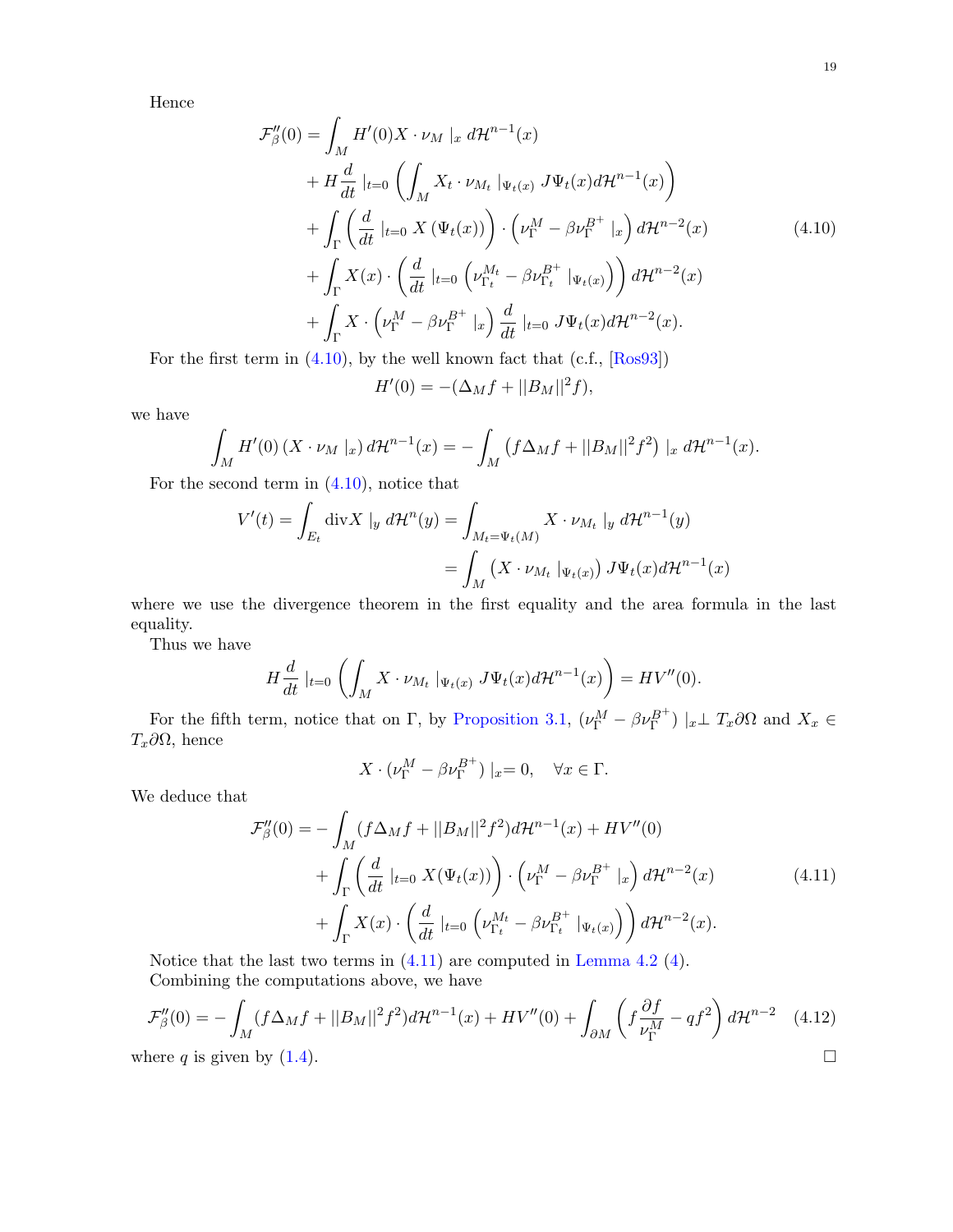Hence

$$
\begin{aligned}
\mathcal{F}_\beta''(0) = &\int_M H'(0) X \cdot \nu_M \mid_x d\mathcal{H}^{n-1}(x) \\
&+ H \frac{d}{dt} \mid_{t=0} \left( \int_M X_t \cdot \nu_{M_t} \mid_{\Psi_t(x)} J\Psi_t(x) d\mathcal{H}^{n-1}(x) \right) \\
&+ \int_\Gamma \left( \frac{d}{dt} \mid_{t=0} X\left(\Psi_t(x)\right) \right) \cdot \left( \nu_\Gamma^M - \beta \nu_\Gamma^{B^+} \mid_x \right) d\mathcal{H}^{n-2}(x) \\
&+ \int_\Gamma X(x) \cdot \left( \frac{d}{dt} \mid_{t=0} \left( \nu_{\Gamma_t}^{M_t} - \beta \nu_{\Gamma_t}^{B^+} \mid_{\Psi_t(x)} \right) \right) d\mathcal{H}^{n-2}(x) \\
&+ \int_\Gamma X \cdot \left( \nu_\Gamma^M - \beta \nu_\Gamma^{B^+} \mid_x \right) \frac{d}{dt} \mid_{t=0} J\Psi_t(x) d\mathcal{H}^{n-2}(x).
\end{aligned} \tag{4.10}
$$

For the first term in (4.10), by the well known fact that (c.f., [Ros93])

$$
H'(0) = -(\Delta_M f + ||B_M||^2 f),
$$

we have

$$
\int_M H'(0) \left( X \cdot \nu_M \mid_x \right) d\mathcal{H}^{n-1}(x) = -\int_M \left( f \Delta_M f + ||B_M||^2 f^2 \right) \mid_x d\mathcal{H}^{n-1}(x).
$$

For the second term in (4.10), notice that

$$
\begin{aligned}
V'(t) = \int_{E_t} \operatorname{div} X \mid_y d\mathcal{H}^n(y) &= \int_{M_t = \Psi_t(M)} X \cdot \nu_{M_t} \mid_y d\mathcal{H}^{n-1}(y) \\
&= \int_M \left( X \cdot \nu_{M_t} \mid_{\Psi_t(x)} \right) J\Psi_t(x) d\mathcal{H}^{n-1}(x)
\end{aligned}
$$

where we use the divergence theorem in the first equality and the area formula in the last equality.

Thus we have

$$
H \frac{d}{dt} \mid_{t=0} \left( \int_M X \cdot \nu_{M_t} \mid_{\Psi_t(x)} J\Psi_t(x) d\mathcal{H}^{n-1}(x) \right) = HV''(0).
$$

For the fifth term, notice that on $\Gamma$, by Proposition 3.1, $(\nu_\Gamma^M - \beta \nu_\Gamma^{B^+}) \mid_x \perp T_x \partial\Omega$ and $X_x \in T_x \partial\Omega$, hence

$$
X \cdot (\nu_\Gamma^M - \beta \nu_\Gamma^{B^+}) \mid_x = 0, \quad \forall x \in \Gamma.
$$

We deduce that

$$
\begin{aligned}
\mathcal{F}_\beta''(0) = &-\int_M (f \Delta_M f + ||B_M||^2 f^2) d\mathcal{H}^{n-1}(x) + HV''(0) \\
&+ \int_\Gamma \left( \frac{d}{dt} \mid_{t=0} X(\Psi_t(x)) \right) \cdot \left( \nu_\Gamma^M - \beta \nu_\Gamma^{B^+} \mid_x \right) d\mathcal{H}^{n-2}(x) \\
&+ \int_\Gamma X(x) \cdot \left( \frac{d}{dt} \mid_{t=0} \left( \nu_{\Gamma_t}^{M_t} - \beta \nu_{\Gamma_t}^{B^+} \mid_{\Psi_t(x)} \right) \right) d\mathcal{H}^{n-2}(x).
\end{aligned} \tag{4.11}
$$

Notice that the last two terms in (4.11) are computed in Lemma 4.2 (4).

Combining the computations above, we have

$$
\mathcal{F}_\beta''(0) = -\int_M (f \Delta_M f + ||B_M||^2 f^2) d\mathcal{H}^{n-1}(x) + HV''(0) + \int_{\partial M} \left( f \frac{\partial f}{\nu_\Gamma^M} - q f^2 \right) d\mathcal{H}^{n-2} \tag{4.12}
$$

where $q$ is given by (1.4). $\square$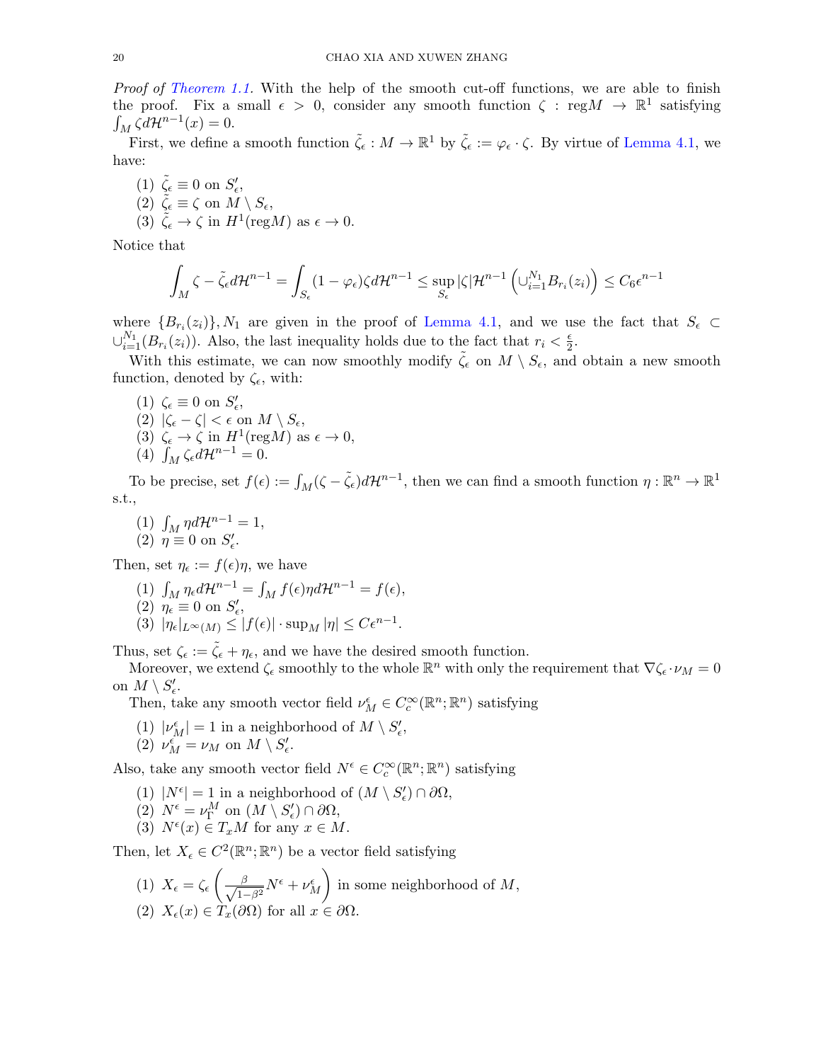*Proof of Theorem 1.1.* With the help of the smooth cut-off functions, we are able to finish the proof. Fix a small $\epsilon > 0$, consider any smooth function $\zeta : \text{reg}M \to \mathbb{R}^1$ satisfying $\int_M \zeta d\mathcal{H}^{n-1}(x) = 0$.

First, we define a smooth function $\tilde{\zeta}_\epsilon : M \to \mathbb{R}^1$ by $\tilde{\zeta}_\epsilon := \varphi_\epsilon \cdot \zeta$. By virtue of Lemma 4.1, we have:

1. $\tilde{\zeta}_\epsilon \equiv 0$ on $S'_\epsilon$,
2. $\tilde{\zeta}_\epsilon \equiv \zeta$ on $M \setminus S_\epsilon$,
3. $\tilde{\zeta}_\epsilon \to \zeta$ in $H^1(\text{reg}M)$ as $\epsilon \to 0$.

Notice that

$$\int_M \zeta - \tilde{\zeta}_\epsilon d\mathcal{H}^{n-1} = \int_{S_\epsilon} (1-\varphi_\epsilon)\zeta d\mathcal{H}^{n-1} \leq \sup_{S_\epsilon} |\zeta| \mathcal{H}^{n-1}\left(\cup_{i=1}^{N_1} B_{r_i}(z_i)\right) \leq C_6 \epsilon^{n-1}$$

where $\{B_{r_i}(z_i)\}, N_1$ are given in the proof of Lemma 4.1, and we use the fact that $S_\epsilon \subset \cup_{i=1}^{N_1}(B_{r_i}(z_i))$. Also, the last inequality holds due to the fact that $r_i < \frac{\epsilon}{2}$.

With this estimate, we can now smoothly modify $\tilde{\zeta}_\epsilon$ on $M \setminus S_\epsilon$, and obtain a new smooth function, denoted by $\zeta_\epsilon$, with:

1. $\zeta_\epsilon \equiv 0$ on $S'_\epsilon$,
2. $|\zeta_\epsilon - \zeta| < \epsilon$ on $M \setminus S_\epsilon$,
3. $\zeta_\epsilon \to \zeta$ in $H^1(\text{reg}M)$ as $\epsilon \to 0$,
4. $\int_M \zeta_\epsilon d\mathcal{H}^{n-1} = 0$.

To be precise, set $f(\epsilon) := \int_M (\zeta - \tilde{\zeta}_\epsilon) d\mathcal{H}^{n-1}$, then we can find a smooth function $\eta : \mathbb{R}^n \to \mathbb{R}^1$ s.t.,

1. $\int_M \eta d\mathcal{H}^{n-1} = 1$,
2. $\eta \equiv 0$ on $S'_\epsilon$.

Then, set $\eta_\epsilon := f(\epsilon)\eta$, we have

1. $\int_M \eta_\epsilon d\mathcal{H}^{n-1} = \int_M f(\epsilon)\eta d\mathcal{H}^{n-1} = f(\epsilon)$,
2. $\eta_\epsilon \equiv 0$ on $S'_\epsilon$,
3. $|\eta_\epsilon|_{L^\infty(M)} \leq |f(\epsilon)| \cdot \sup_M |\eta| \leq C\epsilon^{n-1}$.

Thus, set $\zeta_\epsilon := \tilde{\zeta}_\epsilon + \eta_\epsilon$, and we have the desired smooth function.

Moreover, we extend $\zeta_\epsilon$ smoothly to the whole $\mathbb{R}^n$ with only the requirement that $\nabla\zeta_\epsilon \cdot \nu_M = 0$ on $M \setminus S'_\epsilon$.

Then, take any smooth vector field $\nu_M^\epsilon \in C_c^\infty(\mathbb{R}^n; \mathbb{R}^n)$ satisfying

1. $|\nu_M^\epsilon| = 1$ in a neighborhood of $M \setminus S'_\epsilon$,
2. $\nu_M^\epsilon = \nu_M$ on $M \setminus S'_\epsilon$.

Also, take any smooth vector field $N^\epsilon \in C_c^\infty(\mathbb{R}^n; \mathbb{R}^n)$ satisfying

1. $|N^\epsilon| = 1$ in a neighborhood of $(M \setminus S'_\epsilon) \cap \partial\Omega$,
2. $N^\epsilon = \nu_\Gamma^M$ on $(M \setminus S'_\epsilon) \cap \partial\Omega$,
3. $N^\epsilon(x) \in T_x M$ for any $x \in M$.

Then, let $X_\epsilon \in C^2(\mathbb{R}^n; \mathbb{R}^n)$ be a vector field satisfying

1. $X_\epsilon = \zeta_\epsilon \left(\frac{\beta}{\sqrt{1-\beta^2}} N^\epsilon + \nu_M^\epsilon\right)$ in some neighborhood of $M$,
2. $X_\epsilon(x) \in T_x(\partial\Omega)$ for all $x \in \partial\Omega$.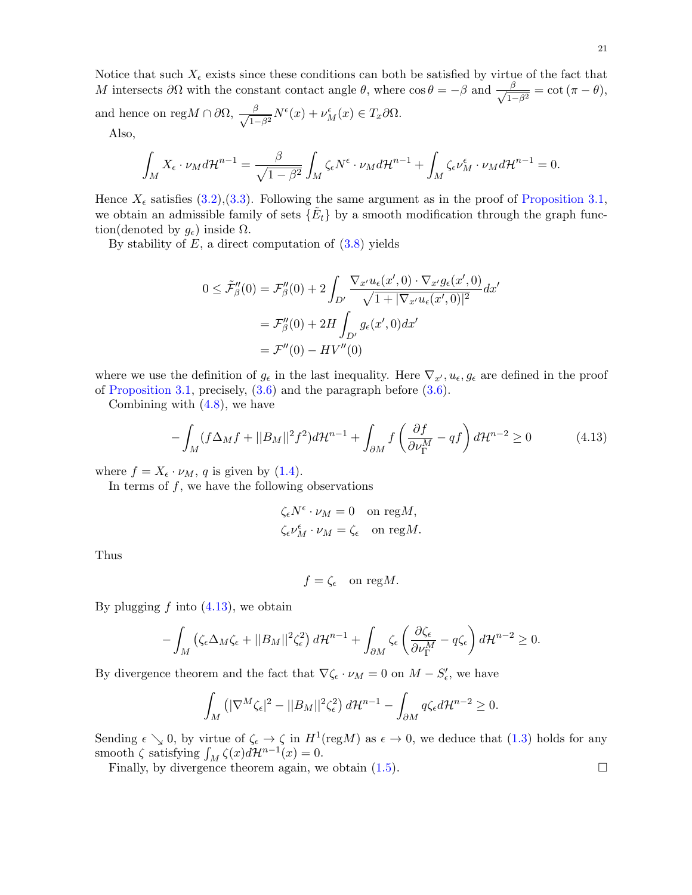Notice that such $X_\epsilon$ exists since these conditions can both be satisfied by virtue of the fact that $M$ intersects $\partial\Omega$ with the constant contact angle $\theta$, where $\cos\theta = -\beta$ and $\frac{\beta}{\sqrt{1-\beta^2}} = \cot(\pi - \theta)$, and hence on $\text{reg}M \cap \partial\Omega$, $\frac{\beta}{\sqrt{1-\beta^2}} N^\epsilon(x) + \nu_M^\epsilon(x) \in T_x\partial\Omega$.

Also,

$$\int_M X_\epsilon \cdot \nu_M d\mathcal{H}^{n-1} = \frac{\beta}{\sqrt{1-\beta^2}} \int_M \zeta_\epsilon N^\epsilon \cdot \nu_M d\mathcal{H}^{n-1} + \int_M \zeta_\epsilon \nu_M^\epsilon \cdot \nu_M d\mathcal{H}^{n-1} = 0.$$

Hence $X_\epsilon$ satisfies (3.2),(3.3). Following the same argument as in the proof of Proposition 3.1, we obtain an admissible family of sets $\{\tilde{E}_t\}$ by a smooth modification through the graph function(denoted by $g_\epsilon$) inside $\Omega$.

By stability of $E$, a direct computation of (3.8) yields

$$\begin{aligned}
0 \le \tilde{\mathcal{F}}_\beta''(0) &= \mathcal{F}_\beta''(0) + 2\int_{D'} \frac{\nabla_{x'} u_\epsilon(x',0) \cdot \nabla_{x'} g_\epsilon(x',0)}{\sqrt{1+|\nabla_{x'} u_\epsilon(x',0)|^2}} dx' \\
&= \mathcal{F}_\beta''(0) + 2H \int_{D'} g_\epsilon(x',0) dx' \\
&= \mathcal{F}''(0) - HV''(0)
\end{aligned}$$

where we use the definition of $g_\epsilon$ in the last inequality. Here $\nabla_{x'}, u_\epsilon, g_\epsilon$ are defined in the proof of Proposition 3.1, precisely, (3.6) and the paragraph before (3.6).

Combining with (4.8), we have

$$-\int_M (f\Delta_M f + ||B_M||^2 f^2) d\mathcal{H}^{n-1} + \int_{\partial M} f\left(\frac{\partial f}{\partial \nu_\Gamma^M} - qf\right) d\mathcal{H}^{n-2} \ge 0 \tag{4.13}$$

where $f = X_\epsilon \cdot \nu_M$, $q$ is given by (1.4).

In terms of $f$, we have the following observations

$$\begin{aligned}
\zeta_\epsilon N^\epsilon \cdot \nu_M &= 0 \quad \text{on reg}M, \\
\zeta_\epsilon \nu_M^\epsilon \cdot \nu_M &= \zeta_\epsilon \quad \text{on reg}M.
\end{aligned}$$

Thus

$$f = \zeta_\epsilon \quad \text{on reg}M.$$

By plugging $f$ into (4.13), we obtain

$$-\int_M \left(\zeta_\epsilon \Delta_M \zeta_\epsilon + ||B_M||^2 \zeta_\epsilon^2\right) d\mathcal{H}^{n-1} + \int_{\partial M} \zeta_\epsilon \left(\frac{\partial \zeta_\epsilon}{\partial \nu_\Gamma^M} - q\zeta_\epsilon\right) d\mathcal{H}^{n-2} \ge 0.$$

By divergence theorem and the fact that $\nabla\zeta_\epsilon \cdot \nu_M = 0$ on $M - S_\epsilon'$, we have

$$\int_M \left(|\nabla^M \zeta_\epsilon|^2 - ||B_M||^2 \zeta_\epsilon^2\right) d\mathcal{H}^{n-1} - \int_{\partial M} q\zeta_\epsilon d\mathcal{H}^{n-2} \ge 0.$$

Sending $\epsilon \searrow 0$, by virtue of $\zeta_\epsilon \to \zeta$ in $H^1(\text{reg}M)$ as $\epsilon \to 0$, we deduce that (1.3) holds for any smooth $\zeta$ satisfying $\int_M \zeta(x) d\mathcal{H}^{n-1}(x) = 0$.

Finally, by divergence theorem again, we obtain (1.5). $\square$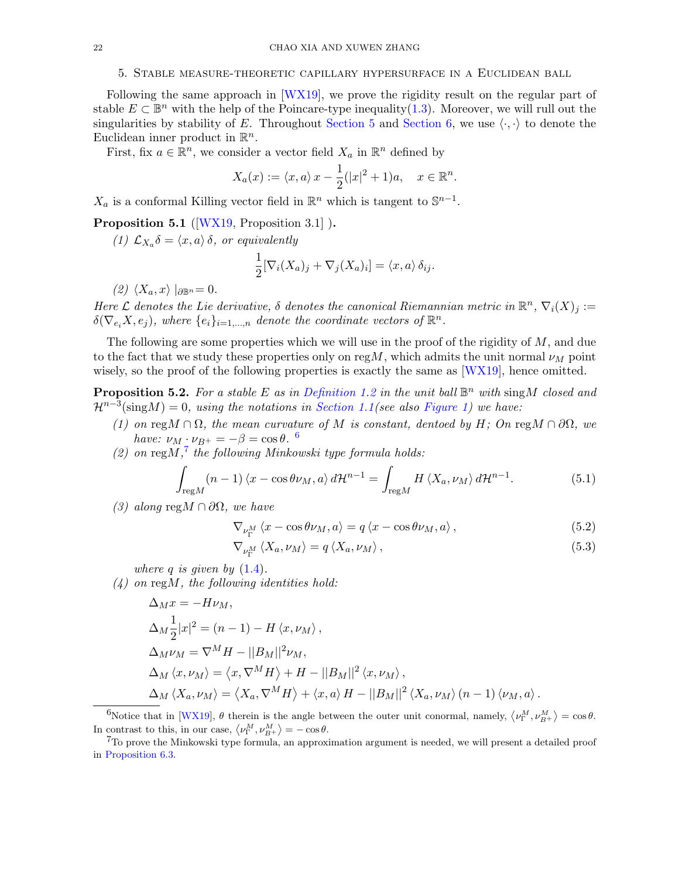## 5. Stable measure-theoretic capillary hypersurface in a Euclidean ball

Following the same approach in [WX19], we prove the rigidity result on the regular part of stable $E \subset \mathbb{B}^n$ with the help of the Poincare-type inequality(1.3). Moreover, we will rull out the singularities by stability of $E$. Throughout Section 5 and Section 6, we use $\langle\cdot,\cdot\rangle$ to denote the Euclidean inner product in $\mathbb{R}^n$.

First, fix $a \in \mathbb{R}^n$, we consider a vector field $X_a$ in $\mathbb{R}^n$ defined by

$$X_a(x) := \langle x, a\rangle\, x - \frac{1}{2}(|x|^2+1)a, \quad x \in \mathbb{R}^n.$$

$X_a$ is a conformal Killing vector field in $\mathbb{R}^n$ which is tangent to $\mathbb{S}^{n-1}$.

**Proposition 5.1** ([WX19, Proposition 3.1] **).**

*(1) $\mathcal{L}_{X_a}\delta = \langle x, a\rangle\,\delta$, or equivalently*

$$\frac{1}{2}[\nabla_i (X_a)_j + \nabla_j (X_a)_i] = \langle x, a\rangle\,\delta_{ij}.$$

*(2) $\langle X_a, x\rangle\,|_{\partial\mathbb{B}^n} = 0$.*

*Here $\mathcal{L}$ denotes the Lie derivative, $\delta$ denotes the canonical Riemannian metric in $\mathbb{R}^n$, $\nabla_i(X)_j := \delta(\nabla_{e_i}X, e_j)$, where $\{e_i\}_{i=1,\dots,n}$ denote the coordinate vectors of $\mathbb{R}^n$.*

The following are some properties which we will use in the proof of the rigidity of $M$, and due to the fact that we study these properties only on $\mathrm{reg}M$, which admits the unit normal $\nu_M$ point wisely, so the proof of the following properties is exactly the same as [WX19], hence omitted.

**Proposition 5.2.** *For a stable $E$ as in Definition 1.2 in the unit ball $\mathbb{B}^n$ with $\mathrm{sing}M$ closed and $\mathcal{H}^{n-3}(\mathrm{sing}M) = 0$, using the notations in Section 1.1(see also Figure 1) we have:*

*(1) on $\mathrm{reg}M \cap \Omega$, the mean curvature of $M$ is constant, dentoed by $H$; On $\mathrm{reg}M \cap \partial\Omega$, we have: $\nu_M \cdot \nu_{B^+} = -\beta = \cos\theta$.* [6]

*(2) on $\mathrm{reg}M$,*[7] *the following Minkowski type formula holds:*

$$\int_{\mathrm{reg}M} (n-1)\,\langle x - \cos\theta\nu_M, a\rangle\, d\mathcal{H}^{n-1} = \int_{\mathrm{reg}M} H\,\langle X_a, \nu_M\rangle\, d\mathcal{H}^{n-1}. \tag{5.1}$$

*(3) along $\mathrm{reg}M \cap \partial\Omega$, we have*

$$\nabla_{\nu_\Gamma^M} \langle x - \cos\theta\nu_M, a\rangle = q\,\langle x - \cos\theta\nu_M, a\rangle\,, \tag{5.2}$$

$$\nabla_{\nu_\Gamma^M} \langle X_a, \nu_M\rangle = q\,\langle X_a, \nu_M\rangle\,, \tag{5.3}$$

*where $q$ is given by (1.4).*

*(4) on $\mathrm{reg}M$, the following identities hold:*

$$\Delta_M x = -H\nu_M,$$

$$\Delta_M \frac{1}{2}|x|^2 = (n-1) - H\,\langle x, \nu_M\rangle\,,$$

$$\Delta_M \nu_M = \nabla^M H - ||B_M||^2 \nu_M,$$

$$\Delta_M \langle x, \nu_M\rangle = \left\langle x, \nabla^M H\right\rangle + H - ||B_M||^2\,\langle x, \nu_M\rangle\,,$$

$$\Delta_M \langle X_a, \nu_M\rangle = \left\langle X_a, \nabla^M H\right\rangle + \langle x, a\rangle\, H - ||B_M||^2\,\langle X_a, \nu_M\rangle\,(n-1)\,\langle \nu_M, a\rangle\,.$$

---

[6] Notice that in [WX19], $\theta$ therein is the angle between the outer unit conormal, namely, $\left\langle \nu_\Gamma^M, \nu_{B^+}^M\right\rangle = \cos\theta$. In contrast to this, in our case, $\left\langle \nu_\Gamma^M, \nu_{B^+}^M\right\rangle = -\cos\theta$.

[7] To prove the Minkowski type formula, an approximation argument is needed, we will present a detailed proof in Proposition 6.3.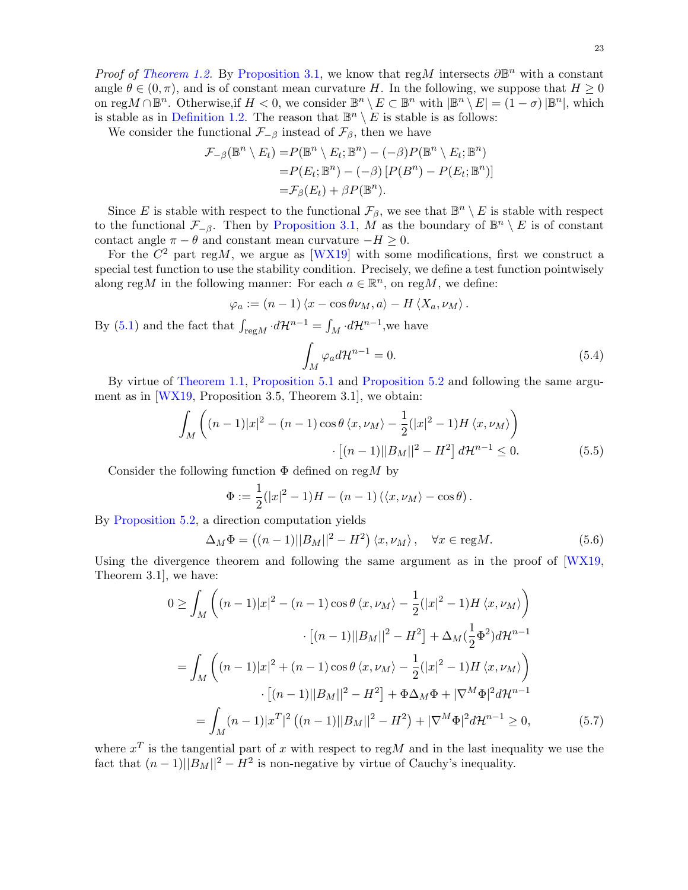*Proof of Theorem 1.2.* By Proposition 3.1, we know that $\mathrm{reg}M$ intersects $\partial\mathbb{B}^n$ with a constant angle $\theta \in (0, \pi)$, and is of constant mean curvature $H$. In the following, we suppose that $H \geq 0$ on $\mathrm{reg}M \cap \mathbb{B}^n$. Otherwise,if $H < 0$, we consider $\mathbb{B}^n \setminus E \subset \mathbb{B}^n$ with $|\mathbb{B}^n \setminus E| = (1-\sigma)\,|\mathbb{B}^n|$, which is stable as in Definition 1.2. The reason that $\mathbb{B}^n \setminus E$ is stable is as follows:

We consider the functional $\mathcal{F}_{-\beta}$ instead of $\mathcal{F}_{\beta}$, then we have

$$
\begin{aligned}
\mathcal{F}_{-\beta}(\mathbb{B}^n \setminus E_t) =& P(\mathbb{B}^n \setminus E_t; \mathbb{B}^n) - (-\beta)P(\mathbb{B}^n \setminus E_t; \mathbb{B}^n) \\
=& P(E_t; \mathbb{B}^n) - (-\beta)\left[P(B^n) - P(E_t; \mathbb{B}^n)\right] \\
=& \mathcal{F}_{\beta}(E_t) + \beta P(\mathbb{B}^n).
\end{aligned}
$$

Since $E$ is stable with respect to the functional $\mathcal{F}_{\beta}$, we see that $\mathbb{B}^n \setminus E$ is stable with respect to the functional $\mathcal{F}_{-\beta}$. Then by Proposition 3.1, $M$ as the boundary of $\mathbb{B}^n \setminus E$ is of constant contact angle $\pi - \theta$ and constant mean curvature $-H \geq 0$.

For the $C^2$ part $\mathrm{reg}M$, we argue as [WX19] with some modifications, first we construct a special test function to use the stability condition. Precisely, we define a test function pointwisely along $\mathrm{reg}M$ in the following manner: For each $a \in \mathbb{R}^n$, on $\mathrm{reg}M$, we define:

$$
\varphi_a := (n-1)\left\langle x - \cos\theta \nu_M, a\right\rangle - H\left\langle X_a, \nu_M\right\rangle.
$$

By (5.1) and the fact that $\int_{\mathrm{reg}M} \cdot d\mathcal{H}^{n-1} = \int_M \cdot d\mathcal{H}^{n-1}$,we have

$$
\int_M \varphi_a d\mathcal{H}^{n-1} = 0. \tag{5.4}
$$

By virtue of Theorem 1.1, Proposition 5.1 and Proposition 5.2 and following the same argument as in [WX19, Proposition 3.5, Theorem 3.1], we obtain:

$$
\begin{aligned}
\int_M \bigg( (n-1)|x|^2 - (n-1)\cos\theta\left\langle x, \nu_M\right\rangle - \frac{1}{2}(|x|^2-1)H\left\langle x, \nu_M\right\rangle \bigg)& \\
\cdot \left[(n-1)||B_M||^2 - H^2\right] d\mathcal{H}^{n-1} \leq 0.&
\end{aligned} \tag{5.5}
$$

Consider the following function $\Phi$ defined on $\mathrm{reg}M$ by

$$
\Phi := \frac{1}{2}(|x|^2 - 1)H - (n-1)\left(\left\langle x, \nu_M\right\rangle - \cos\theta\right).
$$

By Proposition 5.2, a direction computation yields

$$
\Delta_M \Phi = \left((n-1)||B_M||^2 - H^2\right)\left\langle x, \nu_M\right\rangle, \quad \forall x \in \mathrm{reg}M. \tag{5.6}
$$

Using the divergence theorem and following the same argument as in the proof of [WX19, Theorem 3.1], we have:

$$
\begin{aligned}
0 \geq& \int_M \bigg( (n-1)|x|^2 - (n-1)\cos\theta\left\langle x, \nu_M\right\rangle - \frac{1}{2}(|x|^2-1)H\left\langle x, \nu_M\right\rangle \bigg) \\
&\qquad\qquad\qquad\qquad \cdot \left[(n-1)||B_M||^2 - H^2\right] + \Delta_M(\frac{1}{2}\Phi^2) d\mathcal{H}^{n-1} \\
=& \int_M \bigg( (n-1)|x|^2 + (n-1)\cos\theta\left\langle x, \nu_M\right\rangle - \frac{1}{2}(|x|^2-1)H\left\langle x, \nu_M\right\rangle \bigg) \\
&\qquad\qquad\qquad\qquad \cdot \left[(n-1)||B_M||^2 - H^2\right] + \Phi\Delta_M\Phi + |\nabla^M\Phi|^2 d\mathcal{H}^{n-1} \\
=& \int_M (n-1)|x^T|^2\left((n-1)||B_M||^2 - H^2\right) + |\nabla^M\Phi|^2 d\mathcal{H}^{n-1} \geq 0,
\end{aligned} \tag{5.7}
$$

where $x^T$ is the tangential part of $x$ with respect to $\mathrm{reg}M$ and in the last inequality we use the fact that $(n-1)||B_M||^2 - H^2$ is non-negative by virtue of Cauchy's inequality.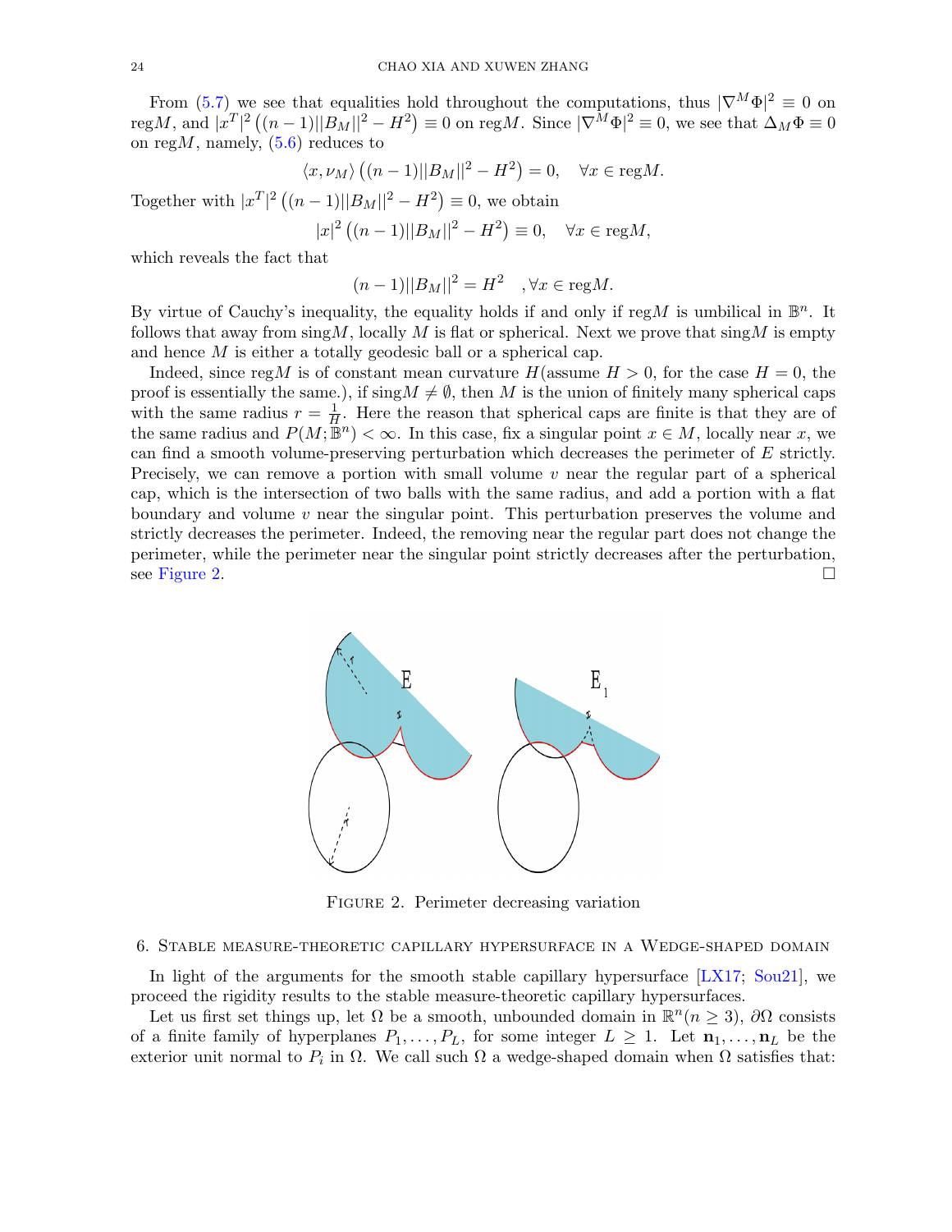From (5.7) we see that equalities hold throughout the computations, thus $|\nabla^M\Phi|^2 \equiv 0$ on $\mathrm{reg}M$, and $|x^T|^2\left((n-1)||B_M||^2 - H^2\right) \equiv 0$ on $\mathrm{reg}M$. Since $|\nabla^M\Phi|^2 \equiv 0$, we see that $\Delta_M\Phi \equiv 0$ on $\mathrm{reg}M$, namely, (5.6) reduces to

$$\langle x, \nu_M\rangle \left((n-1)||B_M||^2 - H^2\right) = 0, \quad \forall x \in \mathrm{reg}M.$$

Together with $|x^T|^2\left((n-1)||B_M||^2 - H^2\right) \equiv 0$, we obtain

$$|x|^2\left((n-1)||B_M||^2 - H^2\right) \equiv 0, \quad \forall x \in \mathrm{reg}M,$$

which reveals the fact that

$$(n-1)||B_M||^2 = H^2 \quad , \forall x \in \mathrm{reg}M.$$

By virtue of Cauchy's inequality, the equality holds if and only if $\mathrm{reg}M$ is umbilical in $\mathbb{B}^n$. It follows that away from $\mathrm{sing}M$, locally $M$ is flat or spherical. Next we prove that $\mathrm{sing}M$ is empty and hence $M$ is either a totally geodesic ball or a spherical cap.

Indeed, since $\mathrm{reg}M$ is of constant mean curvature $H$(assume $H > 0$, for the case $H = 0$, the proof is essentially the same.), if $\mathrm{sing}M \neq \emptyset$, then $M$ is the union of finitely many spherical caps with the same radius $r = \frac{1}{H}$. Here the reason that spherical caps are finite is that they are of the same radius and $P(M; \mathbb{B}^n) < \infty$. In this case, fix a singular point $x \in M$, locally near $x$, we can find a smooth volume-preserving perturbation which decreases the perimeter of $E$ strictly. Precisely, we can remove a portion with small volume $v$ near the regular part of a spherical cap, which is the intersection of two balls with the same radius, and add a portion with a flat boundary and volume $v$ near the singular point. This perturbation preserves the volume and strictly decreases the perimeter. Indeed, the removing near the regular part does not change the perimeter, while the perimeter near the singular point strictly decreases after the perturbation, see Figure 2. □

Figure 2. Perimeter decreasing variation

## 6. Stable measure-theoretic capillary hypersurface in a Wedge-shaped domain

In light of the arguments for the smooth stable capillary hypersurface [LX17; Sou21], we proceed the rigidity results to the stable measure-theoretic capillary hypersurfaces.

Let us first set things up, let $\Omega$ be a smooth, unbounded domain in $\mathbb{R}^n (n \geq 3)$, $\partial\Omega$ consists of a finite family of hyperplanes $P_1, \ldots, P_L$, for some integer $L \geq 1$. Let $\mathbf{n}_1, \ldots, \mathbf{n}_L$ be the exterior unit normal to $P_i$ in $\Omega$. We call such $\Omega$ a wedge-shaped domain when $\Omega$ satisfies that: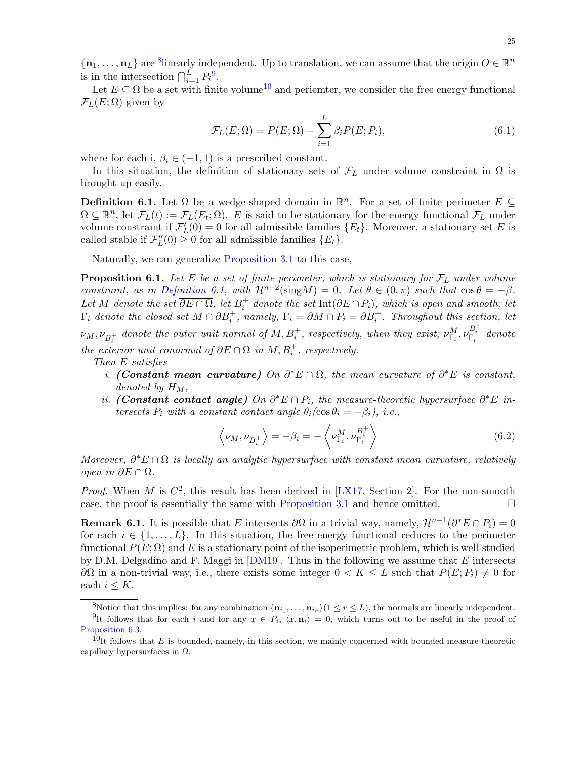$\{\mathbf{n}_1, \ldots, \mathbf{n}_L\}$ are [8]linearly independent. Up to translation, we can assume that the origin $O \in \mathbb{R}^n$ is in the intersection $\bigcap_{i=1}^L P_i$[9].

Let $E \subseteq \Omega$ be a set with finite volume[10] and periemter, we consider the free energy functional $\mathcal{F}_L(E; \Omega)$ given by

$$\mathcal{F}_L(E; \Omega) = P(E; \Omega) - \sum_{i=1}^{L} \beta_i P(E; P_i), \tag{6.1}$$

where for each i, $\beta_i \in (-1, 1)$ is a prescribed constant.

In this situation, the definition of stationary sets of $\mathcal{F}_L$ under volume constraint in $\Omega$ is brought up easily.

**Definition 6.1.** Let $\Omega$ be a wedge-shaped domain in $\mathbb{R}^n$. For a set of finite perimeter $E \subseteq \Omega \subseteq \mathbb{R}^n$, let $\mathcal{F}_L(t) := \mathcal{F}_L(E_t; \Omega)$. $E$ is said to be stationary for the energy functional $\mathcal{F}_L$ under volume constraint if $\mathcal{F}_L'(0) = 0$ for all admissible families $\{E_t\}$. Moreover, a stationary set $E$ is called stable if $\mathcal{F}_L''(0) \geq 0$ for all admissible families $\{E_t\}$.

Naturally, we can generalize Proposition 3.1 to this case,

**Proposition 6.1.** *Let $E$ be a set of finite perimeter, which is stationary for $\mathcal{F}_L$ under volume constraint, as in Definition 6.1, with $\mathcal{H}^{n-2}(\mathrm{sing} M) = 0$. Let $\theta \in (0, \pi)$ such that $\cos\theta = -\beta$. Let $M$ denote the set $\overline{\partial E \cap \Omega}$, let $B_i^+$ denote the set $\mathrm{Int}(\partial E \cap P_i)$, which is open and smooth; let $\Gamma_i$ denote the closed set $M \cap \partial B_i^+$, namely, $\Gamma_i = \partial M \cap P_i = \partial B_i^+$. Throughout this section, let $\nu_M, \nu_{B_i^+}$ denote the outer unit normal of $M, B_i^+$, respectively, when they exist; $\nu_{\Gamma_i}^M, \nu_{\Gamma_i}^{B_i^+}$ denote the exterior unit conormal of $\partial E \cap \Omega$ in $M, B_i^+$, respectively.*

*Then $E$ satisfies*

*i. **(Constant mean curvature)** On $\partial^* E \cap \Omega$, the mean curvature of $\partial^* E$ is constant, denoted by $H_M$,*

*ii. **(Constant contact angle)** On $\partial^* E \cap P_i$, the measure-theoretic hypersurface $\partial^* E$ intersects $P_i$ with a constant contact angle $\theta_i (\cos\theta_i = -\beta_i)$, i.e.,*

$$\left\langle \nu_M, \nu_{B_i^+} \right\rangle = -\beta_i = -\left\langle \nu_{\Gamma_i}^M, \nu_{\Gamma_i}^{B_i^+} \right\rangle \tag{6.2}$$

*Moreover, $\partial^* E \cap \Omega$ is locally an analytic hypersurface with constant mean curvature, relatively open in $\partial E \cap \Omega$.*

*Proof.* When $M$ is $C^2$, this result has been derived in [LX17, Section 2]. For the non-smooth case, the proof is essentially the same with Proposition 3.1 and hence omitted. $\square$

**Remark 6.1.** It is possible that $E$ intersects $\partial\Omega$ in a trivial way, namely, $\mathcal{H}^{n-1}(\partial^* E \cap P_i) = 0$ for each $i \in \{1, \ldots, L\}$. In this situation, the free energy functional reduces to the perimeter functional $P(E; \Omega)$ and $E$ is a stationary point of the isoperimetric problem, which is well-studied by D.M. Delgadino and F. Maggi in [DM19]. Thus in the following we assume that $E$ intersects $\partial\Omega$ in a non-trivial way, i.e., there exists some integer $0 < K \leq L$ such that $P(E; P_i) \neq 0$ for each $i \leq K$.

---

[8] Notice that this implies: for any combination $\{\mathbf{n}_{i_1}, \ldots, \mathbf{n}_{i_r}\} (1 \leq r \leq L)$, the normals are linearly independent.

[9] It follows that for each $i$ and for any $x \in P_i$, $\langle x, \mathbf{n}_i \rangle = 0$, which turns out to be useful in the proof of Proposition 6.3.

[10] It follows that $E$ is bounded, namely, in this section, we mainly concerned with bounded measure-theoretic capillary hypersurfaces in $\Omega$.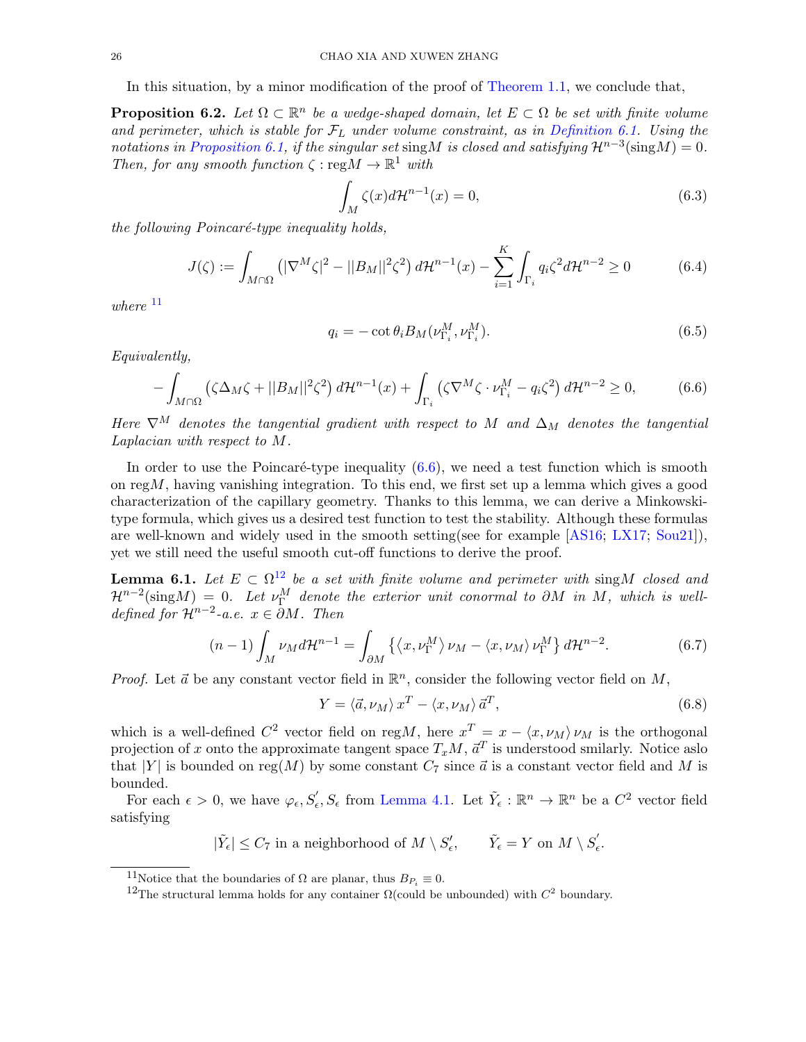In this situation, by a minor modification of the proof of Theorem 1.1, we conclude that,

**Proposition 6.2.** *Let $\Omega \subset \mathbb{R}^n$ be a wedge-shaped domain, let $E \subset \Omega$ be set with finite volume and perimeter, which is stable for $\mathcal{F}_L$ under volume constraint, as in Definition 6.1. Using the notations in Proposition 6.1, if the singular set* $\operatorname{sing}M$ *is closed and satisfying $\mathcal{H}^{n-3}(\operatorname{sing}M) = 0$. Then, for any smooth function $\zeta : \operatorname{reg}M \to \mathbb{R}^1$ with*

$$\int_M \zeta(x) d\mathcal{H}^{n-1}(x) = 0, \tag{6.3}$$

*the following Poincaré-type inequality holds,*

$$J(\zeta) := \int_{M\cap\Omega} \left(|\nabla^M \zeta|^2 - ||B_M||^2 \zeta^2\right) d\mathcal{H}^{n-1}(x) - \sum_{i=1}^K \int_{\Gamma_i} q_i \zeta^2 d\mathcal{H}^{n-2} \geq 0 \tag{6.4}$$

*where* [11]

$$q_i = -\cot\theta_i B_M(\nu^M_{\Gamma_i}, \nu^M_{\Gamma_i}). \tag{6.5}$$

*Equivalently,*

$$-\int_{M\cap\Omega} \left(\zeta\Delta_M \zeta + ||B_M||^2 \zeta^2\right) d\mathcal{H}^{n-1}(x) + \int_{\Gamma_i} \left(\zeta \nabla^M \zeta \cdot \nu^M_{\Gamma_i} - q_i \zeta^2\right) d\mathcal{H}^{n-2} \geq 0, \tag{6.6}$$

*Here $\nabla^M$ denotes the tangential gradient with respect to $M$ and $\Delta_M$ denotes the tangential Laplacian with respect to $M$.*

In order to use the Poincaré-type inequality (6.6), we need a test function which is smooth on $\operatorname{reg}M$, having vanishing integration. To this end, we first set up a lemma which gives a good characterization of the capillary geometry. Thanks to this lemma, we can derive a Minkowski-type formula, which gives us a desired test function to test the stability. Although these formulas are well-known and widely used in the smooth setting(see for example [AS16; LX17; Sou21]), yet we still need the useful smooth cut-off functions to derive the proof.

**Lemma 6.1.** *Let $E \subset \Omega$*[12] *be a set with finite volume and perimeter with* $\operatorname{sing}M$ *closed and $\mathcal{H}^{n-2}(\operatorname{sing}M) = 0$. Let $\nu^M_\Gamma$ denote the exterior unit conormal to $\partial M$ in $M$, which is well-defined for $\mathcal{H}^{n-2}$-a.e. $x \in \partial M$. Then*

$$(n-1)\int_M \nu_M d\mathcal{H}^{n-1} = \int_{\partial M} \left\{\langle x, \nu^M_\Gamma\rangle \nu_M - \langle x, \nu_M\rangle \nu^M_\Gamma\right\} d\mathcal{H}^{n-2}. \tag{6.7}$$

*Proof.* Let $\vec{a}$ be any constant vector field in $\mathbb{R}^n$, consider the following vector field on $M$,

$$Y = \langle \vec{a}, \nu_M\rangle x^T - \langle x, \nu_M\rangle \vec{a}^T, \tag{6.8}$$

which is a well-defined $C^2$ vector field on $\operatorname{reg}M$, here $x^T = x - \langle x, \nu_M\rangle \nu_M$ is the orthogonal projection of $x$ onto the approximate tangent space $T_xM$, $\vec{a}^T$ is understood smilarly. Notice aslo that $|Y|$ is bounded on $\operatorname{reg}(M)$ by some constant $C_7$ since $\vec{a}$ is a constant vector field and $M$ is bounded.

For each $\epsilon > 0$, we have $\varphi_\epsilon, S'_\epsilon, S_\epsilon$ from Lemma 4.1. Let $\tilde{Y}_\epsilon : \mathbb{R}^n \to \mathbb{R}^n$ be a $C^2$ vector field satisfying

$$|\tilde{Y}_\epsilon| \leq C_7 \text{ in a neighborhood of } M \setminus S'_\epsilon, \qquad \tilde{Y}_\epsilon = Y \text{ on } M \setminus S'_\epsilon.$$

---

[11] Notice that the boundaries of $\Omega$ are planar, thus $B_{P_i} \equiv 0$.

[12] The structural lemma holds for any container $\Omega$(could be unbounded) with $C^2$ boundary.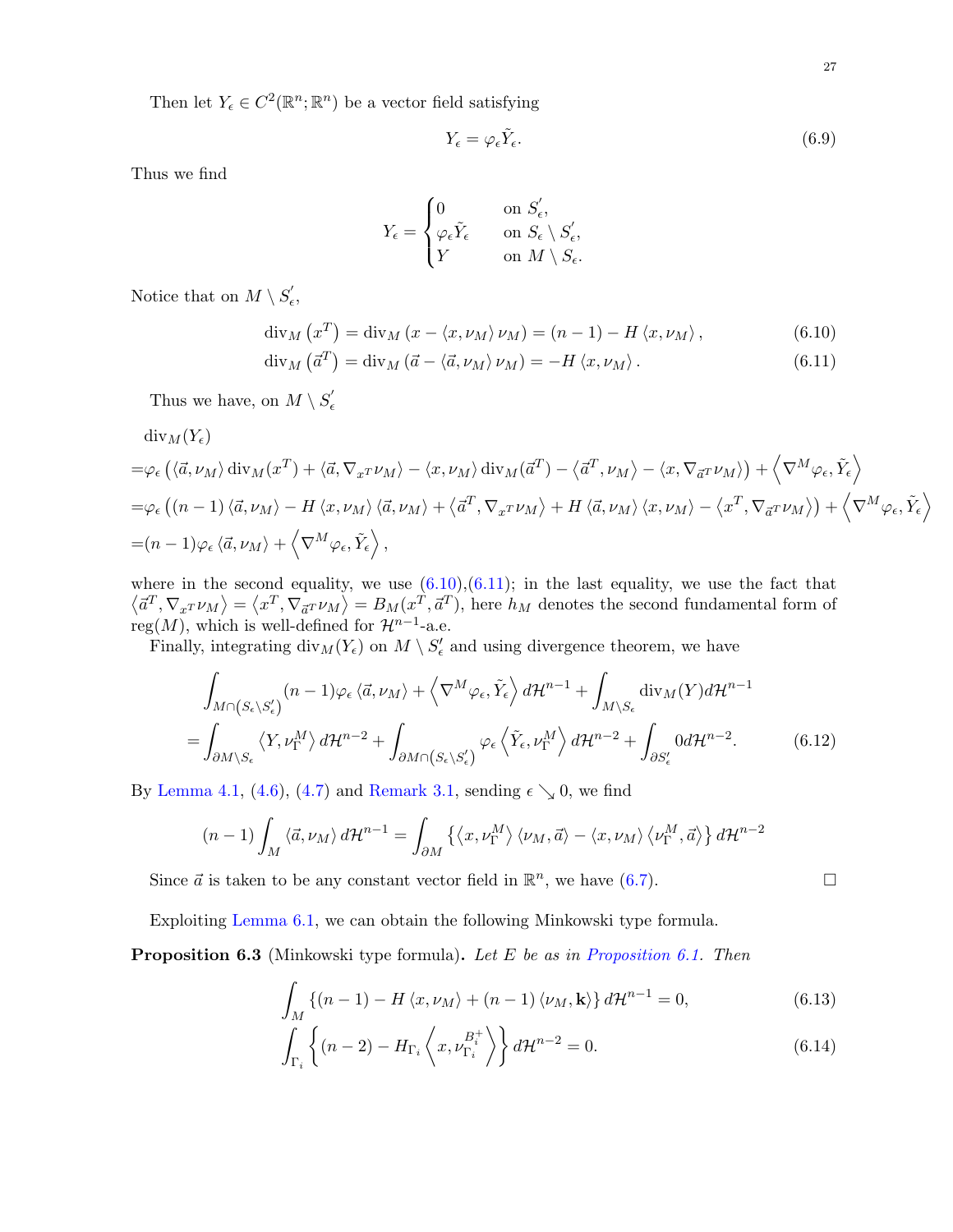Then let $Y_\epsilon \in C^2(\mathbb{R}^n; \mathbb{R}^n)$ be a vector field satisfying

$$Y_\epsilon = \varphi_\epsilon \tilde{Y}_\epsilon. \tag{6.9}$$

Thus we find

$$Y_\epsilon = \begin{cases} 0 & \text{on } S_\epsilon', \\ \varphi_\epsilon \tilde{Y}_\epsilon & \text{on } S_\epsilon \setminus S_\epsilon', \\ Y & \text{on } M \setminus S_\epsilon. \end{cases}$$

Notice that on $M \setminus S_\epsilon'$,

$$\operatorname{div}_M \left(x^T\right) = \operatorname{div}_M \left(x - \langle x, \nu_M \rangle \nu_M\right) = (n-1) - H \langle x, \nu_M \rangle, \tag{6.10}$$

$$\operatorname{div}_M \left(\vec{a}^T\right) = \operatorname{div}_M \left(\vec{a} - \langle \vec{a}, \nu_M \rangle \nu_M\right) = -H \langle x, \nu_M \rangle. \tag{6.11}$$

Thus we have, on $M \setminus S_\epsilon'$

$$\begin{aligned}
&\operatorname{div}_M(Y_\epsilon) \\
=&\varphi_\epsilon \left(\langle \vec{a}, \nu_M \rangle \operatorname{div}_M(x^T) + \langle \vec{a}, \nabla_{x^T} \nu_M \rangle - \langle x, \nu_M \rangle \operatorname{div}_M(\vec{a}^T) - \left\langle \vec{a}^T, \nu_M \right\rangle - \langle x, \nabla_{\vec{a}^T} \nu_M \rangle\right) + \left\langle \nabla^M \varphi_\epsilon, \tilde{Y}_\epsilon \right\rangle \\
=&\varphi_\epsilon \left((n-1) \langle \vec{a}, \nu_M \rangle - H \langle x, \nu_M \rangle \langle \vec{a}, \nu_M \rangle + \left\langle \vec{a}^T, \nabla_{x^T} \nu_M \right\rangle + H \langle \vec{a}, \nu_M \rangle \langle x, \nu_M \rangle - \left\langle x^T, \nabla_{\vec{a}^T} \nu_M \right\rangle\right) + \left\langle \nabla^M \varphi_\epsilon, \tilde{Y}_\epsilon \right\rangle \\
=&(n-1)\varphi_\epsilon \langle \vec{a}, \nu_M \rangle + \left\langle \nabla^M \varphi_\epsilon, \tilde{Y}_\epsilon \right\rangle,
\end{aligned}$$

where in the second equality, we use (6.10),(6.11); in the last equality, we use the fact that $\left\langle \vec{a}^T, \nabla_{x^T} \nu_M \right\rangle = \left\langle x^T, \nabla_{\vec{a}^T} \nu_M \right\rangle = B_M(x^T, \vec{a}^T)$, here $h_M$ denotes the second fundamental form of $\operatorname{reg}(M)$, which is well-defined for $\mathcal{H}^{n-1}$-a.e.

Finally, integrating $\operatorname{div}_M(Y_\epsilon)$ on $M \setminus S_\epsilon'$ and using divergence theorem, we have

$$\begin{aligned}
&\int_{M \cap \left(S_\epsilon \setminus S_\epsilon'\right)} (n-1)\varphi_\epsilon \langle \vec{a}, \nu_M \rangle + \left\langle \nabla^M \varphi_\epsilon, \tilde{Y}_\epsilon \right\rangle d\mathcal{H}^{n-1} + \int_{M \setminus S_\epsilon} \operatorname{div}_M(Y) d\mathcal{H}^{n-1} \\
=&\int_{\partial M \setminus S_\epsilon} \left\langle Y, \nu_\Gamma^M \right\rangle d\mathcal{H}^{n-2} + \int_{\partial M \cap \left(S_\epsilon \setminus S_\epsilon'\right)} \varphi_\epsilon \left\langle \tilde{Y}_\epsilon, \nu_\Gamma^M \right\rangle d\mathcal{H}^{n-2} + \int_{\partial S_\epsilon'} 0 d\mathcal{H}^{n-2}.
\end{aligned} \tag{6.12}$$

By Lemma 4.1, (4.6), (4.7) and Remark 3.1, sending $\epsilon \searrow 0$, we find

$$(n-1) \int_M \langle \vec{a}, \nu_M \rangle d\mathcal{H}^{n-1} = \int_{\partial M} \left\{ \left\langle x, \nu_\Gamma^M \right\rangle \langle \nu_M, \vec{a} \rangle - \langle x, \nu_M \rangle \left\langle \nu_\Gamma^M, \vec{a} \right\rangle \right\} d\mathcal{H}^{n-2}$$

Since $\vec{a}$ is taken to be any constant vector field in $\mathbb{R}^n$, we have (6.7). $\square$

Exploiting Lemma 6.1, we can obtain the following Minkowski type formula.

**Proposition 6.3** (Minkowski type formula)**.** *Let $E$ be as in Proposition 6.1. Then*

$$\int_M \left\{(n-1) - H \langle x, \nu_M \rangle + (n-1) \langle \nu_M, \mathbf{k} \rangle\right\} d\mathcal{H}^{n-1} = 0, \tag{6.13}$$

$$\int_{\Gamma_i} \left\{(n-2) - H_{\Gamma_i} \left\langle x, \nu_{\Gamma_i}^{B_i^+} \right\rangle\right\} d\mathcal{H}^{n-2} = 0. \tag{6.14}$$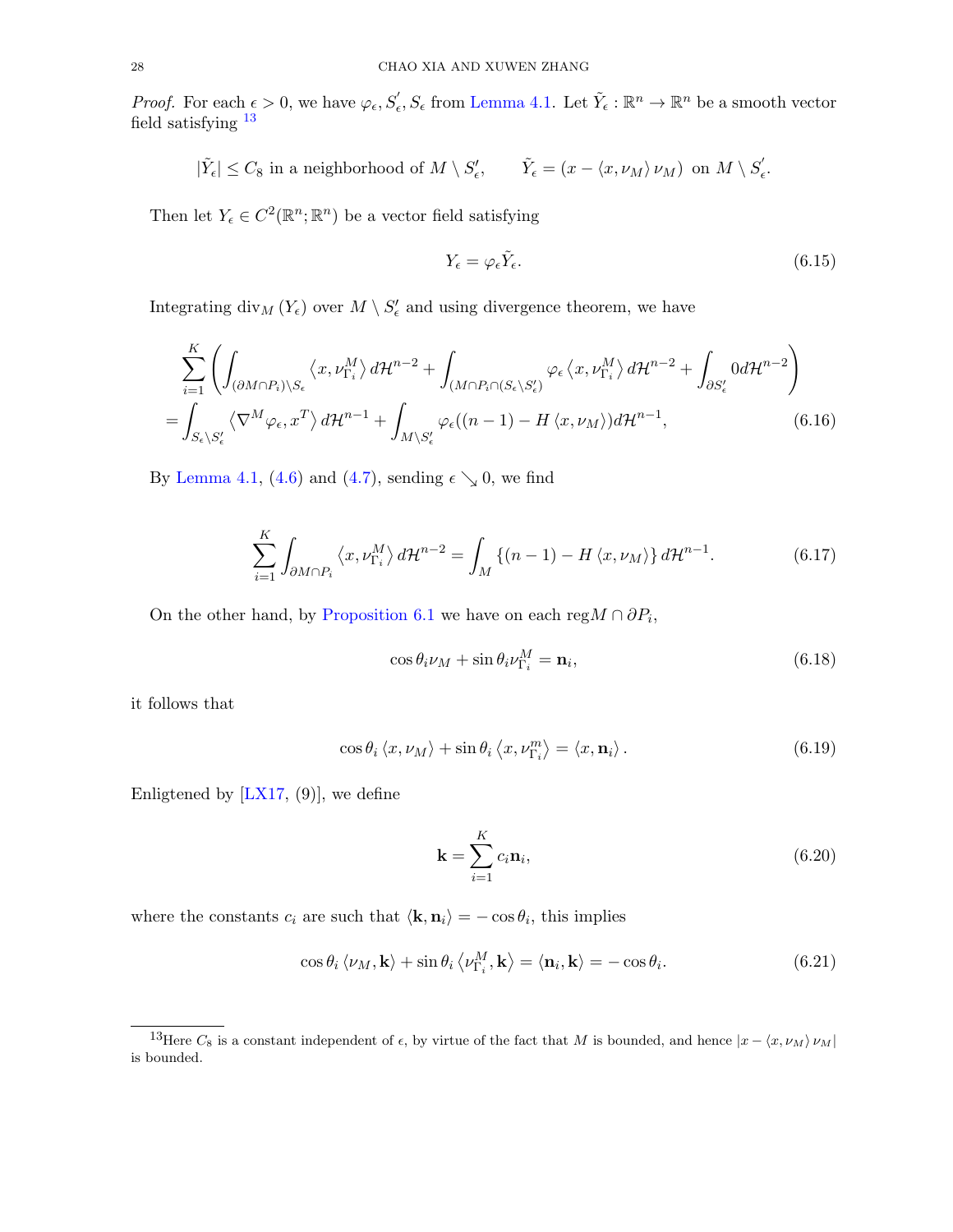*Proof.* For each $\epsilon > 0$, we have $\varphi_\epsilon, S_\epsilon^{'}, S_\epsilon$ from Lemma 4.1. Let $\tilde{Y}_\epsilon : \mathbb{R}^n \to \mathbb{R}^n$ be a smooth vector field satisfying [13]

$$|\tilde{Y}_\epsilon| \leq C_8 \text{ in a neighborhood of } M \setminus S_\epsilon', \qquad \tilde{Y}_\epsilon = (x - \langle x, \nu_M \rangle \nu_M) \text{ on } M \setminus S_\epsilon^{'}.$$

Then let $Y_\epsilon \in C^2(\mathbb{R}^n; \mathbb{R}^n)$ be a vector field satisfying

$$Y_\epsilon = \varphi_\epsilon \tilde{Y}_\epsilon. \tag{6.15}$$

Integrating $\mathrm{div}_M(Y_\epsilon)$ over $M \setminus S_\epsilon'$ and using divergence theorem, we have

$$\begin{aligned}
&\sum_{i=1}^K \left( \int_{(\partial M \cap P_i) \setminus S_\epsilon} \langle x, \nu_{\Gamma_i}^M \rangle \, d\mathcal{H}^{n-2} + \int_{(M \cap P_i \cap (S_\epsilon \setminus S_\epsilon'))} \varphi_\epsilon \langle x, \nu_{\Gamma_i}^M \rangle \, d\mathcal{H}^{n-2} + \int_{\partial S_\epsilon^{'}} 0 d\mathcal{H}^{n-2} \right) \\
&= \int_{S_\epsilon \setminus S_\epsilon^{'}} \langle \nabla^M \varphi_\epsilon, x^T \rangle \, d\mathcal{H}^{n-1} + \int_{M \setminus S_\epsilon^{'}} \varphi_\epsilon((n-1) - H \langle x, \nu_M \rangle) d\mathcal{H}^{n-1},
\end{aligned} \tag{6.16}$$

By Lemma 4.1, (4.6) and (4.7), sending $\epsilon \searrow 0$, we find

$$\sum_{i=1}^K \int_{\partial M \cap P_i} \langle x, \nu_{\Gamma_i}^M \rangle \, d\mathcal{H}^{n-2} = \int_M \{(n-1) - H \langle x, \nu_M \rangle\} \, d\mathcal{H}^{n-1}. \tag{6.17}$$

On the other hand, by Proposition 6.1 we have on each $\mathrm{reg} M \cap \partial P_i$,

$$\cos\theta_i \nu_M + \sin\theta_i \nu_{\Gamma_i}^M = \mathbf{n}_i, \tag{6.18}$$

it follows that

$$\cos\theta_i \langle x, \nu_M \rangle + \sin\theta_i \langle x, \nu_{\Gamma_i}^m \rangle = \langle x, \mathbf{n}_i \rangle. \tag{6.19}$$

Enligtened by [LX17, (9)], we define

$$\mathbf{k} = \sum_{i=1}^K c_i \mathbf{n}_i, \tag{6.20}$$

where the constants $c_i$ are such that $\langle \mathbf{k}, \mathbf{n}_i \rangle = -\cos\theta_i$, this implies

$$\cos\theta_i \langle \nu_M, \mathbf{k} \rangle + \sin\theta_i \langle \nu_{\Gamma_i}^M, \mathbf{k} \rangle = \langle \mathbf{n}_i, \mathbf{k} \rangle = -\cos\theta_i. \tag{6.21}$$

[13] Here $C_8$ is a constant independent of $\epsilon$, by virtue of the fact that $M$ is bounded, and hence $|x - \langle x, \nu_M \rangle \nu_M|$ is bounded.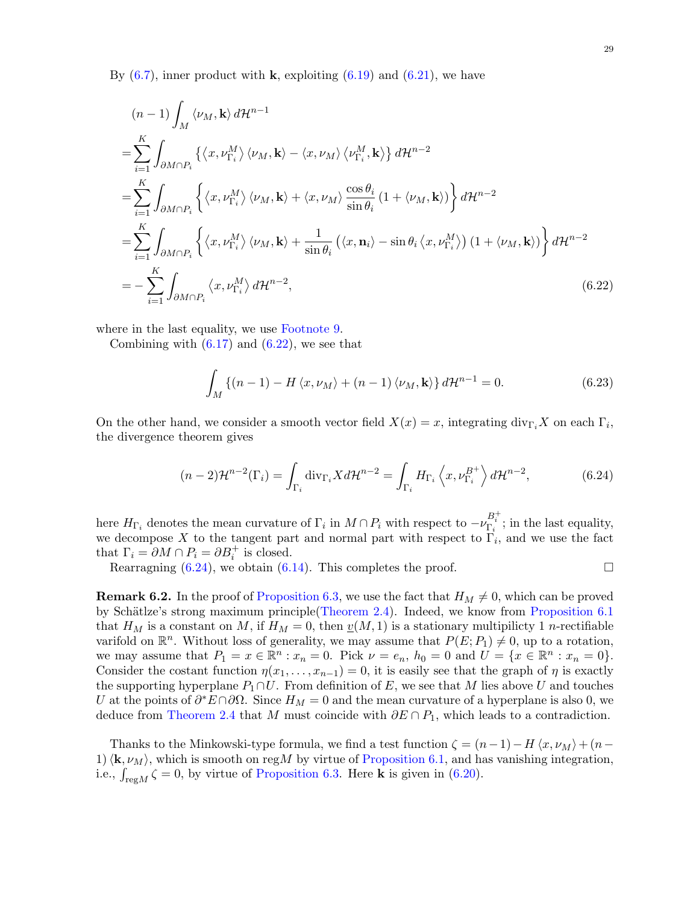By (6.7), inner product with $\mathbf{k}$, exploiting (6.19) and (6.21), we have

$$
\begin{aligned}
&(n-1)\int_M \langle \nu_M, \mathbf{k}\rangle \, d\mathcal{H}^{n-1} \\
=&\sum_{i=1}^K \int_{\partial M\cap P_i} \left\{ \left\langle x, \nu_{\Gamma_i}^M \right\rangle \langle \nu_M, \mathbf{k}\rangle - \langle x, \nu_M\rangle \left\langle \nu_{\Gamma_i}^M, \mathbf{k}\right\rangle \right\} d\mathcal{H}^{n-2} \\
=&\sum_{i=1}^K \int_{\partial M\cap P_i} \left\{ \left\langle x, \nu_{\Gamma_i}^M \right\rangle \langle \nu_M, \mathbf{k}\rangle + \langle x, \nu_M\rangle \frac{\cos\theta_i}{\sin\theta_i}\left(1+\langle \nu_M, \mathbf{k}\rangle\right) \right\} d\mathcal{H}^{n-2} \\
=&\sum_{i=1}^K \int_{\partial M\cap P_i} \left\{ \left\langle x, \nu_{\Gamma_i}^M \right\rangle \langle \nu_M, \mathbf{k}\rangle + \frac{1}{\sin\theta_i}\left(\langle x, \mathbf{n}_i\rangle - \sin\theta_i \left\langle x, \nu_{\Gamma_i}^M\right\rangle\right)\left(1+\langle \nu_M, \mathbf{k}\rangle\right) \right\} d\mathcal{H}^{n-2} \\
=&-\sum_{i=1}^K \int_{\partial M\cap P_i} \left\langle x, \nu_{\Gamma_i}^M\right\rangle d\mathcal{H}^{n-2},
\end{aligned}
\tag{6.22}
$$

where in the last equality, we use Footnote 9.

Combining with (6.17) and (6.22), we see that

$$
\int_M \left\{ (n-1) - H\langle x, \nu_M\rangle + (n-1)\langle \nu_M, \mathbf{k}\rangle \right\} d\mathcal{H}^{n-1} = 0. \tag{6.23}
$$

On the other hand, we consider a smooth vector field $X(x) = x$, integrating $\mathrm{div}_{\Gamma_i} X$ on each $\Gamma_i$, the divergence theorem gives

$$
(n-2)\mathcal{H}^{n-2}(\Gamma_i) = \int_{\Gamma_i} \mathrm{div}_{\Gamma_i} X d\mathcal{H}^{n-2} = \int_{\Gamma_i} H_{\Gamma_i}\left\langle x, \nu_{\Gamma_i}^{B_i^+}\right\rangle d\mathcal{H}^{n-2}, \tag{6.24}
$$

here $H_{\Gamma_i}$ denotes the mean curvature of $\Gamma_i$ in $M\cap P_i$ with respect to $-\nu_{\Gamma_i}^{B_i^+}$; in the last equality, we decompose $X$ to the tangent part and normal part with respect to $\Gamma_i$, and we use the fact that $\Gamma_i = \partial M\cap P_i = \partial B_i^+$ is closed.

Rearragning (6.24), we obtain (6.14). This completes the proof. $\square$

**Remark 6.2.** In the proof of Proposition 6.3, we use the fact that $H_M \neq 0$, which can be proved by Schätlze's strong maximum principle(Theorem 2.4). Indeed, we know from Proposition 6.1 that $H_M$ is a constant on $M$, if $H_M = 0$, then $\underline{v}(M,1)$ is a stationary multipilicty 1 $n$-rectifiable varifold on $\mathbb{R}^n$. Without loss of generality, we may assume that $P(E; P_1)\neq 0$, up to a rotation, we may assume that $P_1 = x\in\mathbb{R}^n : x_n = 0$. Pick $\nu = e_n$, $h_0 = 0$ and $U = \{x\in\mathbb{R}^n : x_n = 0\}$. Consider the costant function $\eta(x_1,\ldots,x_{n-1}) = 0$, it is easily see that the graph of $\eta$ is exactly the supporting hyperplane $P_1\cap U$. From definition of $E$, we see that $M$ lies above $U$ and touches $U$ at the points of $\partial^* E\cap\partial\Omega$. Since $H_M = 0$ and the mean curvature of a hyperplane is also 0, we deduce from Theorem 2.4 that $M$ must coincide with $\partial E\cap P_1$, which leads to a contradiction.

Thanks to the Minkowski-type formula, we find a test function $\zeta = (n-1) - H\langle x, \nu_M\rangle + (n-1)\langle \mathbf{k}, \nu_M\rangle$, which is smooth on $\mathrm{reg}M$ by virtue of Proposition 6.1, and has vanishing integration, i.e., $\int_{\mathrm{reg}M}\zeta = 0$, by virtue of Proposition 6.3. Here $\mathbf{k}$ is given in (6.20).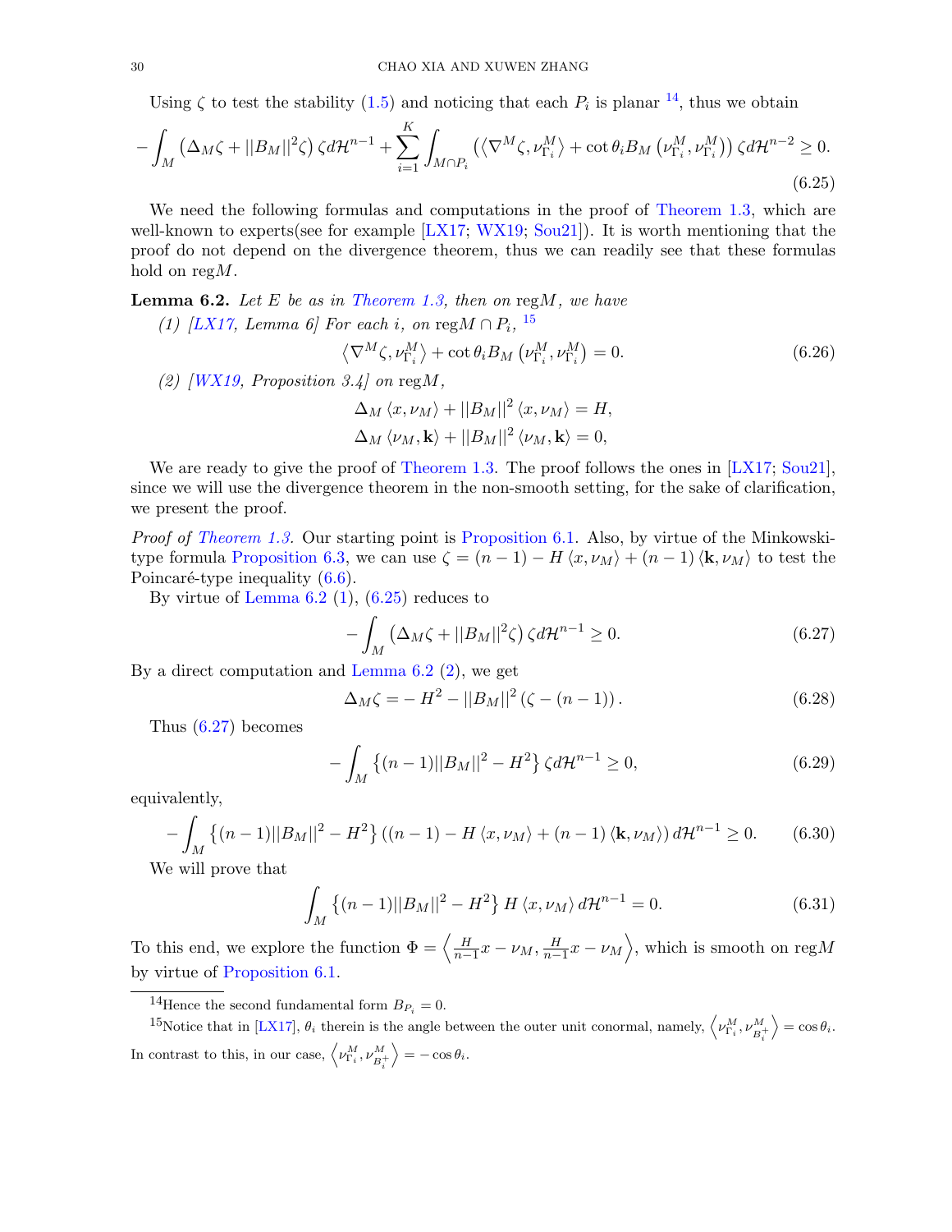Using $\zeta$ to test the stability (1.5) and noticing that each $P_i$ is planar [14], thus we obtain

$$
-\int_M \left(\Delta_M \zeta + ||B_M||^2 \zeta\right) \zeta d\mathcal{H}^{n-1} + \sum_{i=1}^{K} \int_{M \cap P_i} \left(\left\langle \nabla^M \zeta, \nu^M_{\Gamma_i} \right\rangle + \cot\theta_i B_M\left(\nu^M_{\Gamma_i}, \nu^M_{\Gamma_i}\right)\right) \zeta d\mathcal{H}^{n-2} \geq 0. \tag{6.25}
$$

We need the following formulas and computations in the proof of Theorem 1.3, which are well-known to experts(see for example [LX17; WX19; Sou21]). It is worth mentioning that the proof do not depend on the divergence theorem, thus we can readily see that these formulas hold on $\operatorname{reg}M$.

**Lemma 6.2.** *Let $E$ be as in Theorem 1.3, then on $\operatorname{reg}M$, we have*

*(1) [LX17, Lemma 6] For each $i$, on $\operatorname{reg}M \cap P_i$,* [15]

$$
\left\langle \nabla^M \zeta, \nu^M_{\Gamma_i} \right\rangle + \cot\theta_i B_M\left(\nu^M_{\Gamma_i}, \nu^M_{\Gamma_i}\right) = 0. \tag{6.26}
$$

*(2) [WX19, Proposition 3.4] on $\operatorname{reg}M$,*

$$
\Delta_M \langle x, \nu_M \rangle + ||B_M||^2 \langle x, \nu_M \rangle = H,
$$

$$
\Delta_M \langle \nu_M, \mathbf{k} \rangle + ||B_M||^2 \langle \nu_M, \mathbf{k} \rangle = 0,
$$

We are ready to give the proof of Theorem 1.3. The proof follows the ones in [LX17; Sou21], since we will use the divergence theorem in the non-smooth setting, for the sake of clarification, we present the proof.

*Proof of Theorem 1.3.* Our starting point is Proposition 6.1. Also, by virtue of the Minkowski-type formula Proposition 6.3, we can use $\zeta = (n-1) - H\langle x, \nu_M \rangle + (n-1)\langle \mathbf{k}, \nu_M \rangle$ to test the Poincaré-type inequality (6.6).

By virtue of Lemma 6.2 (1), (6.25) reduces to

$$
-\int_M \left(\Delta_M \zeta + ||B_M||^2 \zeta\right) \zeta d\mathcal{H}^{n-1} \geq 0. \tag{6.27}
$$

By a direct computation and Lemma 6.2 (2), we get

$$
\Delta_M \zeta = -H^2 - ||B_M||^2 \left(\zeta - (n-1)\right). \tag{6.28}
$$

Thus (6.27) becomes

$$
-\int_M \left\{(n-1)||B_M||^2 - H^2\right\} \zeta d\mathcal{H}^{n-1} \geq 0, \tag{6.29}
$$

equivalently,

$$
-\int_M \left\{(n-1)||B_M||^2 - H^2\right\} \left((n-1) - H\langle x, \nu_M \rangle + (n-1)\langle \mathbf{k}, \nu_M \rangle\right) d\mathcal{H}^{n-1} \geq 0. \tag{6.30}
$$

We will prove that

$$
\int_M \left\{(n-1)||B_M||^2 - H^2\right\} H \langle x, \nu_M \rangle \, d\mathcal{H}^{n-1} = 0. \tag{6.31}
$$

To this end, we explore the function $\Phi = \left\langle \frac{H}{n-1}x - \nu_M, \frac{H}{n-1}x - \nu_M \right\rangle$, which is smooth on $\operatorname{reg}M$ by virtue of Proposition 6.1.

[14] Hence the second fundamental form $B_{P_i} = 0$.

[15] Notice that in [LX17], $\theta_i$ therein is the angle between the outer unit conormal, namely, $\left\langle \nu^M_{\Gamma_i}, \nu^M_{B_i^+} \right\rangle = \cos\theta_i$. In contrast to this, in our case, $\left\langle \nu^M_{\Gamma_i}, \nu^M_{B_i^+} \right\rangle = -\cos\theta_i$.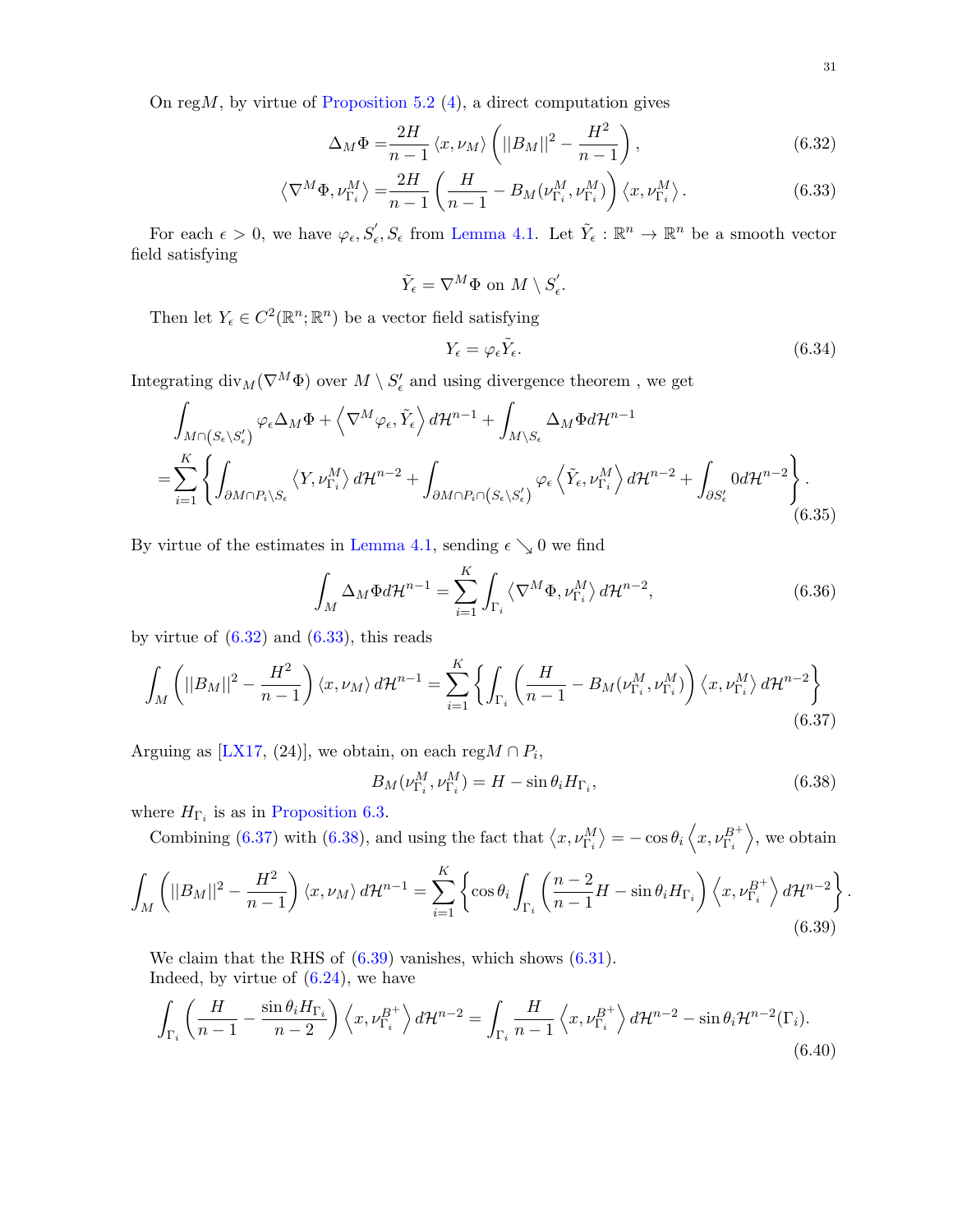On reg$M$, by virtue of Proposition 5.2 (4), a direct computation gives

$$\Delta_M \Phi = \frac{2H}{n-1}\langle x, \nu_M\rangle \left(||B_M||^2 - \frac{H^2}{n-1}\right), \tag{6.32}$$

$$\left\langle \nabla^M \Phi, \nu^M_{\Gamma_i}\right\rangle = \frac{2H}{n-1}\left(\frac{H}{n-1} - B_M(\nu^M_{\Gamma_i}, \nu^M_{\Gamma_i})\right)\left\langle x, \nu^M_{\Gamma_i}\right\rangle. \tag{6.33}$$

For each $\epsilon > 0$, we have $\varphi_\epsilon, S'_\epsilon, S_\epsilon$ from Lemma 4.1. Let $\tilde{Y}_\epsilon : \mathbb{R}^n \to \mathbb{R}^n$ be a smooth vector field satisfying

$$\tilde{Y}_\epsilon = \nabla^M \Phi \text{ on } M \setminus S'_\epsilon.$$

Then let $Y_\epsilon \in C^2(\mathbb{R}^n; \mathbb{R}^n)$ be a vector field satisfying

$$Y_\epsilon = \varphi_\epsilon \tilde{Y}_\epsilon. \tag{6.34}$$

Integrating $\mathrm{div}_M(\nabla^M \Phi)$ over $M \setminus S'_\epsilon$ and using divergence theorem , we get

$$\begin{aligned}
&\int_{M\cap\left(S_\epsilon\setminus S'_\epsilon\right)} \varphi_\epsilon \Delta_M \Phi + \left\langle \nabla^M \varphi_\epsilon, \tilde{Y}_\epsilon\right\rangle d\mathcal{H}^{n-1} + \int_{M\setminus S_\epsilon} \Delta_M \Phi d\mathcal{H}^{n-1}\\
=&\sum_{i=1}^K \left\{\int_{\partial M\cap P_i \setminus S_\epsilon} \left\langle Y, \nu^M_{\Gamma_i}\right\rangle d\mathcal{H}^{n-2} + \int_{\partial M\cap P_i\cap\left(S_\epsilon\setminus S'_\epsilon\right)} \varphi_\epsilon \left\langle \tilde{Y}_\epsilon, \nu^M_{\Gamma_i}\right\rangle d\mathcal{H}^{n-2} + \int_{\partial S'_\epsilon} 0 d\mathcal{H}^{n-2}\right\}.
\end{aligned} \tag{6.35}$$

By virtue of the estimates in Lemma 4.1, sending $\epsilon \searrow 0$ we find

$$\int_M \Delta_M \Phi d\mathcal{H}^{n-1} = \sum_{i=1}^K \int_{\Gamma_i} \left\langle \nabla^M \Phi, \nu^M_{\Gamma_i}\right\rangle d\mathcal{H}^{n-2}, \tag{6.36}$$

by virtue of (6.32) and (6.33), this reads

$$\int_M \left(||B_M||^2 - \frac{H^2}{n-1}\right)\langle x, \nu_M\rangle d\mathcal{H}^{n-1} = \sum_{i=1}^K \left\{\int_{\Gamma_i}\left(\frac{H}{n-1} - B_M(\nu^M_{\Gamma_i}, \nu^M_{\Gamma_i})\right)\left\langle x, \nu^M_{\Gamma_i}\right\rangle d\mathcal{H}^{n-2}\right\} \tag{6.37}$$

Arguing as [LX17, (24)], we obtain, on each reg$M \cap P_i$,

$$B_M(\nu^M_{\Gamma_i}, \nu^M_{\Gamma_i}) = H - \sin\theta_i H_{\Gamma_i}, \tag{6.38}$$

where $H_{\Gamma_i}$ is as in Proposition 6.3.

Combining (6.37) with (6.38), and using the fact that $\left\langle x, \nu^M_{\Gamma_i}\right\rangle = -\cos\theta_i \left\langle x, \nu^{B^+}_{\Gamma_i}\right\rangle$, we obtain

$$\int_M \left(||B_M||^2 - \frac{H^2}{n-1}\right)\langle x, \nu_M\rangle d\mathcal{H}^{n-1} = \sum_{i=1}^K \left\{\cos\theta_i \int_{\Gamma_i}\left(\frac{n-2}{n-1}H - \sin\theta_i H_{\Gamma_i}\right)\left\langle x, \nu^{B^+}_{\Gamma_i}\right\rangle d\mathcal{H}^{n-2}\right\}. \tag{6.39}$$

We claim that the RHS of (6.39) vanishes, which shows (6.31).

Indeed, by virtue of (6.24), we have

$$\int_{\Gamma_i}\left(\frac{H}{n-1} - \frac{\sin\theta_i H_{\Gamma_i}}{n-2}\right)\left\langle x, \nu^{B^+}_{\Gamma_i}\right\rangle d\mathcal{H}^{n-2} = \int_{\Gamma_i} \frac{H}{n-1}\left\langle x, \nu^{B^+}_{\Gamma_i}\right\rangle d\mathcal{H}^{n-2} - \sin\theta_i \mathcal{H}^{n-2}(\Gamma_i). \tag{6.40}$$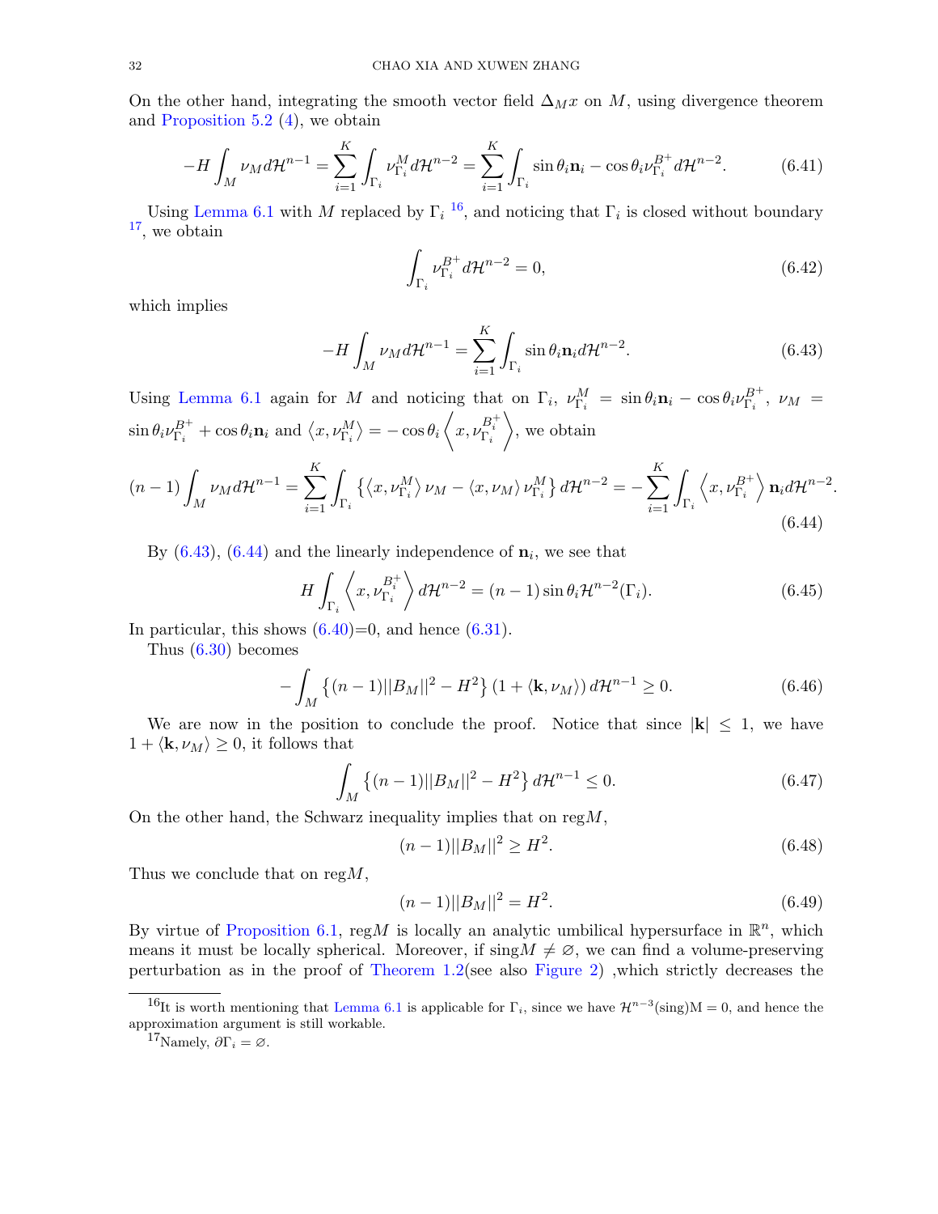On the other hand, integrating the smooth vector field $\Delta_M x$ on $M$, using divergence theorem and Proposition 5.2 (4), we obtain

$$-H\int_M \nu_M d\mathcal{H}^{n-1} = \sum_{i=1}^K \int_{\Gamma_i} \nu_{\Gamma_i}^M d\mathcal{H}^{n-2} = \sum_{i=1}^K \int_{\Gamma_i} \sin\theta_i \mathbf{n}_i - \cos\theta_i \nu_{\Gamma_i}^{B^+} d\mathcal{H}^{n-2}. \tag{6.41}$$

Using Lemma 6.1 with $M$ replaced by $\Gamma_i$ [16], and noticing that $\Gamma_i$ is closed without boundary [17], we obtain

$$\int_{\Gamma_i} \nu_{\Gamma_i}^{B^+} d\mathcal{H}^{n-2} = 0, \tag{6.42}$$

which implies

$$-H\int_M \nu_M d\mathcal{H}^{n-1} = \sum_{i=1}^K \int_{\Gamma_i} \sin\theta_i \mathbf{n}_i d\mathcal{H}^{n-2}. \tag{6.43}$$

Using Lemma 6.1 again for $M$ and noticing that on $\Gamma_i$, $\nu_{\Gamma_i}^M = \sin\theta_i \mathbf{n}_i - \cos\theta_i \nu_{\Gamma_i}^{B^+}$, $\nu_M = \sin\theta_i \nu_{\Gamma_i}^{B^+} + \cos\theta_i \mathbf{n}_i$ and $\langle x, \nu_{\Gamma_i}^M\rangle = -\cos\theta_i \left\langle x, \nu_{\Gamma_i}^{B_i^+}\right\rangle$, we obtain

$$(n-1)\int_M \nu_M d\mathcal{H}^{n-1} = \sum_{i=1}^K \int_{\Gamma_i} \left\{\langle x, \nu_{\Gamma_i}^M\rangle \nu_M - \langle x, \nu_M\rangle \nu_{\Gamma_i}^M\right\} d\mathcal{H}^{n-2} = -\sum_{i=1}^K \int_{\Gamma_i} \left\langle x, \nu_{\Gamma_i}^{B^+}\right\rangle \mathbf{n}_i d\mathcal{H}^{n-2}. \tag{6.44}$$

By (6.43), (6.44) and the linearly independence of $\mathbf{n}_i$, we see that

$$H\int_{\Gamma_i} \left\langle x, \nu_{\Gamma_i}^{B_i^+}\right\rangle d\mathcal{H}^{n-2} = (n-1)\sin\theta_i \mathcal{H}^{n-2}(\Gamma_i). \tag{6.45}$$

In particular, this shows (6.40)=0, and hence (6.31).

Thus (6.30) becomes

$$-\int_M \left\{(n-1)||B_M||^2 - H^2\right\}(1 + \langle \mathbf{k}, \nu_M\rangle) d\mathcal{H}^{n-1} \geq 0. \tag{6.46}$$

We are now in the position to conclude the proof. Notice that since $|\mathbf{k}| \leq 1$, we have $1 + \langle \mathbf{k}, \nu_M\rangle \geq 0$, it follows that

$$\int_M \left\{(n-1)||B_M||^2 - H^2\right\} d\mathcal{H}^{n-1} \leq 0. \tag{6.47}$$

On the other hand, the Schwarz inequality implies that on reg$M$,

$$(n-1)||B_M||^2 \geq H^2. \tag{6.48}$$

Thus we conclude that on reg$M$,

$$(n-1)||B_M||^2 = H^2. \tag{6.49}$$

By virtue of Proposition 6.1, reg$M$ is locally an analytic umbilical hypersurface in $\mathbb{R}^n$, which means it must be locally spherical. Moreover, if sing$M \neq \varnothing$, we can find a volume-preserving perturbation as in the proof of Theorem 1.2(see also Figure 2) ,which strictly decreases the

[16] It is worth mentioning that Lemma 6.1 is applicable for $\Gamma_i$, since we have $\mathcal{H}^{n-3}(\text{sing})\text{M} = 0$, and hence the approximation argument is still workable.

[17] Namely, $\partial\Gamma_i = \varnothing$.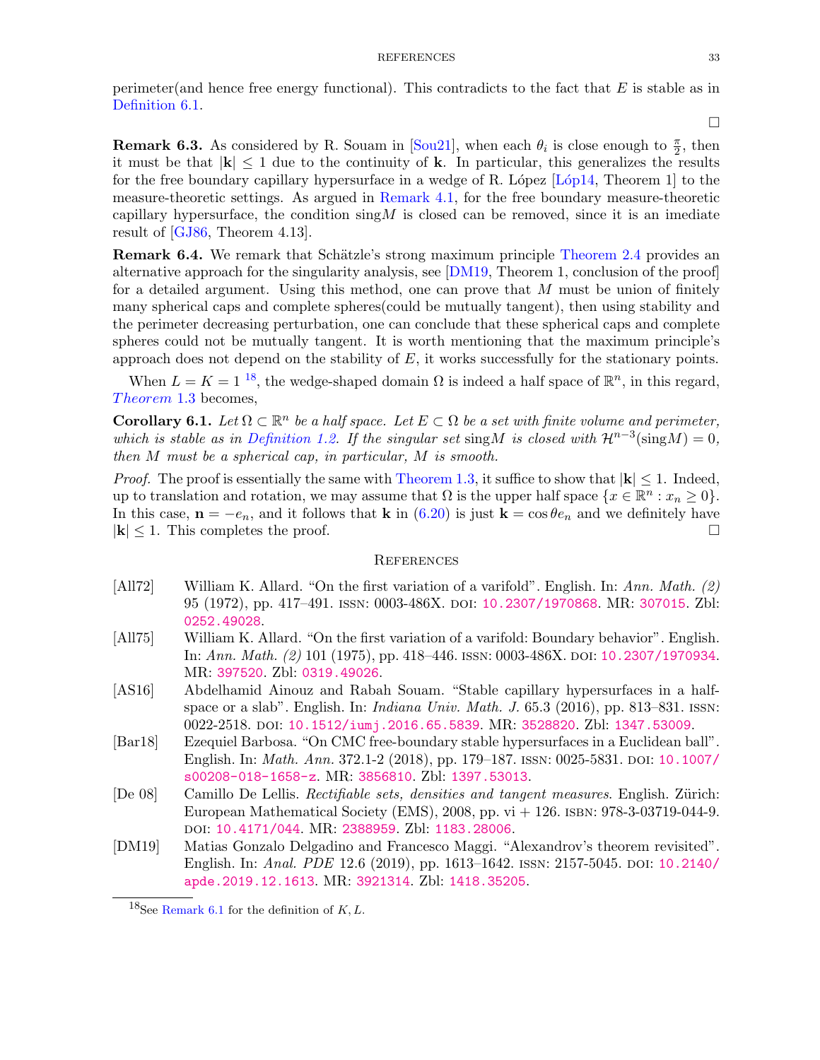perimeter(and hence free energy functional). This contradicts to the fact that $E$ is stable as in Definition 6.1.

$\square$

**Remark 6.3.** As considered by R. Souam in [Sou21], when each $\theta_i$ is close enough to $\frac{\pi}{2}$, then it must be that $|\mathbf{k}| \leq 1$ due to the continuity of $\mathbf{k}$. In particular, this generalizes the results for the free boundary capillary hypersurface in a wedge of R. López [Lóp14, Theorem 1] to the measure-theoretic settings. As argued in Remark 4.1, for the free boundary measure-theoretic capillary hypersurface, the condition sing$M$ is closed can be removed, since it is an imediate result of [GJ86, Theorem 4.13].

**Remark 6.4.** We remark that Schätzle's strong maximum principle Theorem 2.4 provides an alternative approach for the singularity analysis, see [DM19, Theorem 1, conclusion of the proof] for a detailed argument. Using this method, one can prove that $M$ must be union of finitely many spherical caps and complete spheres(could be mutually tangent), then using stability and the perimeter decreasing perturbation, one can conclude that these spherical caps and complete spheres could not be mutually tangent. It is worth mentioning that the maximum principle's approach does not depend on the stability of $E$, it works successfully for the stationary points.

When $L = K = 1$ [18], the wedge-shaped domain $\Omega$ is indeed a half space of $\mathbb{R}^n$, in this regard, *Theorem* 1.3 becomes,

**Corollary 6.1.** *Let $\Omega \subset \mathbb{R}^n$ be a half space. Let $E \subset \Omega$ be a set with finite volume and perimeter, which is stable as in Definition 1.2. If the singular set* sing$M$ *is closed with $\mathcal{H}^{n-3}(\text{sing}M) = 0$, then $M$ must be a spherical cap, in particular, $M$ is smooth.*

*Proof.* The proof is essentially the same with Theorem 1.3, it suffice to show that $|\mathbf{k}| \leq 1$. Indeed, up to translation and rotation, we may assume that $\Omega$ is the upper half space $\{x \in \mathbb{R}^n : x_n \geq 0\}$. In this case, $\mathbf{n} = -e_n$, and it follows that $\mathbf{k}$ in (6.20) is just $\mathbf{k} = \cos\theta e_n$ and we definitely have $|\mathbf{k}| \leq 1$. This completes the proof. $\square$

## References

[All72] William K. Allard. "On the first variation of a varifold". English. In: *Ann. Math. (2)* 95 (1972), pp. 417–491. ISSN: 0003-486X. DOI: 10.2307/1970868. MR: 307015. Zbl: 0252.49028.

[All75] William K. Allard. "On the first variation of a varifold: Boundary behavior". English. In: *Ann. Math. (2)* 101 (1975), pp. 418–446. ISSN: 0003-486X. DOI: 10.2307/1970934. MR: 397520. Zbl: 0319.49026.

[AS16] Abdelhamid Ainouz and Rabah Souam. "Stable capillary hypersurfaces in a half-space or a slab". English. In: *Indiana Univ. Math. J.* 65.3 (2016), pp. 813–831. ISSN: 0022-2518. DOI: 10.1512/iumj.2016.65.5839. MR: 3528820. Zbl: 1347.53009.

[Bar18] Ezequiel Barbosa. "On CMC free-boundary stable hypersurfaces in a Euclidean ball". English. In: *Math. Ann.* 372.1-2 (2018), pp. 179–187. ISSN: 0025-5831. DOI: 10.1007/s00208-018-1658-z. MR: 3856810. Zbl: 1397.53013.

[De 08] Camillo De Lellis. *Rectifiable sets, densities and tangent measures.* English. Zürich: European Mathematical Society (EMS), 2008, pp. vi + 126. ISBN: 978-3-03719-044-9. DOI: 10.4171/044. MR: 2388959. Zbl: 1183.28006.

[DM19] Matias Gonzalo Delgadino and Francesco Maggi. "Alexandrov's theorem revisited". English. In: *Anal. PDE* 12.6 (2019), pp. 1613–1642. ISSN: 2157-5045. DOI: 10.2140/apde.2019.12.1613. MR: 3921314. Zbl: 1418.35205.

[18] See Remark 6.1 for the definition of $K, L$.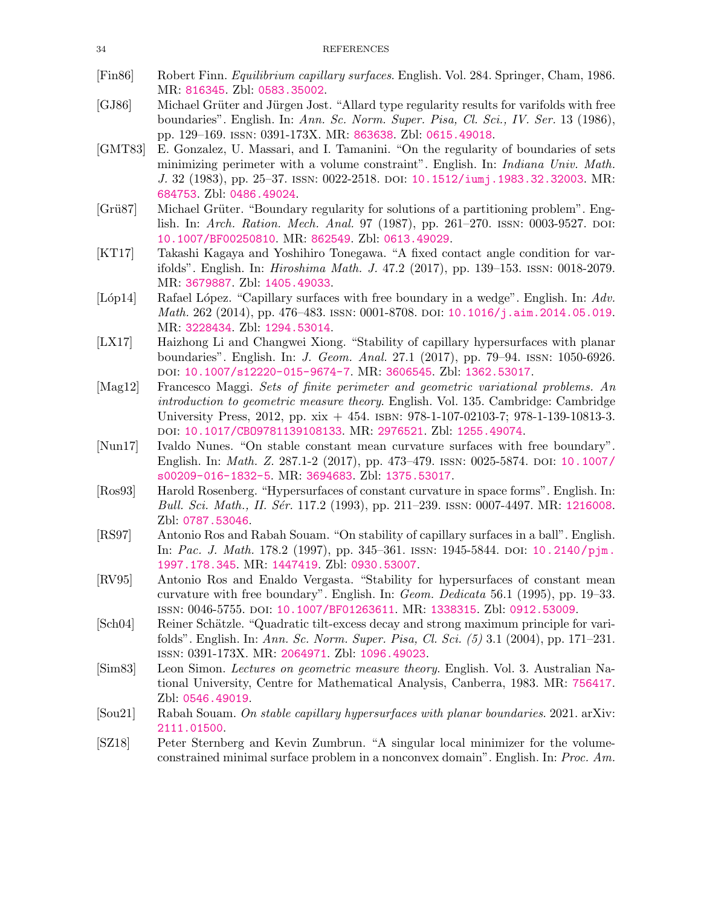- [Fin86] Robert Finn. *Equilibrium capillary surfaces*. English. Vol. 284. Springer, Cham, 1986. MR: 816345. Zbl: 0583.35002.
- [GJ86] Michael Grüter and Jürgen Jost. "Allard type regularity results for varifolds with free boundaries". English. In: *Ann. Sc. Norm. Super. Pisa, Cl. Sci., IV. Ser.* 13 (1986), pp. 129–169. ISSN: 0391-173X. MR: 863638. Zbl: 0615.49018.
- [GMT83] E. Gonzalez, U. Massari, and I. Tamanini. "On the regularity of boundaries of sets minimizing perimeter with a volume constraint". English. In: *Indiana Univ. Math. J.* 32 (1983), pp. 25–37. ISSN: 0022-2518. DOI: 10.1512/iumj.1983.32.32003. MR: 684753. Zbl: 0486.49024.
- [Grü87] Michael Grüter. "Boundary regularity for solutions of a partitioning problem". English. In: *Arch. Ration. Mech. Anal.* 97 (1987), pp. 261–270. ISSN: 0003-9527. DOI: 10.1007/BF00250810. MR: 862549. Zbl: 0613.49029.
- [KT17] Takashi Kagaya and Yoshihiro Tonegawa. "A fixed contact angle condition for varifolds". English. In: *Hiroshima Math. J.* 47.2 (2017), pp. 139–153. ISSN: 0018-2079. MR: 3679887. Zbl: 1405.49033.
- [Lóp14] Rafael López. "Capillary surfaces with free boundary in a wedge". English. In: *Adv. Math.* 262 (2014), pp. 476–483. ISSN: 0001-8708. DOI: 10.1016/j.aim.2014.05.019. MR: 3228434. Zbl: 1294.53014.
- [LX17] Haizhong Li and Changwei Xiong. "Stability of capillary hypersurfaces with planar boundaries". English. In: *J. Geom. Anal.* 27.1 (2017), pp. 79–94. ISSN: 1050-6926. DOI: 10.1007/s12220-015-9674-7. MR: 3606545. Zbl: 1362.53017.
- [Mag12] Francesco Maggi. *Sets of finite perimeter and geometric variational problems. An introduction to geometric measure theory*. English. Vol. 135. Cambridge: Cambridge University Press, 2012, pp. xix + 454. ISBN: 978-1-107-02103-7; 978-1-139-10813-3. DOI: 10.1017/CBO9781139108133. MR: 2976521. Zbl: 1255.49074.
- [Nun17] Ivaldo Nunes. "On stable constant mean curvature surfaces with free boundary". English. In: *Math. Z.* 287.1-2 (2017), pp. 473–479. ISSN: 0025-5874. DOI: 10.1007/s00209-016-1832-5. MR: 3694683. Zbl: 1375.53017.
- [Ros93] Harold Rosenberg. "Hypersurfaces of constant curvature in space forms". English. In: *Bull. Sci. Math., II. Sér.* 117.2 (1993), pp. 211–239. ISSN: 0007-4497. MR: 1216008. Zbl: 0787.53046.
- [RS97] Antonio Ros and Rabah Souam. "On stability of capillary surfaces in a ball". English. In: *Pac. J. Math.* 178.2 (1997), pp. 345–361. ISSN: 1945-5844. DOI: 10.2140/pjm.1997.178.345. MR: 1447419. Zbl: 0930.53007.
- [RV95] Antonio Ros and Enaldo Vergasta. "Stability for hypersurfaces of constant mean curvature with free boundary". English. In: *Geom. Dedicata* 56.1 (1995), pp. 19–33. ISSN: 0046-5755. DOI: 10.1007/BF01263611. MR: 1338315. Zbl: 0912.53009.
- [Sch04] Reiner Schätzle. "Quadratic tilt-excess decay and strong maximum principle for varifolds". English. In: *Ann. Sc. Norm. Super. Pisa, Cl. Sci. (5)* 3.1 (2004), pp. 171–231. ISSN: 0391-173X. MR: 2064971. Zbl: 1096.49023.
- [Sim83] Leon Simon. *Lectures on geometric measure theory*. English. Vol. 3. Australian National University, Centre for Mathematical Analysis, Canberra, 1983. MR: 756417. Zbl: 0546.49019.
- [Sou21] Rabah Souam. *On stable capillary hypersurfaces with planar boundaries*. 2021. arXiv: 2111.01500.
- [SZ18] Peter Sternberg and Kevin Zumbrun. "A singular local minimizer for the volume-constrained minimal surface problem in a nonconvex domain". English. In: *Proc. Am.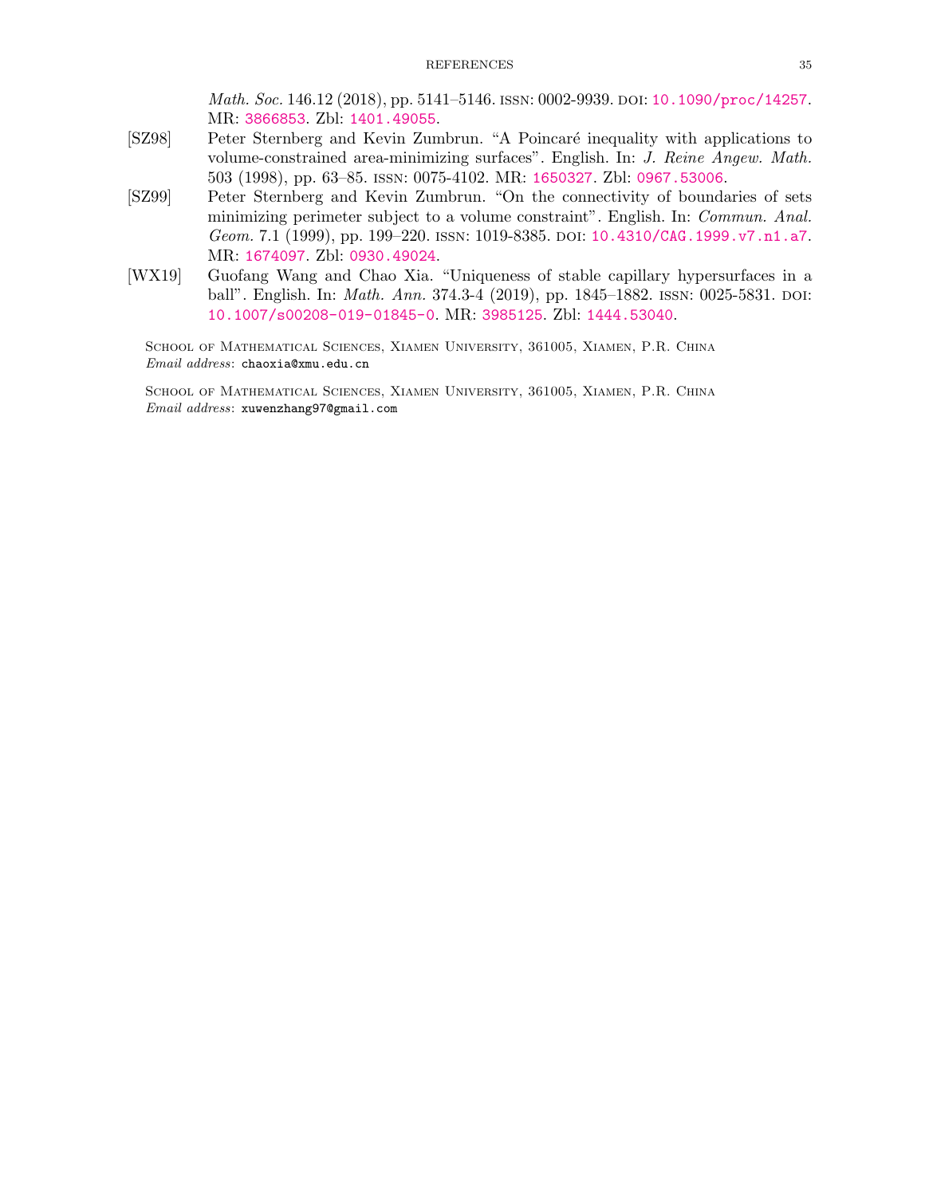*Math. Soc.* 146.12 (2018), pp. 5141–5146. ISSN: 0002-9939. DOI: 10.1090/proc/14257. MR: 3866853. Zbl: 1401.49055.

[SZ98] Peter Sternberg and Kevin Zumbrun. "A Poincaré inequality with applications to volume-constrained area-minimizing surfaces". English. In: *J. Reine Angew. Math.* 503 (1998), pp. 63–85. ISSN: 0075-4102. MR: 1650327. Zbl: 0967.53006.

[SZ99] Peter Sternberg and Kevin Zumbrun. "On the connectivity of boundaries of sets minimizing perimeter subject to a volume constraint". English. In: *Commun. Anal. Geom.* 7.1 (1999), pp. 199–220. ISSN: 1019-8385. DOI: 10.4310/CAG.1999.v7.n1.a7. MR: 1674097. Zbl: 0930.49024.

[WX19] Guofang Wang and Chao Xia. "Uniqueness of stable capillary hypersurfaces in a ball". English. In: *Math. Ann.* 374.3-4 (2019), pp. 1845–1882. ISSN: 0025-5831. DOI: 10.1007/s00208-019-01845-0. MR: 3985125. Zbl: 1444.53040.

School of Mathematical Sciences, Xiamen University, 361005, Xiamen, P.R. China
*Email address*: chaoxia@xmu.edu.cn

School of Mathematical Sciences, Xiamen University, 361005, Xiamen, P.R. China
*Email address*: xuwenzhang97@gmail.com